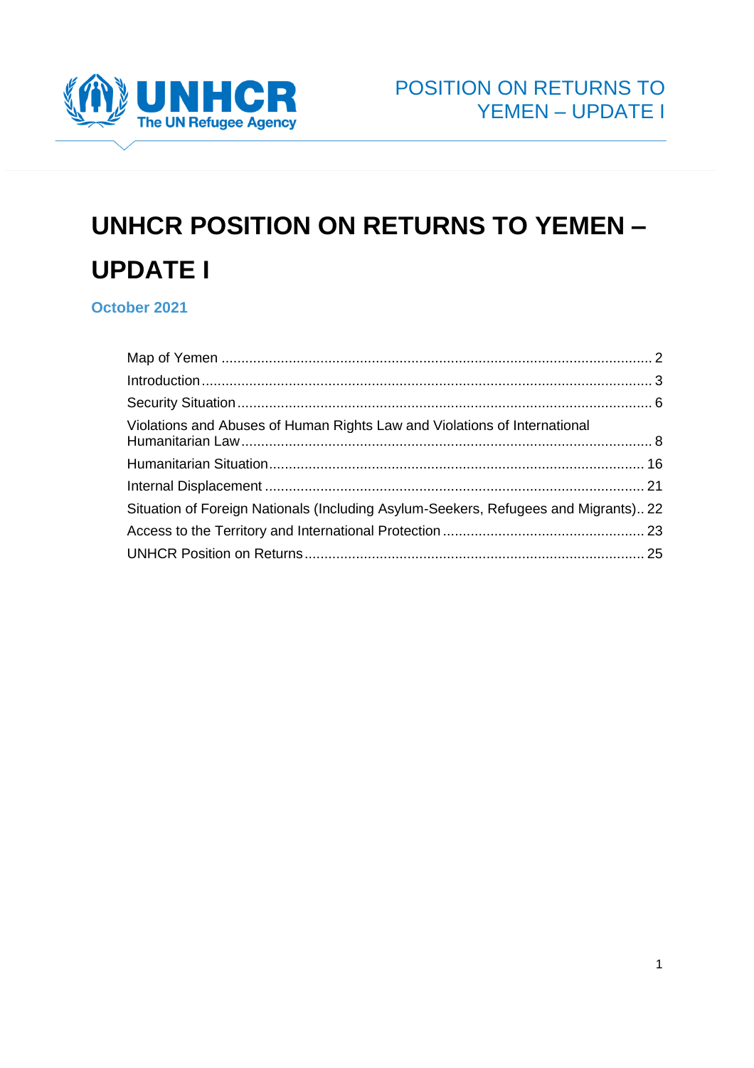# UNHCR POSITION ON RETURNS TO YEMEN – UPDATE I

**October 2021**

| | |
|---|---|
| Map of Yemen | 2 |
| Introduction | 3 |
| Security Situation | 6 |
| Violations and Abuses of Human Rights Law and Violations of International Humanitarian Law | 8 |
| Humanitarian Situation | 16 |
| Internal Displacement | 21 |
| Situation of Foreign Nationals (Including Asylum-Seekers, Refugees and Migrants) | 22 |
| Access to the Territory and International Protection | 23 |
| UNHCR Position on Returns | 25 |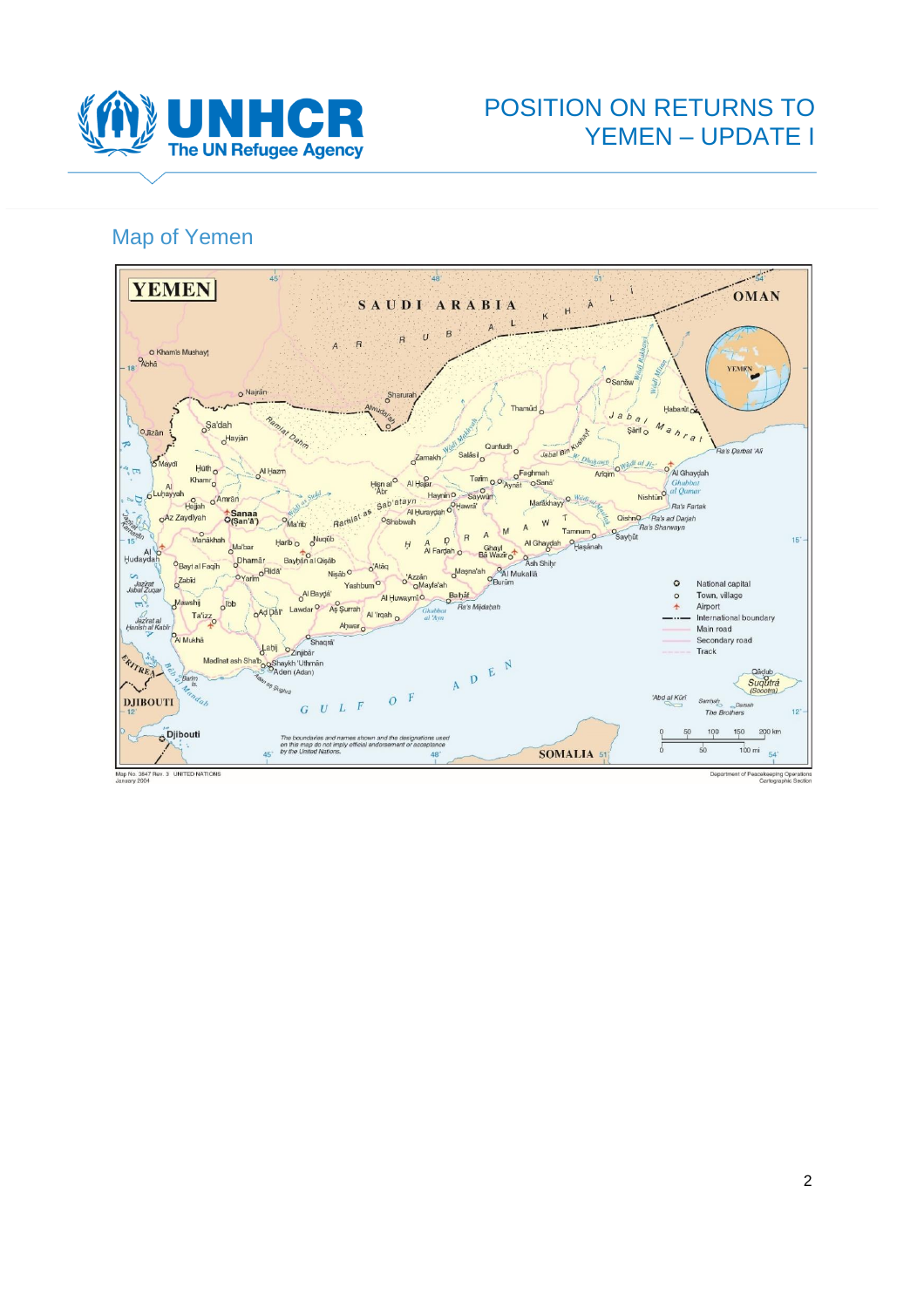## Map of Yemen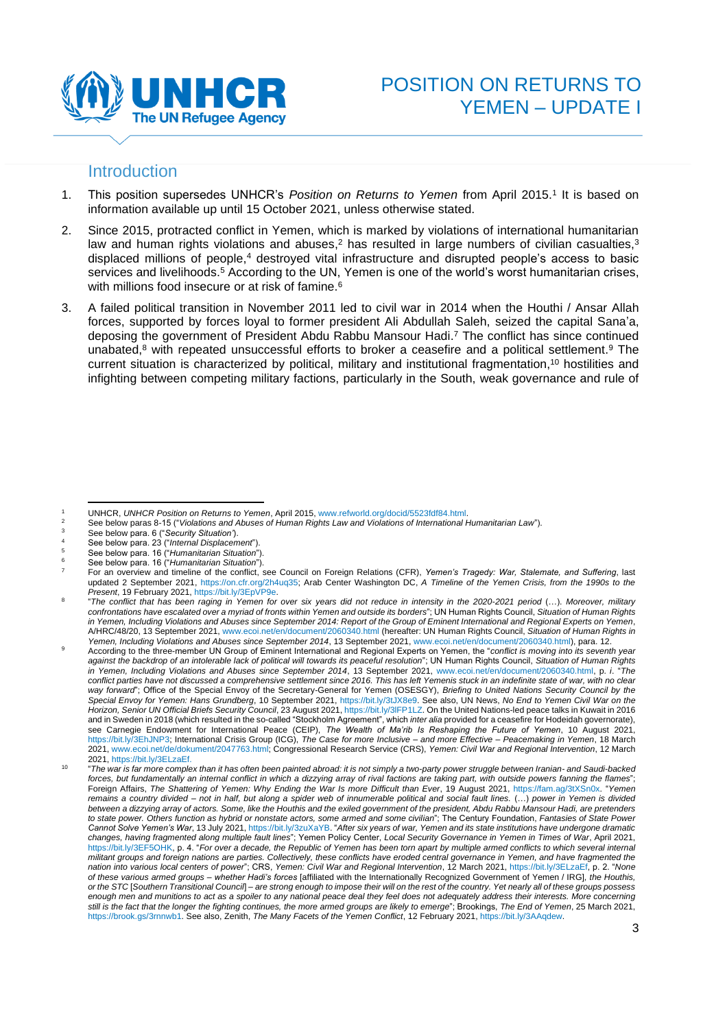# POSITION ON RETURNS TO YEMEN – UPDATE I

## Introduction

1. This position supersedes UNHCR's *Position on Returns to Yemen* from April 2015.[1] It is based on information available up until 15 October 2021, unless otherwise stated.

2. Since 2015, protracted conflict in Yemen, which is marked by violations of international humanitarian law and human rights violations and abuses,[2] has resulted in large numbers of civilian casualties,[3] displaced millions of people,[4] destroyed vital infrastructure and disrupted people's access to basic services and livelihoods.[5] According to the UN, Yemen is one of the world's worst humanitarian crises, with millions food insecure or at risk of famine.[6]

3. A failed political transition in November 2011 led to civil war in 2014 when the Houthi / Ansar Allah forces, supported by forces loyal to former president Ali Abdullah Saleh, seized the capital Sana'a, deposing the government of President Abdu Rabbu Mansour Hadi.[7] The conflict has since continued unabated,[8] with repeated unsuccessful efforts to broker a ceasefire and a political settlement.[9] The current situation is characterized by political, military and institutional fragmentation,[10] hostilities and infighting between competing military factions, particularly in the South, weak governance and rule of

---

[1] UNHCR, *UNHCR Position on Returns to Yemen*, April 2015, www.refworld.org/docid/5523fdf84.html.

[2] See below paras 8-15 ("*Violations and Abuses of Human Rights Law and Violations of International Humanitarian Law*").

[3] See below para. 6 ("*Security Situation*").

[4] See below para. 23 ("*Internal Displacement*").

[5] See below para. 16 ("*Humanitarian Situation*").

[6] See below para. 16 ("*Humanitarian Situation*").

[7] For an overview and timeline of the conflict, see Council on Foreign Relations (CFR), *Yemen's Tragedy: War, Stalemate, and Suffering*, last updated 2 September 2021, https://on.cfr.org/2h4uq35; Arab Center Washington DC, *A Timeline of the Yemen Crisis, from the 1990s to the Present*, 19 February 2021, https://bit.ly/3EpVP9e.

[8] "*The conflict that has been raging in Yemen for over six years did not reduce in intensity in the 2020-2021 period (…). Moreover, military confrontations have escalated over a myriad of fronts within Yemen and outside its borders*"; UN Human Rights Council, *Situation of Human Rights in Yemen, Including Violations and Abuses since September 2014: Report of the Group of Eminent International and Regional Experts on Yemen*, A/HRC/48/20, 13 September 2021, www.ecoi.net/en/document/2060340.html (hereafter: UN Human Rights Council, *Situation of Human Rights in Yemen, Including Violations and Abuses since September 2014*, 13 September 2021, www.ecoi.net/en/document/2060340.html), para. 12.

[9] According to the three-member UN Group of Eminent International and Regional Experts on Yemen, the "*conflict is moving into its seventh year against the backdrop of an intolerable lack of political will towards its peaceful resolution*"; UN Human Rights Council, *Situation of Human Rights in Yemen, Including Violations and Abuses since September 2014*, 13 September 2021, www.ecoi.net/en/document/2060340.html, p. *i*. "*The conflict parties have not discussed a comprehensive settlement since 2016. This has left Yemenis stuck in an indefinite state of war, with no clear way forward*"; Office of the Special Envoy of the Secretary-General for Yemen (OSESGY), *Briefing to United Nations Security Council by the Special Envoy for Yemen: Hans Grundberg*, 10 September 2021, https://bit.ly/3tJX8e9. See also, UN News, *No End to Yemen Civil War on the Horizon, Senior UN Official Briefs Security Council*, 23 August 2021, https://bit.ly/3lFP1LZ. On the United Nations-led peace talks in Kuwait in 2016 and in Sweden in 2018 (which resulted in the so-called "Stockholm Agreement", which *inter alia* provided for a ceasefire for Hodeidah governorate), see Carnegie Endowment for International Peace (CEIP), *The Wealth of Ma'rib Is Reshaping the Future of Yemen*, 10 August 2021, https://bit.ly/3EhJNP3; International Crisis Group (ICG), *The Case for more Inclusive – and more Effective – Peacemaking in Yemen*, 18 March 2021, www.ecoi.net/de/dokument/2047763.html; Congressional Research Service (CRS), *Yemen: Civil War and Regional Intervention*, 12 March 2021, https://bit.ly/3ELzaEf.

[10] "*The war is far more complex than it has often been painted abroad: it is not simply a two-party power struggle between Iranian- and Saudi-backed forces, but fundamentally an internal conflict in which a dizzying array of rival factions are taking part, with outside powers fanning the flames*"; Foreign Affairs, *The Shattering of Yemen: Why Ending the War Is more Difficult than Ever*, 19 August 2021, https://fam.ag/3tXSn0x. "*Yemen remains a country divided – not in half, but along a spider web of innumerable political and social fault lines.* (…) *power in Yemen is divided between a dizzying array of actors. Some, like the Houthis and the exiled government of the president, Abdu Rabbu Mansour Hadi, are pretenders to state power. Others function as hybrid or nonstate actors, some armed and some civilian*"; The Century Foundation, *Fantasies of State Power Cannot Solve Yemen's War*, 13 July 2021, https://bit.ly/3zuXaYB. "*After six years of war, Yemen and its state institutions have undergone dramatic changes, having fragmented along multiple fault lines*"; Yemen Policy Center, *Local Security Governance in Yemen in Times of War*, April 2021, https://bit.ly/3EF5OHK, p. 4. "*For over a decade, the Republic of Yemen has been torn apart by multiple armed conflicts to which several internal militant groups and foreign nations are parties. Collectively, these conflicts have eroded central governance in Yemen, and have fragmented the nation into various local centers of power*"; CRS, *Yemen: Civil War and Regional Intervention*, 12 March 2021, https://bit.ly/3ELzaEf, p. 2. "*None of these various armed groups – whether Hadi's forces* [affiliated with the Internationally Recognized Government of Yemen / IRG], *the Houthis, or the STC* [Southern Transitional Council] *– are strong enough to impose their will on the rest of the country. Yet nearly all of these groups possess enough men and munitions to act as a spoiler to any national peace deal they feel does not adequately address their interests. More concerning still is the fact that the longer the fighting continues, the more armed groups are likely to emerge*"; Brookings, *The End of Yemen*, 25 March 2021, https://brook.gs/3rnnwb1. See also, Zenith, *The Many Facets of the Yemen Conflict*, 12 February 2021, https://bit.ly/3AAqdew.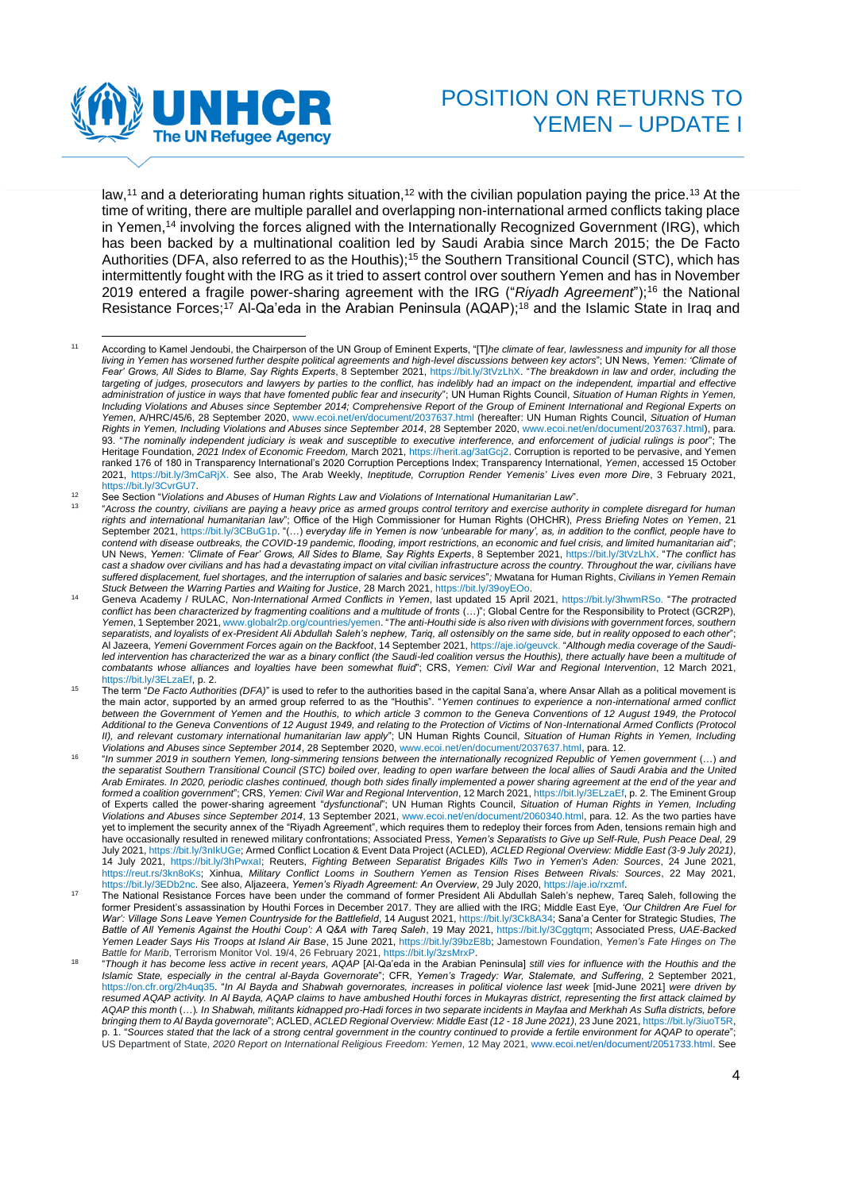law,[11] and a deteriorating human rights situation,[12] with the civilian population paying the price.[13] At the time of writing, there are multiple parallel and overlapping non-international armed conflicts taking place in Yemen,[14] involving the forces aligned with the Internationally Recognized Government (IRG), which has been backed by a multinational coalition led by Saudi Arabia since March 2015; the De Facto Authorities (DFA, also referred to as the Houthis);[15] the Southern Transitional Council (STC), which has intermittently fought with the IRG as it tried to assert control over southern Yemen and has in November 2019 entered a fragile power-sharing agreement with the IRG ("*Riyadh Agreement*");[16] the National Resistance Forces;[17] Al-Qa'eda in the Arabian Peninsula (AQAP);[18] and the Islamic State in Iraq and

---

[11] According to Kamel Jendoubi, the Chairperson of the UN Group of Eminent Experts, "[T]*he climate of fear, lawlessness and impunity for all those living in Yemen has worsened further despite political agreements and high-level discussions between key actors*"; UN News, *Yemen: 'Climate of Fear' Grows, All Sides to Blame, Say Rights Experts*, 8 September 2021, https://bit.ly/3tVzLhX. "*The breakdown in law and order, including the targeting of judges, prosecutors and lawyers by parties to the conflict, has indelibly had an impact on the independent, impartial and effective administration of justice in ways that have fomented public fear and insecurity*"; UN Human Rights Council, *Situation of Human Rights in Yemen, Including Violations and Abuses since September 2014; Comprehensive Report of the Group of Eminent International and Regional Experts on Yemen*, A/HRC/45/6, 28 September 2020, www.ecoi.net/en/document/2037637.html (hereafter: UN Human Rights Council, *Situation of Human Rights in Yemen, Including Violations and Abuses since September 2014*, 28 September 2020, www.ecoi.net/en/document/2037637.html), para. 93. "*The nominally independent judiciary is weak and susceptible to executive interference, and enforcement of judicial rulings is poor*"; The Heritage Foundation, *2021 Index of Economic Freedom*, March 2021, https://herit.ag/3atGcj2. Corruption is reported to be pervasive, and Yemen ranked 176 of 180 in Transparency International's 2020 Corruption Perceptions Index; Transparency International, *Yemen*, accessed 15 October 2021, https://bit.ly/3mCaRjX. See also, The Arab Weekly, *Ineptitude, Corruption Render Yemenis' Lives even more Dire*, 3 February 2021, https://bit.ly/3CvrGU7.

[12] See Section "*Violations and Abuses of Human Rights Law and Violations of International Humanitarian Law*".

[13] "*Across the country, civilians are paying a heavy price as armed groups control territory and exercise authority in complete disregard for human rights and international humanitarian law*"; Office of the High Commissioner for Human Rights (OHCHR), *Press Briefing Notes on Yemen*, 21 September 2021, https://bit.ly/3CBuG1p. "(…) *everyday life in Yemen is now 'unbearable for many', as, in addition to the conflict, people have to contend with disease outbreaks, the COVID-19 pandemic, flooding, import restrictions, an economic and fuel crisis, and limited humanitarian aid*"; UN News, *Yemen: 'Climate of Fear' Grows, All Sides to Blame, Say Rights Experts*, 8 September 2021, https://bit.ly/3tVzLhX. "*The conflict has cast a shadow over civilians and has had a devastating impact on vital civilian infrastructure across the country. Throughout the war, civilians have suffered displacement, fuel shortages, and the interruption of salaries and basic services*"; Mwatana for Human Rights, *Civilians in Yemen Remain Stuck Between the Warring Parties and Waiting for Justice*, 28 March 2021, https://bit.ly/39oyEOo.

[14] Geneva Academy / RULAC, *Non-International Armed Conflicts in Yemen*, last updated 15 April 2021, https://bit.ly/3hwmRSo. "*The protracted conflict has been characterized by fragmenting coalitions and a multitude of fronts* (…)"; Global Centre for the Responsibility to Protect (GCR2P), *Yemen*, 1 September 2021, www.globalr2p.org/countries/yemen. "*The anti-Houthi side is also riven with divisions with government forces, southern separatists, and loyalists of ex-President Ali Abdullah Saleh's nephew, Tariq, all ostensibly on the same side, but in reality opposed to each other*"; Al Jazeera, *Yemeni Government Forces again on the Backfoot*, 14 September 2021, https://aje.io/geuvck. "*Although media coverage of the Saudi-led intervention has characterized the war as a binary conflict (the Saudi-led coalition versus the Houthis), there actually have been a multitude of combatants whose alliances and loyalties have been somewhat fluid*"; CRS, *Yemen: Civil War and Regional Intervention*, 12 March 2021, https://bit.ly/3ELzaEf, p. 2.

[15] The term "*De Facto Authorities (DFA)*" is used to refer to the authorities based in the capital Sana'a, where Ansar Allah as a political movement is the main actor, supported by an armed group referred to as the "Houthis". "*Yemen continues to experience a non-international armed conflict between the Government of Yemen and the Houthis, to which article 3 common to the Geneva Conventions of 12 August 1949, the Protocol Additional to the Geneva Conventions of 12 August 1949, and relating to the Protection of Victims of Non-International Armed Conflicts (Protocol II), and relevant customary international humanitarian law apply*"; UN Human Rights Council, *Situation of Human Rights in Yemen, Including Violations and Abuses since September 2014*, 28 September 2020, www.ecoi.net/en/document/2037637.html, para. 12.

[16] "*In summer 2019 in southern Yemen, long-simmering tensions between the internationally recognized Republic of Yemen government* (…) *and the separatist Southern Transitional Council (STC) boiled over, leading to open warfare between the local allies of Saudi Arabia and the United Arab Emirates. In 2020, periodic clashes continued, though both sides finally implemented a power sharing agreement at the end of the year and formed a coalition government*"; CRS, *Yemen: Civil War and Regional Intervention*, 12 March 2021, https://bit.ly/3ELzaEf, p. 2. The Eminent Group of Experts called the power-sharing agreement "*dysfunctional*"; UN Human Rights Council, *Situation of Human Rights in Yemen, Including Violations and Abuses since September 2014*, 13 September 2021, www.ecoi.net/en/document/2060340.html, para. 12. As the two parties have yet to implement the security annex of the "Riyadh Agreement", which requires them to redeploy their forces from Aden, tensions remain high and have occasionally resulted in renewed military confrontations; Associated Press, *Yemen's Separatists to Give up Self-Rule, Push Peace Deal*, 29 July 2021, https://bit.ly/3nIkUGe; Armed Conflict Location & Event Data Project (ACLED), *ACLED Regional Overview: Middle East (3-9 July 2021)*, 14 July 2021, https://bit.ly/3hPwxal; Reuters, *Fighting Between Separatist Brigades Kills Two in Yemen's Aden: Sources*, 24 June 2021, https://reut.rs/3kn8oKs; Xinhua, *Military Conflict Looms in Southern Yemen as Tension Rises Between Rivals: Sources*, 22 May 2021, https://bit.ly/3EDb2nc. See also, Aljazeera, *Yemen's Riyadh Agreement: An Overview*, 29 July 2020, https://aje.io/rxzmf.

[17] The National Resistance Forces have been under the command of former President Ali Abdullah Saleh's nephew, Tareq Saleh, following the former President's assassination by Houthi Forces in December 2017. They are allied with the IRG; Middle East Eye, *'Our Children Are Fuel for War': Village Sons Leave Yemen Countryside for the Battlefield*, 14 August 2021, https://bit.ly/3Ck8A34; Sana'a Center for Strategic Studies, *The Battle of All Yemenis Against the Houthi Coup': A Q&A with Tareq Saleh*, 19 May 2021, https://bit.ly/3Cggtqm; Associated Press, *UAE-Backed Yemen Leader Says His Troops at Island Air Base*, 15 June 2021, https://bit.ly/39bzE8b; Jamestown Foundation, *Yemen's Fate Hinges on The Battle for Marib*, Terrorism Monitor Vol. 19/4, 26 February 2021, https://bit.ly/3zsMrxP.

[18] "*Though it has become less active in recent years, AQAP* [Al-Qa'eda in the Arabian Peninsula] *still vies for influence with the Houthis and the Islamic State, especially in the central al-Bayda Governorate*"; CFR, *Yemen's Tragedy: War, Stalemate, and Suffering*, 2 September 2021, https://on.cfr.org/2h4uq35. "*In Al Bayda and Shabwah governorates, increases in political violence last week* [mid-June 2021] *were driven by resumed AQAP activity. In Al Bayda, AQAP claims to have ambushed Houthi forces in Mukayras district, representing the first attack claimed by AQAP this month* (…)*. In Shabwah, militants kidnapped pro-Hadi forces in two separate incidents in Mayfaa and Merkhah As Sufla districts, before bringing them to Al Bayda governorate*"; ACLED, *ACLED Regional Overview: Middle East (12 - 18 June 2021)*, 23 June 2021, https://bit.ly/3iuoT5R, p. 1. "*Sources stated that the lack of a strong central government in the country continued to provide a fertile environment for AQAP to operate*"; US Department of State, *2020 Report on International Religious Freedom: Yemen*, 12 May 2021, www.ecoi.net/en/document/2051733.html. See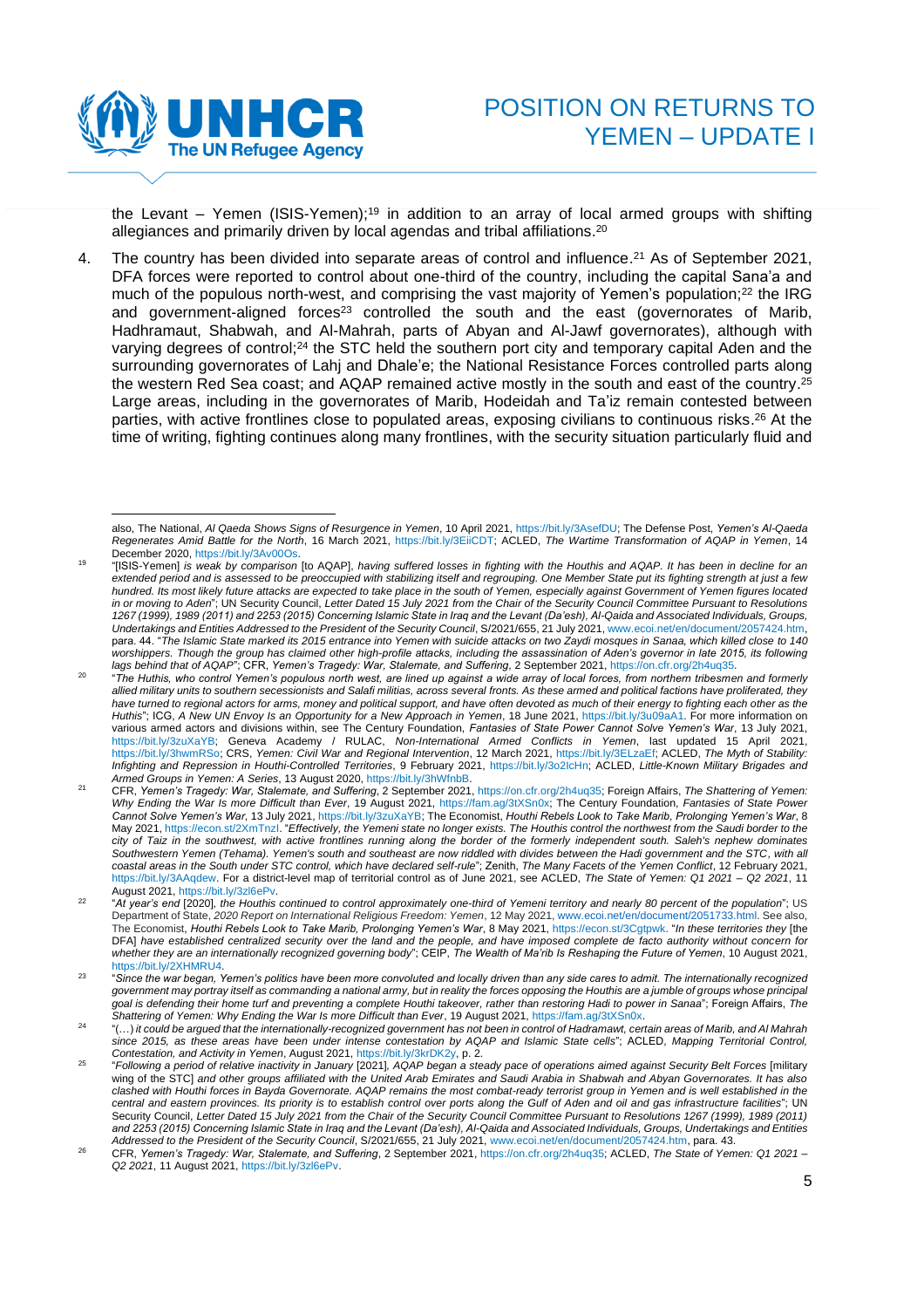the Levant – Yemen (ISIS-Yemen);[19] in addition to an array of local armed groups with shifting allegiances and primarily driven by local agendas and tribal affiliations.[20]

4. The country has been divided into separate areas of control and influence.[21] As of September 2021, DFA forces were reported to control about one-third of the country, including the capital Sana'a and much of the populous north-west, and comprising the vast majority of Yemen's population;[22] the IRG and government-aligned forces[23] controlled the south and the east (governorates of Marib, Hadhramaut, Shabwah, and Al-Mahrah, parts of Abyan and Al-Jawf governorates), although with varying degrees of control;[24] the STC held the southern port city and temporary capital Aden and the surrounding governorates of Lahj and Dhale'e; the National Resistance Forces controlled parts along the western Red Sea coast; and AQAP remained active mostly in the south and east of the country.[25] Large areas, including in the governorates of Marib, Hodeidah and Ta'iz remain contested between parties, with active frontlines close to populated areas, exposing civilians to continuous risks.[26] At the time of writing, fighting continues along many frontlines, with the security situation particularly fluid and

---

also, The National, *Al Qaeda Shows Signs of Resurgence in Yemen*, 10 April 2021, https://bit.ly/3AsefDU; The Defense Post, *Yemen's Al-Qaeda Regenerates Amid Battle for the North*, 16 March 2021, https://bit.ly/3EiiCDT; ACLED, *The Wartime Transformation of AQAP in Yemen*, 14 December 2020, https://bit.ly/3Av00Os.

[19] "[ISIS-Yemen] *is weak by comparison* [to AQAP], *having suffered losses in fighting with the Houthis and AQAP. It has been in decline for an extended period and is assessed to be preoccupied with stabilizing itself and regrouping. One Member State put its fighting strength at just a few hundred. Its most likely future attacks are expected to take place in the south of Yemen, especially against Government of Yemen figures located in or moving to Aden*"; UN Security Council, *Letter Dated 15 July 2021 from the Chair of the Security Council Committee Pursuant to Resolutions 1267 (1999), 1989 (2011) and 2253 (2015) Concerning Islamic State in Iraq and the Levant (Da'esh), Al-Qaida and Associated Individuals, Groups, Undertakings and Entities Addressed to the President of the Security Council*, S/2021/655, 21 July 2021, www.ecoi.net/en/document/2057424.htm, para. 44. "*The Islamic State marked its 2015 entrance into Yemen with suicide attacks on two Zaydi mosques in Sanaa, which killed close to 140 worshippers. Though the group has claimed other high-profile attacks, including the assassination of Aden's governor in late 2015, its following lags behind that of AQAP*"; CFR, *Yemen's Tragedy: War, Stalemate, and Suffering*, 2 September 2021, https://on.cfr.org/2h4uq35.

[20] "*The Huthis, who control Yemen's populous north west, are lined up against a wide array of local forces, from northern tribesmen and formerly allied military units to southern secessionists and Salafi militias, across several fronts. As these armed and political factions have proliferated, they have turned to regional actors for arms, money and political support, and have often devoted as much of their energy to fighting each other as the Huthis*"; ICG, *A New UN Envoy Is an Opportunity for a New Approach in Yemen*, 18 June 2021, https://bit.ly/3u09aA1. For more information on various armed actors and divisions within, see The Century Foundation, *Fantasies of State Power Cannot Solve Yemen's War*, 13 July 2021, https://bit.ly/3zuXaYB; Geneva Academy / RULAC, *Non-International Armed Conflicts in Yemen*, last updated 15 April 2021, https://bit.ly/3hwmRSo; CRS, *Yemen: Civil War and Regional Intervention*, 12 March 2021, https://bit.ly/3ELzaEf; ACLED, *The Myth of Stability: Infighting and Repression in Houthi-Controlled Territories*, 9 February 2021, https://bit.ly/3o2IcHn; ACLED, *Little-Known Military Brigades and Armed Groups in Yemen: A Series*, 13 August 2020, https://bit.ly/3hWfnbB.

[21] CFR, *Yemen's Tragedy: War, Stalemate, and Suffering*, 2 September 2021, https://on.cfr.org/2h4uq35; Foreign Affairs, *The Shattering of Yemen: Why Ending the War Is more Difficult than Ever*, 19 August 2021, https://fam.ag/3tXSn0x; The Century Foundation, *Fantasies of State Power Cannot Solve Yemen's War*, 13 July 2021, https://bit.ly/3zuXaYB; The Economist, *Houthi Rebels Look to Take Marib, Prolonging Yemen's War*, 8 May 2021, https://econ.st/2XmTnzI. "*Effectively, the Yemeni state no longer exists. The Houthis control the northwest from the Saudi border to the city of Taiz in the southwest, with active frontlines running along the border of the formerly independent south. Saleh's nephew dominates Southwestern Yemen (Tehama). Yemen's south and southeast are now riddled with divides between the Hadi government and the STC, with all coastal areas in the South under STC control, which have declared self-rule*"; Zenith, *The Many Facets of the Yemen Conflict*, 12 February 2021, https://bit.ly/3AAqdew. For a district-level map of territorial control as of June 2021, see ACLED, *The State of Yemen: Q1 2021 – Q2 2021*, 11 August 2021, https://bit.ly/3zl6ePv.

[22] "*At year's end* [2020], *the Houthis continued to control approximately one-third of Yemeni territory and nearly 80 percent of the population*"; US Department of State, *2020 Report on International Religious Freedom: Yemen*, 12 May 2021, www.ecoi.net/en/document/2051733.html. See also, The Economist, *Houthi Rebels Look to Take Marib, Prolonging Yemen's War*, 8 May 2021, https://econ.st/3Cgtpwk. "*In these territories they* [the DFA] *have established centralized security over the land and the people, and have imposed complete de facto authority without concern for whether they are an internationally recognized governing body*"; CEIP, *The Wealth of Ma'rib Is Reshaping the Future of Yemen*, 10 August 2021, https://bit.ly/2XHMRU4.

[23] "*Since the war began, Yemen's politics have been more convoluted and locally driven than any side cares to admit. The internationally recognized government may portray itself as commanding a national army, but in reality the forces opposing the Houthis are a jumble of groups whose principal goal is defending their home turf and preventing a complete Houthi takeover, rather than restoring Hadi to power in Sanaa*"; Foreign Affairs, *The Shattering of Yemen: Why Ending the War Is more Difficult than Ever*, 19 August 2021, https://fam.ag/3tXSn0x.

[24] "(…) *it could be argued that the internationally-recognized government has not been in control of Hadramawt, certain areas of Marib, and Al Mahrah since 2015, as these areas have been under intense contestation by AQAP and Islamic State cells*"; ACLED, *Mapping Territorial Control, Contestation, and Activity in Yemen*, August 2021, https://bit.ly/3krDK2y, p. 2.

[25] "*Following a period of relative inactivity in January* [2021]*, AQAP began a steady pace of operations aimed against Security Belt Forces* [military wing of the STC] *and other groups affiliated with the United Arab Emirates and Saudi Arabia in Shabwah and Abyan Governorates. It has also clashed with Houthi forces in Bayda Governorate. AQAP remains the most combat-ready terrorist group in Yemen and is well established in the central and eastern provinces. Its priority is to establish control over ports along the Gulf of Aden and oil and gas infrastructure facilities*"; UN Security Council, *Letter Dated 15 July 2021 from the Chair of the Security Council Committee Pursuant to Resolutions 1267 (1999), 1989 (2011) and 2253 (2015) Concerning Islamic State in Iraq and the Levant (Da'esh), Al-Qaida and Associated Individuals, Groups, Undertakings and Entities Addressed to the President of the Security Council*, S/2021/655, 21 July 2021, www.ecoi.net/en/document/2057424.htm, para. 43.

[26] CFR, *Yemen's Tragedy: War, Stalemate, and Suffering*, 2 September 2021, https://on.cfr.org/2h4uq35; ACLED, *The State of Yemen: Q1 2021 – Q2 2021*, 11 August 2021, https://bit.ly/3zl6ePv.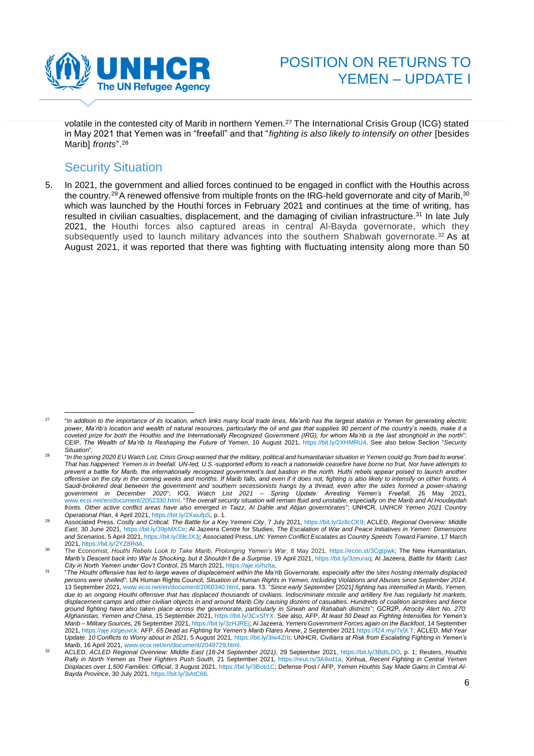volatile in the contested city of Marib in northern Yemen.[27] The International Crisis Group (ICG) stated in May 2021 that Yemen was in "freefall" and that "*fighting is also likely to intensify on other* [besides Marib] *fronts*".[28]

## Security Situation

5. In 2021, the government and allied forces continued to be engaged in conflict with the Houthis across the country.[29] A renewed offensive from multiple fronts on the IRG-held governorate and city of Marib,[30] which was launched by the Houthi forces in February 2021 and continues at the time of writing, has resulted in civilian casualties, displacement, and the damaging of civilian infrastructure.[31] In late July 2021, the Houthi forces also captured areas in central Al-Bayda governorate, which they subsequently used to launch military advances into the southern Shabwah governorate.[32] As at August 2021, it was reported that there was fighting with fluctuating intensity along more than 50

---

[27] "*In addition to the importance of its location, which links many local trade lines, Ma'arib has the largest station in Yemen for generating electric power, Ma'rib's location and wealth of natural resources, particularly the oil and gas that supplies 90 percent of the country's needs, make it a coveted prize for both the Houthis and the Internationally Recognized Government (IRG), for whom Ma'rib is the last stronghold in the north*"; CEIP, *The Wealth of Ma'rib Is Reshaping the Future of Yemen*, 10 August 2021, https://bit.ly/2XHMRU4. See also below Section "*Security Situation*".

[28] "*In the spring 2020 EU Watch List, Crisis Group warned that the military, political and humanitarian situation in Yemen could go 'from bad to* worse'. *That has happened: Yemen is in freefall. UN-led, U.S.-supported efforts to reach a nationwide ceasefire have borne no fruit. Nor have attempts to prevent a battle for Marib, the internationally recognized government's last bastion in the north. Huthi rebels appear poised to launch another offensive on the city in the coming weeks and months. If Marib falls, and even if it does not, fighting is also likely to intensify on other fronts. A Saudi-brokered deal between the government and southern secessionists hangs by a thread, even after the sides formed a power-sharing government in December 2020*"; ICG, *Watch List 2021 – Spring Update: Arresting Yemen's Freefall*, 26 May 2021, www.ecoi.net/en/document/2052330.html. "*The overall security situation will remain fluid and unstable, especially on the Marib and Al Houdaydah fronts. Other active conflict areas have also emerged in Taizz, Al Dahle and Abjan governorates*"; UNHCR, *UNHCR Yemen 2021 Country Operational Plan*, 4 April 2021, https://bit.ly/2XwufpS, p. 1.

[29] Associated Press, *Costly and Critical: The Battle for a Key Yemeni City*, 7 July 2021, https://bit.ly/3z8cCK9; ACLED, *Regional Overview: Middle East*, 30 June 2021, https://bit.ly/39pMXCe; Al Jazeera Centre for Studies, *The Escalation of War and Peace Initiatives in Yemen: Dimensions and Scenarios*, 5 April 2021, https://bit.ly/39cJXJj; Associated Press, *UN: Yemen Conflict Escalates as Country Speeds Toward Famine*, 17 March 2021, https://bit.ly/2YZ8RdA.

[30] The Economist, *Houthi Rebels Look to Take Marib, Prolonging Yemen's War*, 8 May 2021, https://econ.st/3Cgtpwk; The New Humanitarian, *Marib's Descent back into War Is Shocking, but it Shouldn't Be a Surprise*, 19 April 2021, https://bit.ly/3zeuraq; Al Jazeera, *Battle for Marib: Last City in North Yemen under Gov't Control*, 25 March 2021, https://aje.io/hzlta.

[31] "*The Houthi offensive has led to large waves of displacement within the Ma'rib Governorate, especially after the sites hosting internally displaced persons were shelled*"; UN Human Rights Council, *Situation of Human Rights in Yemen, Including Violations and Abuses since September 2014*, 13 September 2021, www.ecoi.net/en/document/2060340.html, para. 13. "*Since early September* [2021*] fighting has intensified in Marib, Yemen, due to an ongoing Houthi offensive that has displaced thousands of civilians. Indiscriminate missile and artillery fire has regularly hit markets, displacement camps and other civilian objects in and around Marib City causing dozens of casualties. Hundreds of coalition airstrikes and fierce ground fighting have also taken place across the governorate, particularly in Sirwah and Rahabah districts*"; GCR2P, *Atrocity Alert No. 270: Afghanistan, Yemen and China*, 15 September 2021, https://bit.ly/3CxSfYX. See also, AFP, *At least 50 Dead as Fighting Intensifies for Yemen's Marib – Military Sources*, 26 September 2021, https://bit.ly/3zHJREj; Al Jazeera, *Yemeni Government Forces again on the Backfoot*, 14 September 2021, https://aje.io/geuvck; AFP, *65 Dead as Fighting for Yemen's Marib Flares Anew*, 2 September 2021 https://f24.my/7x5t.T; ACLED, *Mid-Year Update: 10 Conflicts to Worry about in 2021*, 5 August 2021, https://bit.ly/3iw4Zrb; UNHCR, *Civilians at Risk from Escalating Fighting in Yemen's Marib*, 16 April 2021, www.ecoi.net/en/document/2049729.html.

[32] ACLED, *ACLED Regional Overview: Middle East (18-24 September 2021)*, 29 September 2021, https://bit.ly/3BdtLDO, p. 1; Reuters, *Houthis Rally in North Yemen as Their Fighters Push South,* 21 September 2021, https://reut.rs/3A9xd1a; Xinhua, *Recent Fighting in Central Yemen Displaces over 1,500 Families: Official*, 3 August 2021, https://bit.ly/3Boti1C; Defense Post / AFP, *Yemen Houthis Say Made Gains in Central Al-Bayda Province*, 30 July 2021, https://bit.ly/3iAtC66.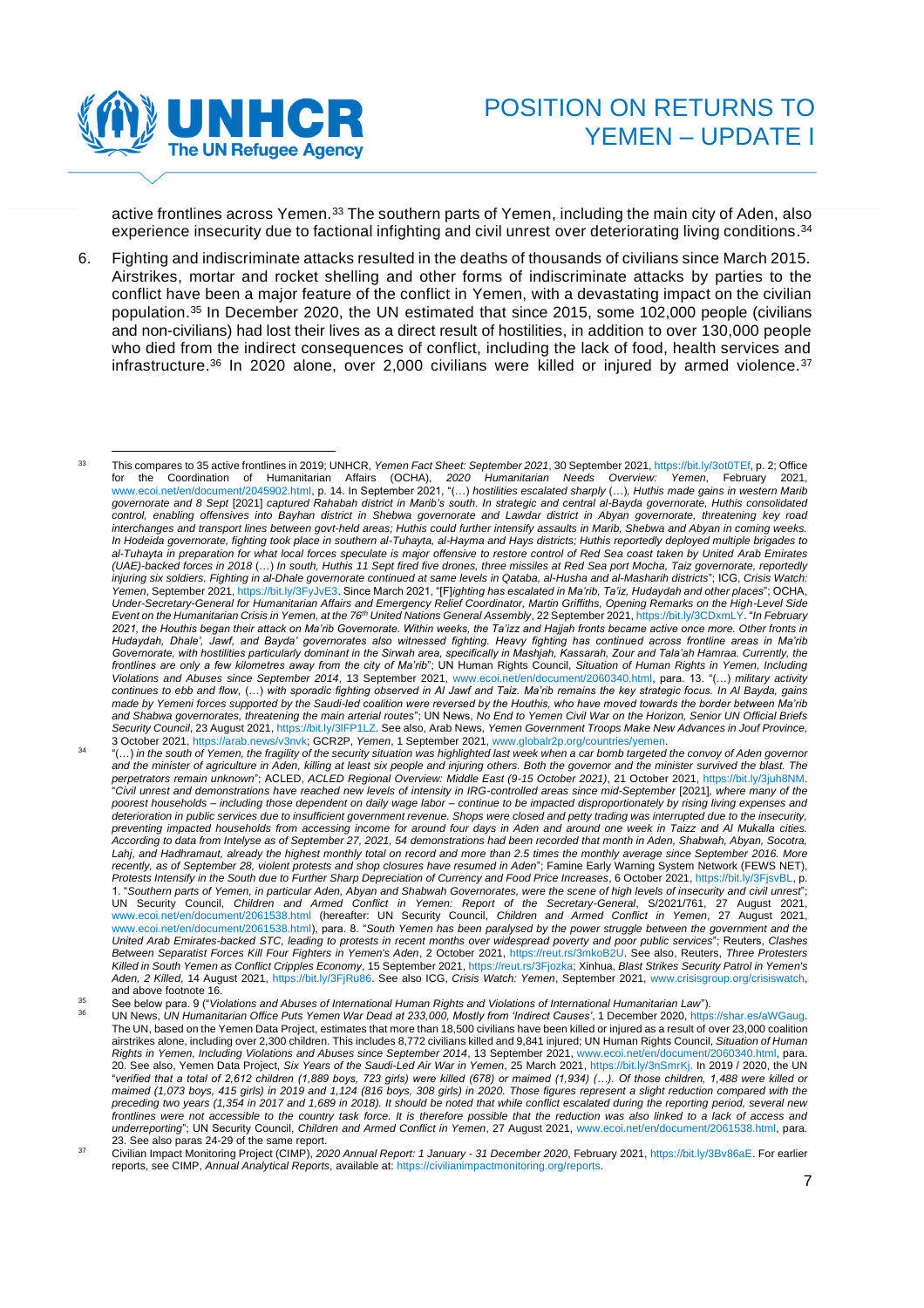active frontlines across Yemen.[33] The southern parts of Yemen, including the main city of Aden, also experience insecurity due to factional infighting and civil unrest over deteriorating living conditions.[34]

6. Fighting and indiscriminate attacks resulted in the deaths of thousands of civilians since March 2015. Airstrikes, mortar and rocket shelling and other forms of indiscriminate attacks by parties to the conflict have been a major feature of the conflict in Yemen, with a devastating impact on the civilian population.[35] In December 2020, the UN estimated that since 2015, some 102,000 people (civilians and non-civilians) had lost their lives as a direct result of hostilities, in addition to over 130,000 people who died from the indirect consequences of conflict, including the lack of food, health services and infrastructure.[36] In 2020 alone, over 2,000 civilians were killed or injured by armed violence.[37]

---

[33] This compares to 35 active frontlines in 2019; UNHCR, *Yemen Fact Sheet: September 2021*, 30 September 2021, https://bit.ly/3ot0TEf, p. 2; Office for the Coordination of Humanitarian Affairs (OCHA), *2020 Humanitarian Needs Overview: Yemen*, February 2021, www.ecoi.net/en/document/2045902.html, p. 14. In September 2021, "(…) *hostilities escalated sharply* (…)*, Huthis made gains in western Marib governorate and 8 Sept* [2021] *captured Rahabah district in Marib's south. In strategic and central al-Bayda governorate, Huthis consolidated control, enabling offensives into Bayhan district in Shebwa governorate and Lawdar district in Abyan governorate, threatening key road interchanges and transport lines between govt-held areas; Huthis could further intensify assaults in Marib, Shebwa and Abyan in coming weeks. In Hodeida governorate, fighting took place in southern al-Tuhayta, al-Hayma and Hays districts; Huthis reportedly deployed multiple brigades to al-Tuhayta in preparation for what local forces speculate is major offensive to restore control of Red Sea coast taken by United Arab Emirates (UAE)-backed forces in 2018* (…) *In south, Huthis 11 Sept fired five drones, three missiles at Red Sea port Mocha, Taiz governorate, reportedly injuring six soldiers. Fighting in al-Dhale governorate continued at same levels in Qataba, al-Husha and al-Masharih districts*"; ICG, *Crisis Watch: Yemen*, September 2021, https://bit.ly/3FyJvE3. Since March 2021, "[F]*ighting has escalated in Ma'rib, Ta'iz, Hudaydah and other places*"; OCHA, *Under-Secretary-General for Humanitarian Affairs and Emergency Relief Coordinator, Martin Griffiths, Opening Remarks on the High-Level Side Event on the Humanitarian Crisis in Yemen, at the 76th United Nations General Assembly*, 22 September 2021, https://bit.ly/3CDxmLY. "*In February 2021, the Houthis began their attack on Ma'rib Governorate. Within weeks, the Ta'izz and Hajjah fronts became active once more. Other fronts in Hudaydah, Dhale', Jawf, and Bayda' governorates also witnessed fighting. Heavy fighting has continued across frontline areas in Ma'rib Governorate, with hostilities particularly dominant in the Sirwah area, specifically in Mashjah, Kassarah, Zour and Tala'ah Hamraa. Currently, the frontlines are only a few kilometres away from the city of Ma'rib*"; UN Human Rights Council, *Situation of Human Rights in Yemen, Including Violations and Abuses since September 2014*, 13 September 2021, www.ecoi.net/en/document/2060340.html, para. 13. "(…) *military activity continues to ebb and flow*, (…) *with sporadic fighting observed in Al Jawf and Taiz. Ma'rib remains the key strategic focus. In Al Bayda, gains made by Yemeni forces supported by the Saudi-led coalition were reversed by the Houthis, who have moved towards the border between Ma'rib and Shabwa governorates, threatening the main arterial routes*"; UN News, *No End to Yemen Civil War on the Horizon, Senior UN Official Briefs Security Council*, 23 August 2021, https://bit.ly/3lFP1LZ. See also, Arab News, *Yemen Government Troops Make New Advances in Jouf Province*, 3 October 2021, https://arab.news/v3nvk; GCR2P, *Yemen*, 1 September 2021, www.globalr2p.org/countries/yemen.

[34] "(…) *in the south of Yemen, the fragility of the security situation was highlighted last week when a car bomb targeted the convoy of Aden governor and the minister of agriculture in Aden, killing at least six people and injuring others. Both the governor and the minister survived the blast. The perpetrators remain unknown*"; ACLED, *ACLED Regional Overview: Middle East (9-15 October 2021)*, 21 October 2021, https://bit.ly/3juh8NM. "*Civil unrest and demonstrations have reached new levels of intensity in IRG-controlled areas since mid-September* [2021]*, where many of the poorest households – including those dependent on daily wage labor – continue to be impacted disproportionately by rising living expenses and deterioration in public services due to insufficient government revenue. Shops were closed and petty trading was interrupted due to the insecurity, preventing impacted households from accessing income for around four days in Aden and around one week in Taizz and Al Mukalla cities. According to data from Intelyse as of September 27, 2021, 54 demonstrations had been recorded that month in Aden, Shabwah, Abyan, Socotra, Lahj, and Hadhramaut, already the highest monthly total on record and more than 2.5 times the monthly average since September 2016. More recently, as of September 28, violent protests and shop closures have resumed in Aden*"; Famine Early Warning System Network (FEWS NET), *Protests Intensify in the South due to Further Sharp Depreciation of Currency and Food Price Increases*, 6 October 2021, https://bit.ly/3FjsvBL, p. 1. "*Southern parts of Yemen, in particular Aden, Abyan and Shabwah Governorates, were the scene of high levels of insecurity and civil unrest*"; UN Security Council, *Children and Armed Conflict in Yemen: Report of the Secretary-General*, S/2021/761, 27 August 2021, www.ecoi.net/en/document/2061538.html (hereafter: UN Security Council, *Children and Armed Conflict in Yemen*, 27 August 2021, www.ecoi.net/en/document/2061538.html), para. 8. "*South Yemen has been paralysed by the power struggle between the government and the United Arab Emirates-backed STC, leading to protests in recent months over widespread poverty and poor public services*"; Reuters, *Clashes Between Separatist Forces Kill Four Fighters in Yemen's Aden*, 2 October 2021, https://reut.rs/3mkoB2U. See also, Reuters, *Three Protesters Killed in South Yemen as Conflict Cripples Economy*, 15 September 2021, https://reut.rs/3Fjozka; Xinhua, *Blast Strikes Security Patrol in Yemen's Aden, 2 Killed*, 14 August 2021, https://bit.ly/3FjRu86. See also ICG, *Crisis Watch: Yemen*, September 2021, www.crisisgroup.org/crisiswatch, and above footnote 16.

[35] See below para. 9 ("*Violations and Abuses of International Human Rights and Violations of International Humanitarian Law*").

[36] UN News, *UN Humanitarian Office Puts Yemen War Dead at 233,000, Mostly from 'Indirect Causes'*, 1 December 2020, https://shar.es/aWGaug. The UN, based on the Yemen Data Project, estimates that more than 18,500 civilians have been killed or injured as a result of over 23,000 coalition airstrikes alone, including over 2,300 children. This includes 8,772 civilians killed and 9,841 injured; UN Human Rights Council, *Situation of Human Rights in Yemen, Including Violations and Abuses since September 2014*, 13 September 2021, www.ecoi.net/en/document/2060340.html, para. 20. See also, Yemen Data Project, *Six Years of the Saudi-Led Air War in Yemen*, 25 March 2021, https://bit.ly/3nSmrKj. In 2019 / 2020, the UN "*verified that a total of 2,612 children (1,889 boys, 723 girls) were killed (678) or maimed (1,934) (…). Of those children, 1,488 were killed or maimed (1,073 boys, 415 girls) in 2019 and 1,124 (816 boys, 308 girls) in 2020. Those figures represent a slight reduction compared with the preceding two years (1,354 in 2017 and 1,689 in 2018). It should be noted that while conflict escalated during the reporting period, several new frontlines were not accessible to the country task force. It is therefore possible that the reduction was also linked to a lack of access and underreporting*"; UN Security Council, *Children and Armed Conflict in Yemen*, 27 August 2021, www.ecoi.net/en/document/2061538.html, para. 23. See also paras 24-29 of the same report.

[37] Civilian Impact Monitoring Project (CIMP), *2020 Annual Report: 1 January - 31 December 2020*, February 2021, https://bit.ly/3Bv86aE. For earlier reports, see CIMP, *Annual Analytical Reports*, available at: https://civilianimpactmonitoring.org/reports.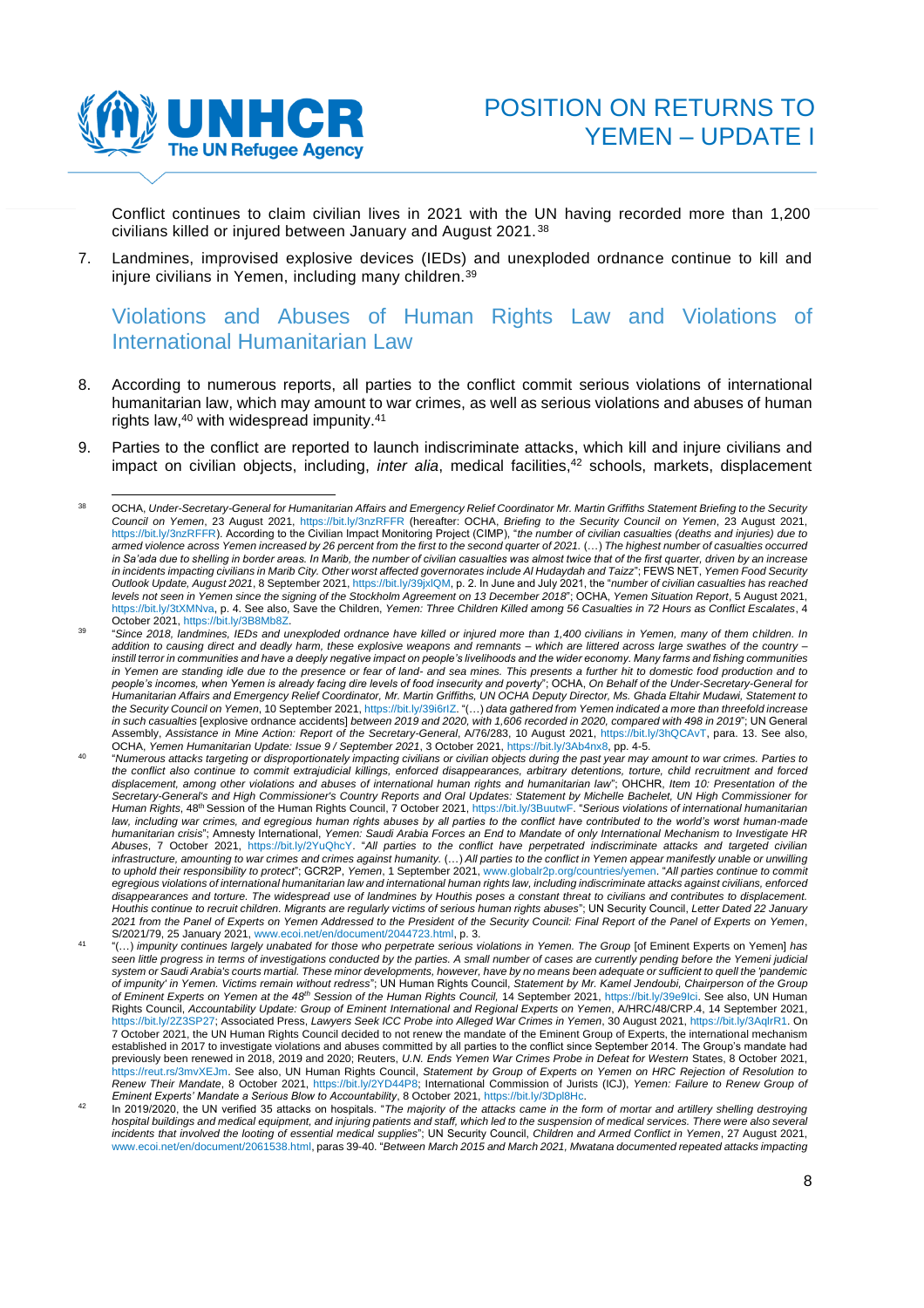Conflict continues to claim civilian lives in 2021 with the UN having recorded more than 1,200 civilians killed or injured between January and August 2021.[38]

7. Landmines, improvised explosive devices (IEDs) and unexploded ordnance continue to kill and injure civilians in Yemen, including many children.[39]

## Violations and Abuses of Human Rights Law and Violations of International Humanitarian Law

8. According to numerous reports, all parties to the conflict commit serious violations of international humanitarian law, which may amount to war crimes, as well as serious violations and abuses of human rights law,[40] with widespread impunity.[41]

9. Parties to the conflict are reported to launch indiscriminate attacks, which kill and injure civilians and impact on civilian objects, including, *inter alia*, medical facilities,[42] schools, markets, displacement

---

[38] OCHA, *Under-Secretary-General for Humanitarian Affairs and Emergency Relief Coordinator Mr. Martin Griffiths Statement Briefing to the Security Council on Yemen*, 23 August 2021, https://bit.ly/3nzRFFR (hereafter: OCHA, *Briefing to the Security Council on Yemen*, 23 August 2021, https://bit.ly/3nzRFFR). According to the Civilian Impact Monitoring Project (CIMP), "*the number of civilian casualties (deaths and injuries) due to armed violence across Yemen increased by 26 percent from the first to the second quarter of 2021.* (…) *The highest number of casualties occurred in Sa'ada due to shelling in border areas. In Marib, the number of civilian casualties was almost twice that of the first quarter, driven by an increase in incidents impacting civilians in Marib City. Other worst affected governorates include Al Hudaydah and Taizz*"; FEWS NET, *Yemen Food Security Outlook Update, August 2021*, 8 September 2021, https://bit.ly/39jxlQM, p. 2. In June and July 2021, the "*number of civilian casualties has reached levels not seen in Yemen since the signing of the Stockholm Agreement on 13 December 2018*"; OCHA, *Yemen Situation Report*, 5 August 2021, https://bit.ly/3tXMNva, p. 4. See also, Save the Children, *Yemen: Three Children Killed among 56 Casualties in 72 Hours as Conflict Escalates*, 4 October 2021, https://bit.ly/3B8Mb8Z.

[39] "*Since 2018, landmines, IEDs and unexploded ordnance have killed or injured more than 1,400 civilians in Yemen, many of them children. In addition to causing direct and deadly harm, these explosive weapons and remnants – which are littered across large swathes of the country – instill terror in communities and have a deeply negative impact on people's livelihoods and the wider economy. Many farms and fishing communities in Yemen are standing idle due to the presence or fear of land- and sea mines. This presents a further hit to domestic food production and to people's incomes, when Yemen is already facing dire levels of food insecurity and poverty*"; OCHA, *On Behalf of the Under-Secretary-General for Humanitarian Affairs and Emergency Relief Coordinator, Mr. Martin Griffiths, UN OCHA Deputy Director, Ms. Ghada Eltahir Mudawi, Statement to the Security Council on Yemen*, 10 September 2021, https://bit.ly/39i6rIZ. "(…) *data gathered from Yemen indicated a more than threefold increase in such casualties* [explosive ordnance accidents] *between 2019 and 2020, with 1,606 recorded in 2020, compared with 498 in 2019*"; UN General Assembly, *Assistance in Mine Action: Report of the Secretary-General*, A/76/283, 10 August 2021, https://bit.ly/3hQCAvT, para. 13. See also, OCHA, *Yemen Humanitarian Update: Issue 9 / September 2021*, 3 October 2021, https://bit.ly/3Ab4nx8, pp. 4-5.

[40] "*Numerous attacks targeting or disproportionately impacting civilians or civilian objects during the past year may amount to war crimes. Parties to the conflict also continue to commit extrajudicial killings, enforced disappearances, arbitrary detentions, torture, child recruitment and forced displacement, among other violations and abuses of international human rights and humanitarian law*"; OHCHR, *Item 10: Presentation of the Secretary-General's and High Commissioner's Country Reports and Oral Updates: Statement by Michelle Bachelet, UN High Commissioner for Human Rights*, 48th Session of the Human Rights Council, 7 October 2021, https://bit.ly/3BuutwF. "*Serious violations of international humanitarian law, including war crimes, and egregious human rights abuses by all parties to the conflict have contributed to the world's worst human-made humanitarian crisis*"; Amnesty International, *Yemen: Saudi Arabia Forces an End to Mandate of only International Mechanism to Investigate HR Abuses*, 7 October 2021, https://bit.ly/2YuQhcY. "*All parties to the conflict have perpetrated indiscriminate attacks and targeted civilian infrastructure, amounting to war crimes and crimes against humanity.* (…) *All parties to the conflict in Yemen appear manifestly unable or unwilling to uphold their responsibility to protect*"; GCR2P, *Yemen*, 1 September 2021, www.globalr2p.org/countries/yemen. "*All parties continue to commit egregious violations of international humanitarian law and international human rights law, including indiscriminate attacks against civilians, enforced disappearances and torture. The widespread use of landmines by Houthis poses a constant threat to civilians and contributes to displacement. Houthis continue to recruit children. Migrants are regularly victims of serious human rights abuses*"; UN Security Council, *Letter Dated 22 January 2021 from the Panel of Experts on Yemen Addressed to the President of the Security Council: Final Report of the Panel of Experts on Yemen*, S/2021/79, 25 January 2021, www.ecoi.net/en/document/2044723.html, p. 3.

[41] "(…) *impunity continues largely unabated for those who perpetrate serious violations in Yemen. The Group* [of Eminent Experts on Yemen] *has seen little progress in terms of investigations conducted by the parties. A small number of cases are currently pending before the Yemeni judicial system or Saudi Arabia's courts martial. These minor developments, however, have by no means been adequate or sufficient to quell the 'pandemic of impunity' in Yemen. Victims remain without redress*"; UN Human Rights Council, *Statement by Mr. Kamel Jendoubi, Chairperson of the Group of Eminent Experts on Yemen at the 48th Session of the Human Rights Council*, 14 September 2021, https://bit.ly/39e9lci. See also, UN Human Rights Council, *Accountability Update: Group of Eminent International and Regional Experts on Yemen*, A/HRC/48/CRP.4, 14 September 2021, https://bit.ly/2Z3SP27; Associated Press, *Lawyers Seek ICC Probe into Alleged War Crimes in Yemen*, 30 August 2021, https://bit.ly/3AqlrR1. On 7 October 2021, the UN Human Rights Council decided to not renew the mandate of the Eminent Group of Experts, the international mechanism established in 2017 to investigate violations and abuses committed by all parties to the conflict since September 2014. The Group's mandate had previously been renewed in 2018, 2019 and 2020; Reuters, *U.N. Ends Yemen War Crimes Probe in Defeat for Western* States, 8 October 2021, https://reut.rs/3mvXEJm. See also, UN Human Rights Council, *Statement by Group of Experts on Yemen on HRC Rejection of Resolution to Renew Their Mandate*, 8 October 2021, https://bit.ly/2YD44P8; International Commission of Jurists (ICJ), *Yemen: Failure to Renew Group of Eminent Experts' Mandate a Serious Blow to Accountability*, 8 October 2021, https://bit.ly/3Dpl8Hc.

[42] In 2019/2020, the UN verified 35 attacks on hospitals. "*The majority of the attacks came in the form of mortar and artillery shelling destroying hospital buildings and medical equipment, and injuring patients and staff, which led to the suspension of medical services. There were also several incidents that involved the looting of essential medical supplies*"; UN Security Council, *Children and Armed Conflict in Yemen*, 27 August 2021, www.ecoi.net/en/document/2061538.html, paras 39-40. "*Between March 2015 and March 2021, Mwatana documented repeated attacks impacting*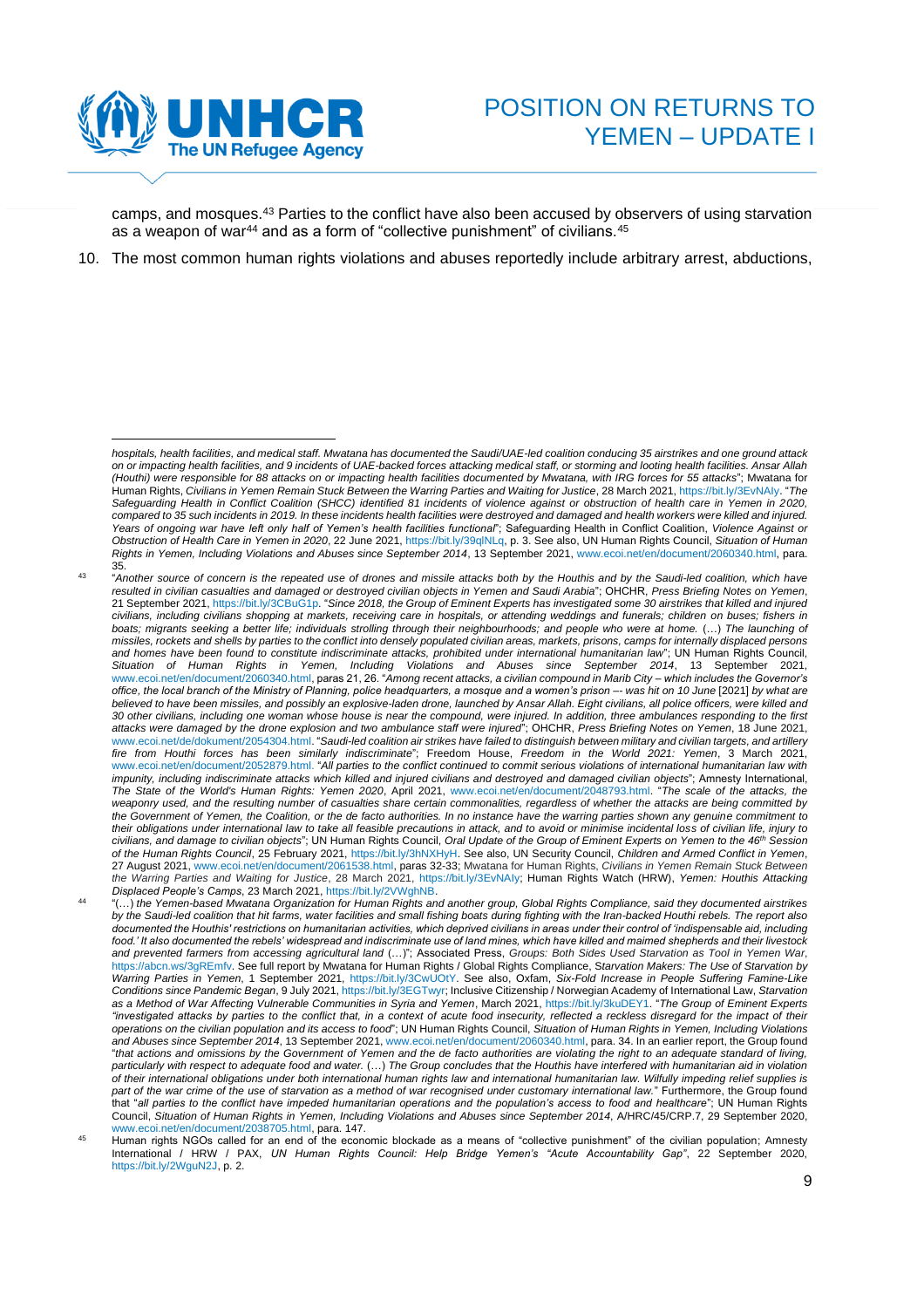camps, and mosques.[43] Parties to the conflict have also been accused by observers of using starvation as a weapon of war[44] and as a form of "collective punishment" of civilians.[45]

10. The most common human rights violations and abuses reportedly include arbitrary arrest, abductions,

---

*hospitals, health facilities, and medical staff. Mwatana has documented the Saudi/UAE-led coalition conducing 35 airstrikes and one ground attack on or impacting health facilities, and 9 incidents of UAE-backed forces attacking medical staff, or storming and looting health facilities. Ansar Allah (Houthi) were responsible for 88 attacks on or impacting health facilities documented by Mwatana, with IRG forces for 55 attacks*"; Mwatana for Human Rights, *Civilians in Yemen Remain Stuck Between the Warring Parties and Waiting for Justice*, 28 March 2021, https://bit.ly/3EvNAIy. "*The Safeguarding Health in Conflict Coalition (SHCC) identified 81 incidents of violence against or obstruction of health care in Yemen in 2020, compared to 35 such incidents in 2019. In these incidents health facilities were destroyed and damaged and health workers were killed and injured. Years of ongoing war have left only half of Yemen's health facilities functional*"; Safeguarding Health in Conflict Coalition, *Violence Against or Obstruction of Health Care in Yemen in 2020*, 22 June 2021, https://bit.ly/39qlNLq, p. 3. See also, UN Human Rights Council, *Situation of Human Rights in Yemen, Including Violations and Abuses since September 2014*, 13 September 2021, www.ecoi.net/en/document/2060340.html, para. 35.

[43] "*Another source of concern is the repeated use of drones and missile attacks both by the Houthis and by the Saudi-led coalition, which have resulted in civilian casualties and damaged or destroyed civilian objects in Yemen and Saudi Arabia*"; OHCHR, *Press Briefing Notes on Yemen*, 21 September 2021, https://bit.ly/3CBuG1p. "*Since 2018, the Group of Eminent Experts has investigated some 30 airstrikes that killed and injured civilians, including civilians shopping at markets, receiving care in hospitals, or attending weddings and funerals; children on buses; fishers in boats; migrants seeking a better life; individuals strolling through their neighbourhoods; and people who were at home.* (…) *The launching of missiles, rockets and shells by parties to the conflict into densely populated civilian areas, markets, prisons, camps for internally displaced persons and homes have been found to constitute indiscriminate attacks, prohibited under international humanitarian law*"; UN Human Rights Council, *Situation of Human Rights in Yemen, Including Violations and Abuses since September 2014*, 13 September 2021, www.ecoi.net/en/document/2060340.html, paras 21, 26. "*Among recent attacks, a civilian compound in Marib City – which includes the Governor's office, the local branch of the Ministry of Planning, police headquarters, a mosque and a women's prison –- was hit on 10 June* [2021] *by what are believed to have been missiles, and possibly an explosive-laden drone, launched by Ansar Allah. Eight civilians, all police officers, were killed and 30 other civilians, including one woman whose house is near the compound, were injured. In addition, three ambulances responding to the first attacks were damaged by the drone explosion and two ambulance staff were injured*"; OHCHR, *Press Briefing Notes on Yemen*, 18 June 2021, www.ecoi.net/de/dokument/2054304.html. "*Saudi-led coalition air strikes have failed to distinguish between military and civilian targets, and artillery fire from Houthi forces has been similarly indiscriminate*"; Freedom House, *Freedom in the World 2021: Yemen*, 3 March 2021, www.ecoi.net/en/document/2052879.html. "*All parties to the conflict continued to commit serious violations of international humanitarian law with impunity, including indiscriminate attacks which killed and injured civilians and destroyed and damaged civilian objects*"; Amnesty International, *The State of the World's Human Rights: Yemen 2020*, April 2021, www.ecoi.net/en/document/2048793.html. "*The scale of the attacks, the weaponry used, and the resulting number of casualties share certain commonalities, regardless of whether the attacks are being committed by the Government of Yemen, the Coalition, or the de facto authorities. In no instance have the warring parties shown any genuine commitment to their obligations under international law to take all feasible precautions in attack, and to avoid or minimise incidental loss of civilian life, injury to civilians, and damage to civilian objects*"; UN Human Rights Council, *Oral Update of the Group of Eminent Experts on Yemen to the 46th Session of the Human Rights Council*, 25 February 2021, https://bit.ly/3hNXHyH. See also, UN Security Council, *Children and Armed Conflict in Yemen*, 27 August 2021, www.ecoi.net/en/document/2061538.html, paras 32-33; Mwatana for Human Rights, *Civilians in Yemen Remain Stuck Between the Warring Parties and Waiting for Justice*, 28 March 2021, https://bit.ly/3EvNAIy; Human Rights Watch (HRW), *Yemen: Houthis Attacking Displaced People's Camps*, 23 March 2021, https://bit.ly/2VWghNB.

[44] "(…) *the Yemen-based Mwatana Organization for Human Rights and another group, Global Rights Compliance, said they documented airstrikes by the Saudi-led coalition that hit farms, water facilities and small fishing boats during fighting with the Iran-backed Houthi rebels. The report also documented the Houthis' restrictions on humanitarian activities, which deprived civilians in areas under their control of 'indispensable aid, including food.' It also documented the rebels' widespread and indiscriminate use of land mines, which have killed and maimed shepherds and their livestock and prevented farmers from accessing agricultural land* (…)"; Associated Press, *Groups: Both Sides Used Starvation as Tool in Yemen War*, https://abcn.ws/3gREmfv. See full report by Mwatana for Human Rights / Global Rights Compliance, *Starvation Makers: The Use of Starvation by Warring Parties in Yemen*, 1 September 2021, https://bit.ly/3CwUOtY. See also, Oxfam, *Six-Fold Increase in People Suffering Famine-Like Conditions since Pandemic Began*, 9 July 2021, https://bit.ly/3EGTwyr; Inclusive Citizenship / Norwegian Academy of International Law, *Starvation as a Method of War Affecting Vulnerable Communities in Syria and Yemen*, March 2021, https://bit.ly/3kuDEY1. "*The Group of Eminent Experts "investigated attacks by parties to the conflict that, in a context of acute food insecurity, reflected a reckless disregard for the impact of their operations on the civilian population and its access to food*"; UN Human Rights Council, *Situation of Human Rights in Yemen, Including Violations and Abuses since September 2014*, 13 September 2021, www.ecoi.net/en/document/2060340.html, para. 34. In an earlier report, the Group found "*that actions and omissions by the Government of Yemen and the de facto authorities are violating the right to an adequate standard of living, particularly with respect to adequate food and water.* (…) *The Group concludes that the Houthis have interfered with humanitarian aid in violation of their international obligations under both international human rights law and international humanitarian law. Wilfully impeding relief supplies is part of the war crime of the use of starvation as a method of war recognised under customary international law.*" Furthermore, the Group found that "*all parties to the conflict have impeded humanitarian operations and the population's access to food and healthcare*"; UN Human Rights Council, *Situation of Human Rights in Yemen, Including Violations and Abuses since September 2014*, A/HRC/45/CRP.7, 29 September 2020, www.ecoi.net/en/document/2038705.html, para. 147.

[45] Human rights NGOs called for an end of the economic blockade as a means of "collective punishment" of the civilian population; Amnesty International / HRW / PAX, *UN Human Rights Council: Help Bridge Yemen's "Acute Accountability Gap"*, 22 September 2020, https://bit.ly/2WguN2J, p. 2.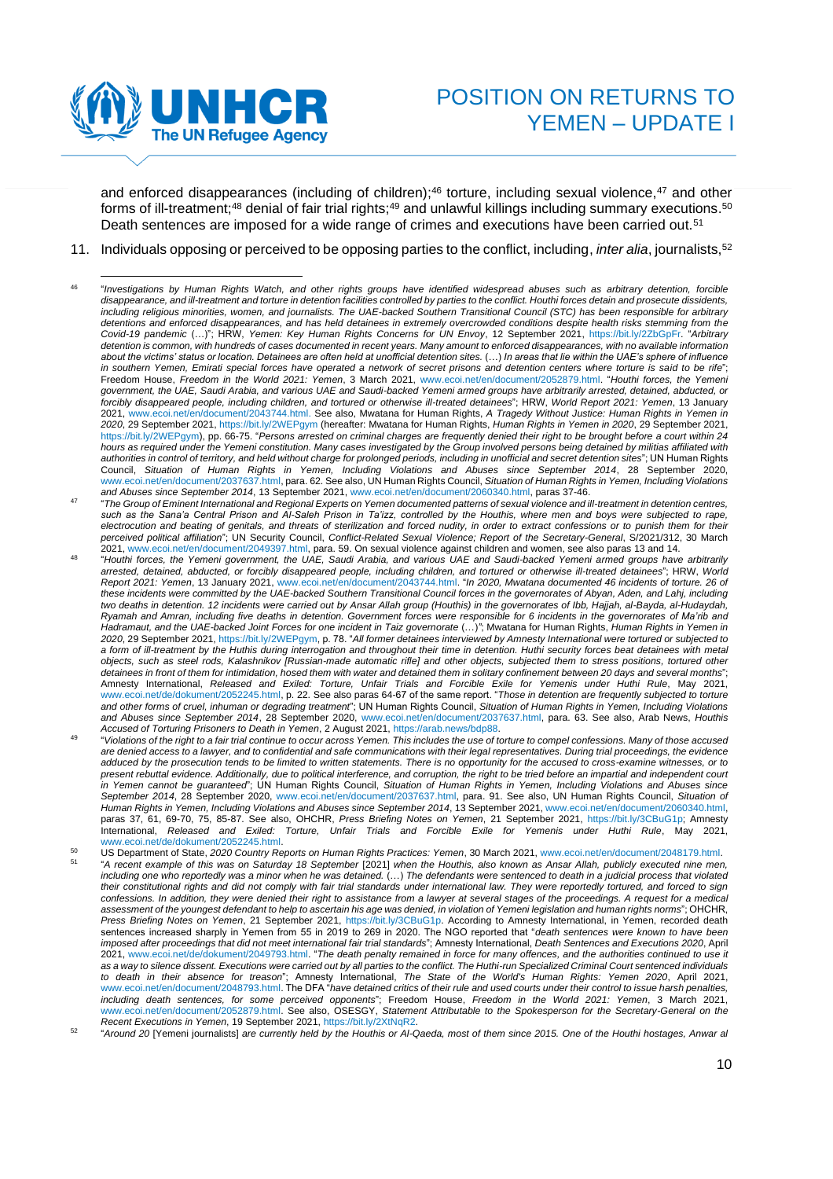and enforced disappearances (including of children);[46] torture, including sexual violence,[47] and other forms of ill-treatment;[48] denial of fair trial rights;[49] and unlawful killings including summary executions.[50] Death sentences are imposed for a wide range of crimes and executions have been carried out.[51]

11. Individuals opposing or perceived to be opposing parties to the conflict, including, *inter alia*, journalists,[52]

---

[46] "*Investigations by Human Rights Watch, and other rights groups have identified widespread abuses such as arbitrary detention, forcible disappearance, and ill-treatment and torture in detention facilities controlled by parties to the conflict. Houthi forces detain and prosecute dissidents, including religious minorities, women, and journalists. The UAE-backed Southern Transitional Council (STC) has been responsible for arbitrary detentions and enforced disappearances, and has held detainees in extremely overcrowded conditions despite health risks stemming from the Covid-19 pandemic* (…)"; HRW, *Yemen: Key Human Rights Concerns for UN Envoy*, 12 September 2021, https://bit.ly/2ZbGpFr. "*Arbitrary detention is common, with hundreds of cases documented in recent years. Many amount to enforced disappearances, with no available information about the victims' status or location. Detainees are often held at unofficial detention sites.* (…) *In areas that lie within the UAE's sphere of influence in southern Yemen, Emirati special forces have operated a network of secret prisons and detention centers where torture is said to be rife*"; Freedom House, *Freedom in the World 2021: Yemen*, 3 March 2021, www.ecoi.net/en/document/2052879.html. "*Houthi forces, the Yemeni government, the UAE, Saudi Arabia, and various UAE and Saudi-backed Yemeni armed groups have arbitrarily arrested, detained, abducted, or forcibly disappeared people, including children, and tortured or otherwise ill-treated detainees*"; HRW, *World Report 2021: Yemen*, 13 January 2021, www.ecoi.net/en/document/2043744.html. See also, Mwatana for Human Rights, *A Tragedy Without Justice: Human Rights in Yemen in 2020*, 29 September 2021, https://bit.ly/2WEPgym (hereafter: Mwatana for Human Rights, *Human Rights in Yemen in 2020*, 29 September 2021, https://bit.ly/2WEPgym), pp. 66-75. "*Persons arrested on criminal charges are frequently denied their right to be brought before a court within 24 hours as required under the Yemeni constitution. Many cases investigated by the Group involved persons being detained by militias affiliated with authorities in control of territory, and held without charge for prolonged periods, including in unofficial and secret detention sites*"; UN Human Rights Council, *Situation of Human Rights in Yemen, Including Violations and Abuses since September 2014*, 28 September 2020, www.ecoi.net/en/document/2037637.html, para. 62. See also, UN Human Rights Council, *Situation of Human Rights in Yemen, Including Violations and Abuses since September 2014*, 13 September 2021, www.ecoi.net/en/document/2060340.html, paras 37-46.

[47] "*The Group of Eminent International and Regional Experts on Yemen documented patterns of sexual violence and ill-treatment in detention centres, such as the Sana'a Central Prison and Al-Saleh Prison in Ta'izz, controlled by the Houthis, where men and boys were subjected to rape, electrocution and beating of genitals, and threats of sterilization and forced nudity, in order to extract confessions or to punish them for their perceived political affiliation*"; UN Security Council, *Conflict-Related Sexual Violence; Report of the Secretary-General*, S/2021/312, 30 March 2021, www.ecoi.net/en/document/2049397.html, para. 59. On sexual violence against children and women, see also paras 13 and 14.

[48] "*Houthi forces, the Yemeni government, the UAE, Saudi Arabia, and various UAE and Saudi-backed Yemeni armed groups have arbitrarily arrested, detained, abducted, or forcibly disappeared people, including children, and tortured or otherwise ill-treated detainees*"; HRW, *World Report 2021: Yemen*, 13 January 2021, www.ecoi.net/en/document/2043744.html. "*In 2020, Mwatana documented 46 incidents of torture. 26 of these incidents were committed by the UAE-backed Southern Transitional Council forces in the governorates of Abyan, Aden, and Lahj, including two deaths in detention. 12 incidents were carried out by Ansar Allah group (Houthis) in the governorates of Ibb, Hajjah, al-Bayda, al-Hudaydah, Ryamah and Amran, including five deaths in detention. Government forces were responsible for 6 incidents in the governorates of Ma'rib and Hadramaut, and the UAE-backed Joint Forces for one incident in Taiz governorate* (…)"; Mwatana for Human Rights, *Human Rights in Yemen in 2020*, 29 September 2021, https://bit.ly/2WEPgym, p. 78. "*All former detainees interviewed by Amnesty International were tortured or subjected to a form of ill-treatment by the Huthis during interrogation and throughout their time in detention. Huthi security forces beat detainees with metal objects, such as steel rods, Kalashnikov [Russian-made automatic rifle] and other objects, subjected them to stress positions, tortured other detainees in front of them for intimidation, hosed them with water and detained them in solitary confinement between 20 days and several months*"; Amnesty International, *Released and Exiled: Torture, Unfair Trials and Forcible Exile for Yemenis under Huthi Rule*, May 2021, www.ecoi.net/de/dokument/2052245.html, p. 22. See also paras 64-67 of the same report. "*Those in detention are frequently subjected to torture and other forms of cruel, inhuman or degrading treatment*"; UN Human Rights Council, *Situation of Human Rights in Yemen, Including Violations and Abuses since September 2014*, 28 September 2020, www.ecoi.net/en/document/2037637.html, para. 63. See also, Arab News, *Houthis Accused of Torturing Prisoners to Death in Yemen*, 2 August 2021, https://arab.news/bdp88.

[49] "*Violations of the right to a fair trial continue to occur across Yemen. This includes the use of torture to compel confessions. Many of those accused are denied access to a lawyer, and to confidential and safe communications with their legal representatives. During trial proceedings, the evidence adduced by the prosecution tends to be limited to written statements. There is no opportunity for the accused to cross-examine witnesses, or to present rebuttal evidence. Additionally, due to political interference, and corruption, the right to be tried before an impartial and independent court in Yemen cannot be guaranteed*"; UN Human Rights Council, *Situation of Human Rights in Yemen, Including Violations and Abuses since September 2014*, 28 September 2020, www.ecoi.net/en/document/2037637.html, para. 91. See also, UN Human Rights Council, *Situation of Human Rights in Yemen, Including Violations and Abuses since September 2014*, 13 September 2021, www.ecoi.net/en/document/2060340.html, paras 37, 61, 69-70, 75, 85-87. See also, OHCHR, *Press Briefing Notes on Yemen*, 21 September 2021, https://bit.ly/3CBuG1p; Amnesty International, *Released and Exiled: Torture, Unfair Trials and Forcible Exile for Yemenis under Huthi Rule*, May 2021, www.ecoi.net/de/dokument/2052245.html.

[50] US Department of State, *2020 Country Reports on Human Rights Practices: Yemen*, 30 March 2021, www.ecoi.net/en/document/2048179.html.

[51] "*A recent example of this was on Saturday 18 September* [2021] *when the Houthis, also known as Ansar Allah, publicly executed nine men, including one who reportedly was a minor when he was detained.* (…) *The defendants were sentenced to death in a judicial process that violated their constitutional rights and did not comply with fair trial standards under international law. They were reportedly tortured, and forced to sign confessions. In addition, they were denied their right to assistance from a lawyer at several stages of the proceedings. A request for a medical assessment of the youngest defendant to help to ascertain his age was denied, in violation of Yemeni legislation and human rights norms*"; OHCHR, *Press Briefing Notes on Yemen*, 21 September 2021, https://bit.ly/3CBuG1p. According to Amnesty International, in Yemen, recorded death sentences increased sharply in Yemen from 55 in 2019 to 269 in 2020. The NGO reported that "*death sentences were known to have been imposed after proceedings that did not meet international fair trial standards*"; Amnesty International, *Death Sentences and Executions 2020*, April 2021, www.ecoi.net/de/dokument/2049793.html. "*The death penalty remained in force for many offences, and the authorities continued to use it as a way to silence dissent. Executions were carried out by all parties to the conflict. The Huthi-run Specialized Criminal Court sentenced individuals to death in their absence for treason*"; Amnesty International, *The State of the World's Human Rights: Yemen 2020*, April 2021, www.ecoi.net/en/document/2048793.html. The DFA "*have detained critics of their rule and used courts under their control to issue harsh penalties, including death sentences, for some perceived opponents*"; Freedom House, *Freedom in the World 2021: Yemen*, 3 March 2021, www.ecoi.net/en/document/2052879.html. See also, OSESGY, *Statement Attributable to the Spokesperson for the Secretary-General on the Recent Executions in Yemen*, 19 September 2021, https://bit.ly/2XtNqR2.

[52] "*Around 20* [Yemeni journalists] *are currently held by the Houthis or Al-Qaeda, most of them since 2015. One of the Houthi hostages, Anwar al*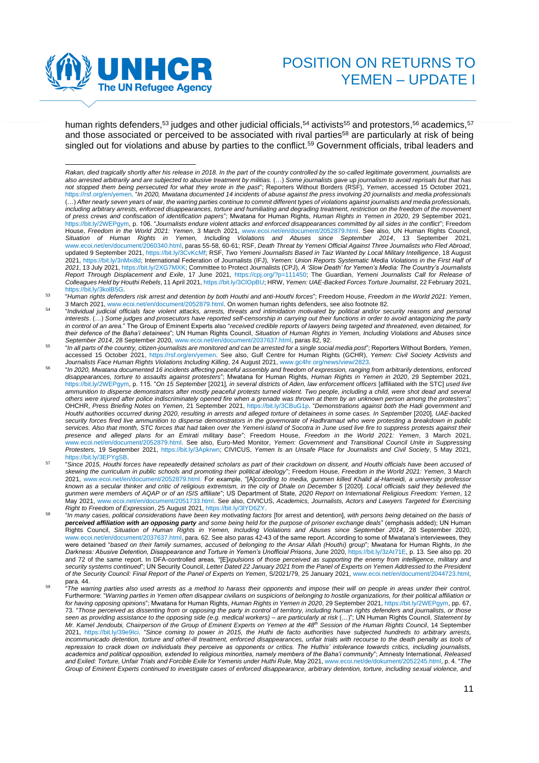human rights defenders,[53] judges and other judicial officials,[54] activists[55] and protestors,[56] academics,[57] and those associated or perceived to be associated with rival parties[58] are particularly at risk of being singled out for violations and abuse by parties to the conflict.[59] Government officials, tribal leaders and

---

*Rakan, died tragically shortly after his release in 2018. In the part of the country controlled by the so-called legitimate government, journalists are also arrested arbitrarily and are subjected to abusive treatment by militias.* (…) *Some journalists gave up journalism to avoid reprisals but that has not stopped them being persecuted for what they wrote in the past*"; Reporters Without Borders (RSF), *Yemen*, accessed 15 October 2021, https://rsf.org/en/yemen. "*In 2020, Mwatana documented 14 incidents of abuse against the press involving 20 journalists and media professionals* (…) *After nearly seven years of war, the warring parties continue to commit different types of violations against journalists and media professionals, including arbitrary arrests, enforced disappearances, torture and humiliating and degrading treatment, restriction on the freedom of the movement of press crews and confiscation of identification papers*"; Mwatana for Human Rights, *Human Rights in Yemen in 2020*, 29 September 2021, https://bit.ly/2WEPgym, p. 106. "*Journalists endure violent attacks and enforced disappearances committed by all sides in the conflict*"; Freedom House, *Freedom in the World 2021: Yemen*, 3 March 2021, www.ecoi.net/en/document/2052879.html. See also, UN Human Rights Council, *Situation of Human Rights in Yemen, Including Violations and Abuses since September 2014*, 13 September 2021, www.ecoi.net/en/document/2060340.html, paras 55-58, 60-61; RSF, *Death Threat by Yemeni Official Against Three Journalists who Fled Abroad*, updated 9 September 2021, https://bit.ly/3CvKcMf; RSF, *Two Yemeni Journalists Based in Taiz Wanted by Local Military Intelligence*, 18 August 2021, https://bit.ly/3nMxi8d; International Federation of Journalists (IFJ), *Yemen: Union Reports Systematic Media Violations in the First Half of 2021*, 13 July 2021, https://bit.ly/2XG7MXK; Committee to Protect Journalists (CPJ), *A 'Slow Death' for Yemen's Media: The Country's Journalists Report Through Displacement and Exile*, 17 June 2021, https://cpj.org/?p=111450; The Guardian, *Yemeni Journalists Call for Release of Colleagues Held by Houthi Rebels*, 11 April 2021, https://bit.ly/3ClOpBU; HRW, *Yemen: UAE-Backed Forces Torture Journalist*, 22 February 2021, https://bit.ly/3kolB5G.

[53] "*Human rights defenders risk arrest and detention by both Houthi and anti-Houthi forces*"; Freedom House, *Freedom in the World 2021: Yemen*, 3 March 2021, www.ecoi.net/en/document/2052879.html. On women human rights defenders, see also footnote 82.

[54] "*Individual judicial officials face violent attacks, arrests, threats and intimidation motivated by political and/or security reasons and personal interests*. (…) *Some judges and prosecutors have reported self-censorship in carrying out their functions in order to avoid antagonizing the party in control of an area.*" The Group of Eminent Experts also "*received credible reports of lawyers being targeted and threatened, even detained, for their defence of the Baha'i detainees*"; UN Human Rights Council, *Situation of Human Rights in Yemen, Including Violations and Abuses since September 2014*, 28 September 2020, www.ecoi.net/en/document/2037637.html, paras 82, 92.

[55] "*In all parts of the country, citizen-journalists are monitored and can be arrested for a single social media post*"; Reporters Without Borders, *Yemen*, accessed 15 October 2021, https://rsf.org/en/yemen. See also, Gulf Centre for Human Rights (GCHR), *Yemen: Civil Society Activists and Journalists Face Human Rights Violations Including Killing*, 24 August 2021, www.gc4hr.org/news/view/2823.

[56] "*In 2020, Mwatana documented 16 incidents affecting peaceful assembly and freedom of expression, ranging from arbitrarily detentions, enforced disappearances, torture to assaults against protesters*"; Mwatana for Human Rights, *Human Rights in Yemen in 2020*, 29 September 2021, https://bit.ly/2WEPgym, p. 115. "*On 15 September* [2021]*, in several districts of Aden, law enforcement officers* [affiliated with the STC] *used live ammunition to disperse demonstrators after mostly peaceful protests turned violent. Two people, including a child, were shot dead and several others were injured after police indiscriminately opened fire when a grenade was thrown at them by an unknown person among the protesters*"; OHCHR, *Press Briefing Notes on Yemen*, 21 September 2021, https://bit.ly/3CBuG1p. "*Demonstrations against both the Hadi government and Houthi authorities occurred during 2020, resulting in arrests and alleged torture of detainees in some cases. In September* [2020]*, UAE-backed security forces fired live ammunition to disperse demonstrators in the governorate of Hadhramaut who were protesting a breakdown in public services. Also that month, STC forces that had taken over the Yemeni island of Socotra in June used live fire to suppress protests against their presence and alleged plans for an Emirati military base*"; Freedom House, *Freedom in the World 2021: Yemen*, 3 March 2021, www.ecoi.net/en/document/2052879.html. See also, Euro-Med Monitor, *Yemen: Government and Transitional Council Unite in Suppressing Protesters*, 19 September 2021, https://bit.ly/3Apkrwn; CIVICUS, *Yemen Is an Unsafe Place for Journalists and Civil Society*, 5 May 2021, https://bit.ly/3EPYgSB.

[57] "*Since 2015, Houthi forces have repeatedly detained scholars as part of their crackdown on dissent, and Houthi officials have been accused of skewing the curriculum in public schools and promoting their political ideology*"; Freedom House, *Freedom in the World 2021: Yemen*, 3 March 2021, www.ecoi.net/en/document/2052879.html. For example, "[A]*ccording to media, gunmen killed Khalid al-Hameidi, a university professor known as a secular thinker and critic of religious extremism, in the city of Dhale on December 5* [2020]*. Local officials said they believed the gunmen were members of AQAP or of an ISIS affiliate*"; US Department of State, *2020 Report on International Religious Freedom: Yemen*, 12 May 2021, www.ecoi.net/en/document/2051733.html. See also, CIVICUS, *Academics, Journalists, Actors and Lawyers Targeted for Exercising Right to Freedom of Expression*, 25 August 2021, https://bit.ly/3lYD6ZY.

[58] "*In many cases, political considerations have been key motivating factors* [for arrest and detention]*, with persons being detained on the basis of **perceived affiliation with an opposing party** and some being held for the purpose of prisoner exchange deals*" (emphasis added); UN Human Rights Council, *Situation of Human Rights in Yemen, Including Violations and Abuses since September 2014*, 28 September 2020, www.ecoi.net/en/document/2037637.html, para. 62. See also paras 42-43 of the same report. According to some of Mwatana's interviewees, they were detained "*based on their family surnames, accused of belonging to the Ansar Allah (Houthi) group*"; Mwatana for Human Rights, *In the Darkness: Abusive Detention, Disappearance and Torture in Yemen's Unofficial Prisons*, June 2020, https://bit.ly/3zAT71E, p. 13. See also pp. 20 and 72 of the same report. In DFA-controlled areas, "[E]*xpulsions of those perceived as supporting the enemy from intelligence, military and security systems continued*"; UN Security Council, *Letter Dated 22 January 2021 from the Panel of Experts on Yemen Addressed to the President of the Security Council: Final Report of the Panel of Experts on Yemen*, S/2021/79, 25 January 2021, www.ecoi.net/en/document/2044723.html, para. 44.

[59] "*The warring parties also used arrests as a method to harass their opponents and impose their will on people in areas under their control.* Furthermore: "*Warring parties in Yemen often disappear civilians on suspicions of belonging to hostile organizations, for their political affiliation or for having opposing opinions*"; Mwatana for Human Rights, *Human Rights in Yemen in 2020*, 29 September 2021, https://bit.ly/2WEPgym, pp. 67, 73. "*Those perceived as dissenting from or opposing the party in control of territory, including human rights defenders and journalists, or those seen as providing assistance to the opposing side (e.g. medical workers) – are particularly at risk* (…)"; UN Human Rights Council, *Statement by Mr. Kamel Jendoubi, Chairperson of the Group of Eminent Experts on Yemen at the 48th Session of the Human Rights Council*, 14 September 2021, https://bit.ly/39e9Ici. "*Since coming to power in 2015, the Huthi de facto authorities have subjected hundreds to arbitrary arrests, incommunicado detention, torture and other-ill treatment, enforced disappearances, unfair trials with recourse to the death penalty as tools of repression to crack down on individuals they perceive as opponents or critics. The Huthis' intolerance towards critics, including journalists, academics and political opposition, extended to religious minorities, namely members of the Baha'i community*"; Amnesty International, *Released and Exiled: Torture, Unfair Trials and Forcible Exile for Yemenis under Huthi Rule*, May 2021, www.ecoi.net/de/dokument/2052245.html, p. 4. "*The Group of Eminent Experts continued to investigate cases of enforced disappearance, arbitrary detention, torture, including sexual violence, and*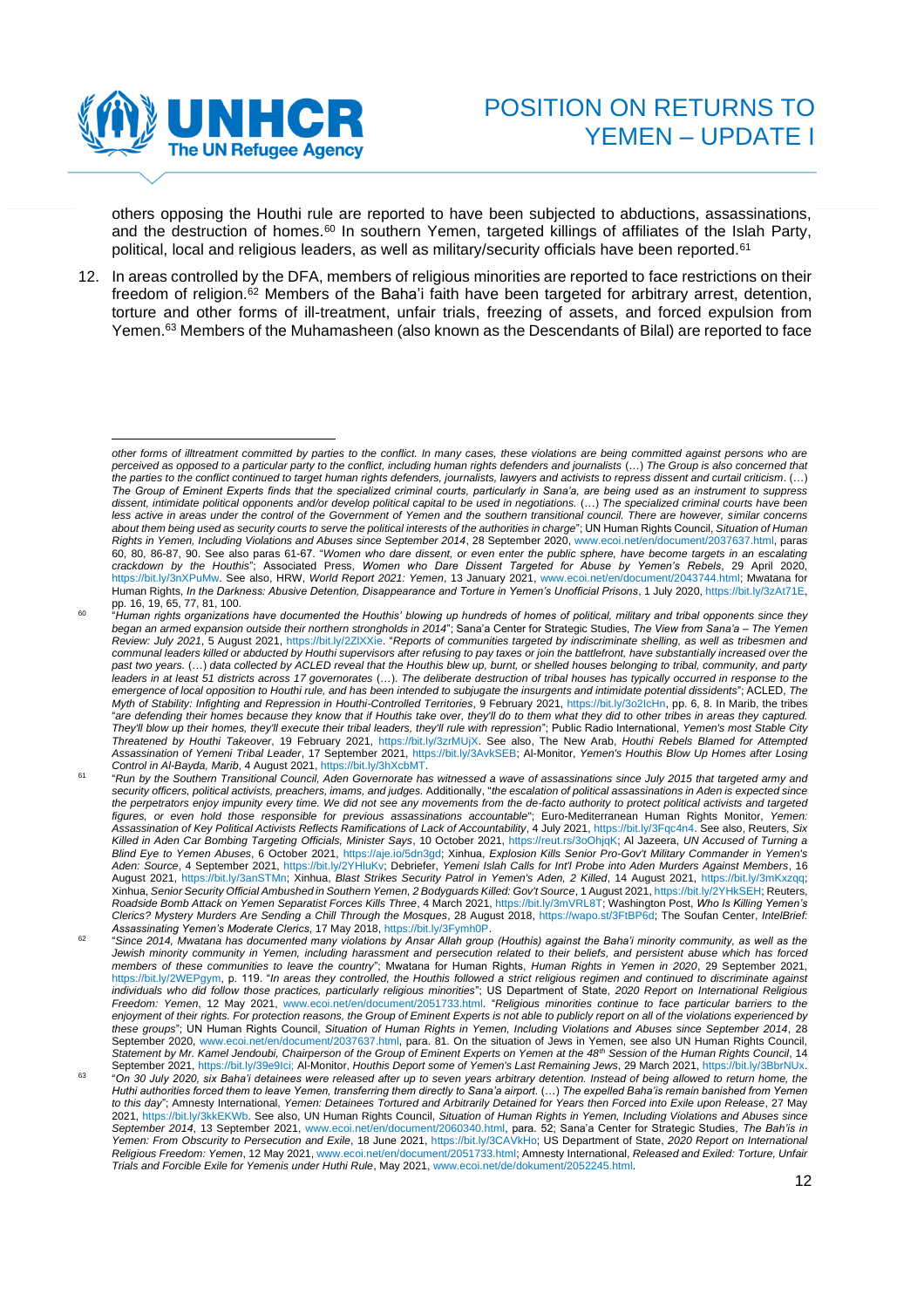others opposing the Houthi rule are reported to have been subjected to abductions, assassinations, and the destruction of homes.[60] In southern Yemen, targeted killings of affiliates of the Islah Party, political, local and religious leaders, as well as military/security officials have been reported.[61]

12. In areas controlled by the DFA, members of religious minorities are reported to face restrictions on their freedom of religion.[62] Members of the Baha'i faith have been targeted for arbitrary arrest, detention, torture and other forms of ill-treatment, unfair trials, freezing of assets, and forced expulsion from Yemen.[63] Members of the Muhamasheen (also known as the Descendants of Bilal) are reported to face

---

*other forms of illtreatment committed by parties to the conflict. In many cases, these violations are being committed against persons who are perceived as opposed to a particular party to the conflict, including human rights defenders and journalists* (…) *The Group is also concerned that the parties to the conflict continued to target human rights defenders, journalists, lawyers and activists to repress dissent and curtail criticism*. (…) *The Group of Eminent Experts finds that the specialized criminal courts, particularly in Sana'a, are being used as an instrument to suppress dissent, intimidate political opponents and/or develop political capital to be used in negotiations.* (…) *The specialized criminal courts have been less active in areas under the control of the Government of Yemen and the southern transitional council. There are however, similar concerns about them being used as security courts to serve the political interests of the authorities in charge*"; UN Human Rights Council, *Situation of Human Rights in Yemen, Including Violations and Abuses since September 2014*, 28 September 2020, www.ecoi.net/en/document/2037637.html, paras 60, 80, 86-87, 90. See also paras 61-67. "*Women who dare dissent, or even enter the public sphere, have become targets in an escalating crackdown by the Houthis*"; Associated Press, *Women who Dare Dissent Targeted for Abuse by Yemen's Rebels*, 29 April 2020, https://bit.ly/3nXPuMw. See also, HRW, *World Report 2021: Yemen*, 13 January 2021, www.ecoi.net/en/document/2043744.html; Mwatana for Human Rights, *In the Darkness: Abusive Detention, Disappearance and Torture in Yemen's Unofficial Prisons*, 1 July 2020, https://bit.ly/3zAt71E, pp. 16, 19, 65, 77, 81, 100.

[60] "*Human rights organizations have documented the Houthis' blowing up hundreds of homes of political, military and tribal opponents since they began an armed expansion outside their northern strongholds in 2014*"; Sana'a Center for Strategic Studies, *The View from Sana'a – The Yemen Review: July 2021*, 5 August 2021, https://bit.ly/2ZlXXie. "*Reports of communities targeted by indiscriminate shelling, as well as tribesmen and communal leaders killed or abducted by Houthi supervisors after refusing to pay taxes or join the battlefront, have substantially increased over the past two years.* (…) *data collected by ACLED reveal that the Houthis blew up, burnt, or shelled houses belonging to tribal, community, and party leaders in at least 51 districts across 17 governorates* (…). *The deliberate destruction of tribal houses has typically occurred in response to the emergence of local opposition to Houthi rule, and has been intended to subjugate the insurgents and intimidate potential dissidents*"; ACLED, *The Myth of Stability: Infighting and Repression in Houthi-Controlled Territories*, 9 February 2021, https://bit.ly/3o2IcHn, pp. 6, 8. In Marib, the tribes "*are defending their homes because they know that if Houthis take over, they'll do to them what they did to other tribes in areas they captured. They'll blow up their homes, they'll execute their tribal leaders, they'll rule with repression*"; Public Radio International, *Yemen's most Stable City Threatened by Houthi Takeover*, 19 February 2021, https://bit.ly/3zrMUjX. See also, The New Arab, *Houthi Rebels Blamed for Attempted Assassination of Yemeni Tribal Leader*, 17 September 2021, https://bit.ly/3AvkSEB; Al-Monitor, *Yemen's Houthis Blow Up Homes after Losing Control in Al-Bayda, Marib*, 4 August 2021, https://bit.ly/3hXcbMT.

[61] "*Run by the Southern Transitional Council, Aden Governorate has witnessed a wave of assassinations since July 2015 that targeted army and security officers, political activists, preachers, imams, and judges.* Additionally, "*the escalation of political assassinations in Aden is expected since the perpetrators enjoy impunity every time. We did not see any movements from the de-facto authority to protect political activists and targeted figures, or even hold those responsible for previous assassinations accountable*"; Euro-Mediterranean Human Rights Monitor, *Yemen: Assassination of Key Political Activists Reflects Ramifications of Lack of Accountability*, 4 July 2021, https://bit.ly/3Fqc4n4. See also, Reuters, *Six Killed in Aden Car Bombing Targeting Officials, Minister Says*, 10 October 2021, https://reut.rs/3oOhjqK; Al Jazeera, *UN Accused of Turning a Blind Eye to Yemen Abuses*, 6 October 2021, https://aje.io/5dn3gd; Xinhua, *Explosion Kills Senior Pro-Gov't Military Commander in Yemen's Aden: Source*, 4 September 2021, https://bit.ly/2YHluKv; Debriefer, *Yemeni Islah Calls for Int'l Probe into Aden Murders Against Members*, 16 August 2021, https://bit.ly/3anSTMn; Xinhua, *Blast Strikes Security Patrol in Yemen's Aden, 2 Killed*, 14 August 2021, https://bit.ly/3mKxzqq; Xinhua, *Senior Security Official Ambushed in Southern Yemen, 2 Bodyguards Killed: Gov't Source*, 1 August 2021, https://bit.ly/2YHkSEH; Reuters, *Roadside Bomb Attack on Yemen Separatist Forces Kills Three*, 4 March 2021, https://bit.ly/3mVRL8T; Washington Post, *Who Is Killing Yemen's Clerics? Mystery Murders Are Sending a Chill Through the Mosques*, 28 August 2018, https://wapo.st/3FtBP6d; The Soufan Center, *IntelBrief: Assassinating Yemen's Moderate Clerics*, 17 May 2018, https://bit.ly/3Fymh0P.

[62] "*Since 2014, Mwatana has documented many violations by Ansar Allah group (Houthis) against the Baha'i minority community, as well as the Jewish minority community in Yemen, including harassment and persecution related to their beliefs, and persistent abuse which has forced members of these communities to leave the country*"; Mwatana for Human Rights, *Human Rights in Yemen in 2020*, 29 September 2021, https://bit.ly/2WEPgym, p. 119. "*In areas they controlled, the Houthis followed a strict religious regimen and continued to discriminate against individuals who did follow those practices, particularly religious minorities*"; US Department of State, *2020 Report on International Religious Freedom: Yemen*, 12 May 2021, www.ecoi.net/en/document/2051733.html. "*Religious minorities continue to face particular barriers to the enjoyment of their rights. For protection reasons, the Group of Eminent Experts is not able to publicly report on all of the violations experienced by these groups*"; UN Human Rights Council, *Situation of Human Rights in Yemen, Including Violations and Abuses since September 2014*, 28 September 2020, www.ecoi.net/en/document/2037637.html, para. 81. On the situation of Jews in Yemen, see also UN Human Rights Council, *Statement by Mr. Kamel Jendoubi, Chairperson of the Group of Eminent Experts on Yemen at the 48th Session of the Human Rights Council*, 14 September 2021, https://bit.ly/39e9Ici; Al-Monitor, *Houthis Deport some of Yemen's Last Remaining Jews*, 29 March 2021, https://bit.ly/3BbrNUx.

[63] "*On 30 July 2020, six Baha'i detainees were released after up to seven years arbitrary detention. Instead of being allowed to return home, the Huthi authorities forced them to leave Yemen, transferring them directly to Sana'a airport*. (…) *The expelled Baha'is remain banished from Yemen to this day*"; Amnesty International, *Yemen: Detainees Tortured and Arbitrarily Detained for Years then Forced into Exile upon Release*, 27 May 2021, https://bit.ly/3kkEKWb. See also, UN Human Rights Council, *Situation of Human Rights in Yemen, Including Violations and Abuses since September 2014*, 13 September 2021, www.ecoi.net/en/document/2060340.html, para. 52; Sana'a Center for Strategic Studies, *The Bah'is in Yemen: From Obscurity to Persecution and Exile*, 18 June 2021, https://bit.ly/3CAVkHo; US Department of State, *2020 Report on International Religious Freedom: Yemen*, 12 May 2021, www.ecoi.net/en/document/2051733.html; Amnesty International, *Released and Exiled: Torture, Unfair Trials and Forcible Exile for Yemenis under Huthi Rule*, May 2021, www.ecoi.net/de/dokument/2052245.html.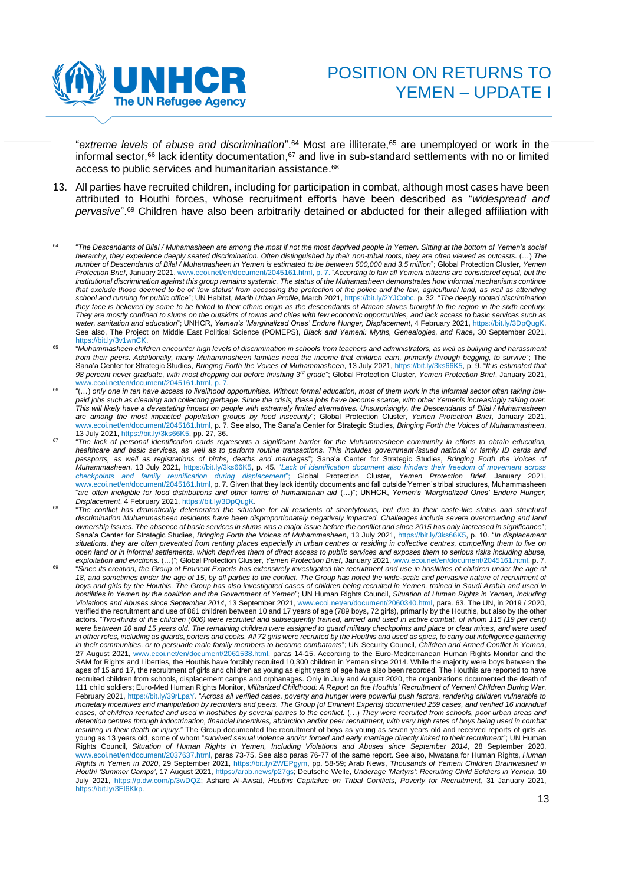"*extreme levels of abuse and discrimination*".[64] Most are illiterate,[65] are unemployed or work in the informal sector,[66] lack identity documentation,[67] and live in sub-standard settlements with no or limited access to public services and humanitarian assistance.[68]

13. All parties have recruited children, including for participation in combat, although most cases have been attributed to Houthi forces, whose recruitment efforts have been described as "*widespread and pervasive*".[69] Children have also been arbitrarily detained or abducted for their alleged affiliation with

---

[64] "*The Descendants of Bilal / Muhamasheen are among the most if not the most deprived people in Yemen. Sitting at the bottom of Yemen's social hierarchy, they experience deeply seated discrimination. Often distinguished by their non-tribal roots, they are often viewed as outcasts.* (…) *The number of Descendants of Bilal / Muhamasheen in Yemen is estimated to be between 500,000 and 3.5 million*"; Global Protection Cluster, *Yemen Protection Brief*, January 2021, www.ecoi.net/en/document/2045161.html, p. 7. "*According to law all Yemeni citizens are considered equal, but the institutional discrimination against this group remains systemic. The status of the Muhamasheen demonstrates how informal mechanisms continue that exclude those deemed to be of 'low status' from accessing the protection of the police and the law, agricultural land, as well as attending school and running for public office*"; UN Habitat, *Marib Urban Profile*, March 2021, https://bit.ly/2YJCobc, p. 32. "*The deeply rooted discrimination they face is believed by some to be linked to their ethnic origin as the descendants of African slaves brought to the region in the sixth century. They are mostly confined to slums on the outskirts of towns and cities with few economic opportunities, and lack access to basic services such as water, sanitation and education*"; UNHCR, *Yemen's 'Marginalized Ones' Endure Hunger, Displacement*, 4 February 2021, https://bit.ly/3DpQugK. See also, The Project on Middle East Political Science (POMEPS), *Black and Yemeni: Myths, Genealogies, and Race*, 30 September 2021, https://bit.ly/3v1wnCK.

[65] "*Muhammasheen children encounter high levels of discrimination in schools from teachers and administrators, as well as bullying and harassment from their peers. Additionally, many Muhammasheen families need the income that children earn, primarily through begging, to survive*"; The Sana'a Center for Strategic Studies, *Bringing Forth the Voices of Muhammasheen*, 13 July 2021, https://bit.ly/3ks66K5, p. 9. "*It is estimated that 98 percent never graduate, with most dropping out before finishing 3rd grade*"; Global Protection Cluster, *Yemen Protection Brief*, January 2021, www.ecoi.net/en/document/2045161.html, p. 7.

[66] "(…) *only one in ten have access to livelihood opportunities. Without formal education, most of them work in the informal sector often taking low-paid jobs such as cleaning and collecting garbage. Since the crisis, these jobs have become scarce, with other Yemenis increasingly taking over. This will likely have a devastating impact on people with extremely limited alternatives. Unsurprisingly, the Descendants of Bilal / Muhamasheen are among the most impacted population groups by food insecurity*"; Global Protection Cluster, *Yemen Protection Brief*, January 2021, www.ecoi.net/en/document/2045161.html, p. 7. See also, The Sana'a Center for Strategic Studies, *Bringing Forth the Voices of Muhammasheen*, 13 July 2021, https://bit.ly/3ks66K5, pp. 27, 36.

[67] "*The lack of personal identification cards represents a significant barrier for the Muhammasheen community in efforts to obtain education, healthcare and basic services, as well as to perform routine transactions. This includes government-issued national or family ID cards and passports, as well as registrations of births, deaths and marriages*"; Sana'a Center for Strategic Studies, *Bringing Forth the Voices of Muhammasheen*, 13 July 2021, https://bit.ly/3ks66K5, p. 45. "*Lack of identification document also hinders their freedom of movement across checkpoints and family reunification during displacement*"; Global Protection Cluster, *Yemen Protection Brief*, January 2021, www.ecoi.net/en/document/2045161.html, p. 7. Given that they lack identity documents and fall outside Yemen's tribal structures, Muhammasheen "*are often ineligible for food distributions and other forms of humanitarian aid* (…)"; UNHCR, *Yemen's 'Marginalized Ones' Endure Hunger, Displacement*, 4 February 2021, https://bit.ly/3DpQugK.

[68] "*The conflict has dramatically deteriorated the situation for all residents of shantytowns, but due to their caste-like status and structural discrimination Muhammasheen residents have been disproportionately impacted. Challenges include severe overcrowding and land ownership issues. The absence of basic services in slums was a major issue before the conflict and since 2015 has only increased in significance*"; Sana'a Center for Strategic Studies, *Bringing Forth the Voices of Muhammasheen*, 13 July 2021, https://bit.ly/3ks66K5, p. 10. "*In displacement situations, they are often prevented from renting places especially in urban centres or residing in collective centres, compelling them to live on open land or in informal settlements, which deprives them of direct access to public services and exposes them to serious risks including abuse, exploitation and evictions.* (…)"; Global Protection Cluster, *Yemen Protection Brief*, January 2021, www.ecoi.net/en/document/2045161.html, p. 7.

[69] "*Since its creation, the Group of Eminent Experts has extensively investigated the recruitment and use in hostilities of children under the age of 18, and sometimes under the age of 15, by all parties to the conflict. The Group has noted the wide-scale and pervasive nature of recruitment of boys and girls by the Houthis. The Group has also investigated cases of children being recruited in Yemen, trained in Saudi Arabia and used in hostilities in Yemen by the coalition and the Government of Yemen*"; UN Human Rights Council, *Situation of Human Rights in Yemen, Including Violations and Abuses since September 2014*, 13 September 2021, www.ecoi.net/en/document/2060340.html, para. 63. The UN, in 2019 / 2020, verified the recruitment and use of 861 children between 10 and 17 years of age (789 boys, 72 girls), primarily by the Houthis, but also by the other actors. "*Two-thirds of the children (606) were recruited and subsequently trained, armed and used in active combat, of whom 115 (19 per cent) were between 10 and 15 years old. The remaining children were assigned to guard military checkpoints and place or clear mines, and were used in other roles, including as guards, porters and cooks. All 72 girls were recruited by the Houthis and used as spies, to carry out intelligence gathering in their communities, or to persuade male family members to become combatants*"; UN Security Council, *Children and Armed Conflict in Yemen*, 27 August 2021, www.ecoi.net/en/document/2061538.html, paras 14-15. According to the Euro-Mediterranean Human Rights Monitor and the SAM for Rights and Liberties, the Houthis have forcibly recruited 10,300 children in Yemen since 2014. While the majority were boys between the ages of 15 and 17, the recruitment of girls and children as young as eight years of age have also been recorded. The Houthis are reported to have recruited children from schools, displacement camps and orphanages. Only in July and August 2020, the organizations documented the death of 111 child soldiers; Euro-Med Human Rights Monitor, *Militarized Childhood: A Report on the Houthis' Recruitment of Yemeni Children During War*, February 2021, https://bit.ly/39rLpaY. "*Across all verified cases, poverty and hunger were powerful push factors, rendering children vulnerable to monetary incentives and manipulation by recruiters and peers. The Group [of Eminent Experts] documented 259 cases, and verified 16 individual cases, of children recruited and used in hostilities by several parties to the conflict.* (…) *They were recruited from schools, poor urban areas and detention centres through indoctrination, financial incentives, abduction and/or peer recruitment, with very high rates of boys being used in combat resulting in their death or injury*." The Group documented the recruitment of boys as young as seven years old and received reports of girls as young as 13 years old, some of whom "*survived sexual violence and/or forced and early marriage directly linked to their recruitment*"; UN Human Rights Council, *Situation of Human Rights in Yemen, Including Violations and Abuses since September 2014*, 28 September 2020, www.ecoi.net/en/document/2037637.html, paras 73-75. See also paras 76-77 of the same report. See also, Mwatana for Human Rights, *Human Rights in Yemen in 2020*, 29 September 2021, https://bit.ly/2WEPgym, pp. 58-59; Arab News, *Thousands of Yemeni Children Brainwashed in Houthi 'Summer Camps'*, 17 August 2021, https://arab.news/p27gs; Deutsche Welle, *Underage 'Martyrs': Recruiting Child Soldiers in Yemen*, 10 July 2021, https://p.dw.com/p/3wDQZ; Asharq Al-Awsat, *Houthis Capitalize on Tribal Conflicts, Poverty for Recruitment*, 31 January 2021, https://bit.ly/3El6Kkp.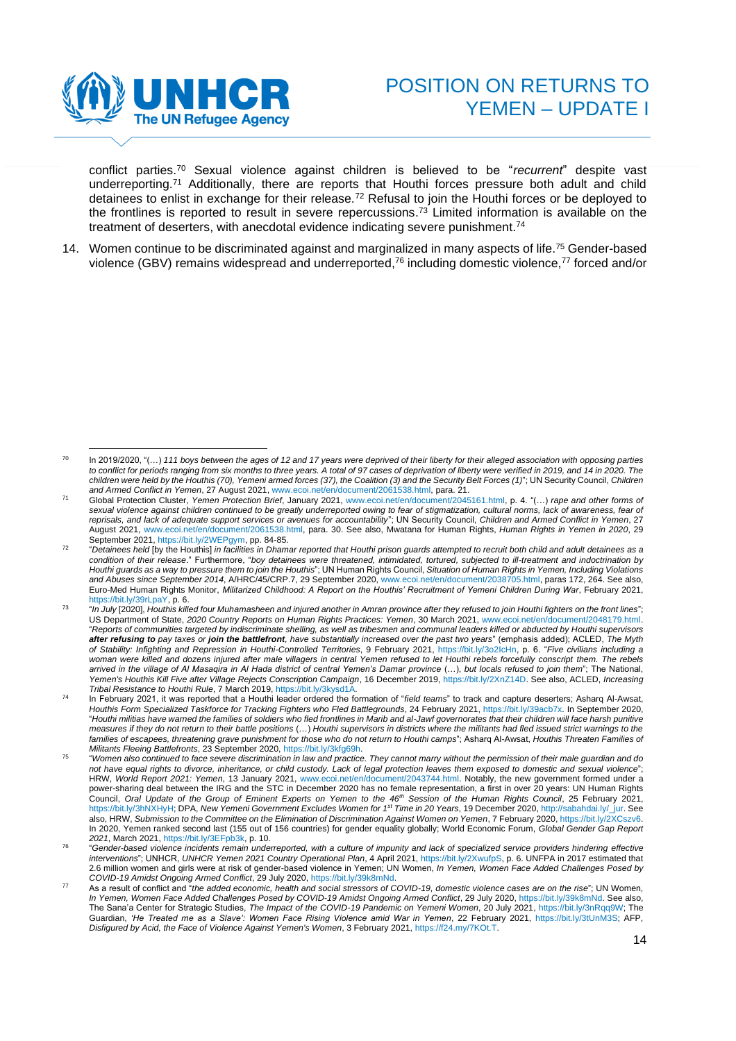conflict parties.[70] Sexual violence against children is believed to be "*recurrent*" despite vast underreporting.[71] Additionally, there are reports that Houthi forces pressure both adult and child detainees to enlist in exchange for their release.[72] Refusal to join the Houthi forces or be deployed to the frontlines is reported to result in severe repercussions.[73] Limited information is available on the treatment of deserters, with anecdotal evidence indicating severe punishment.[74]

14. Women continue to be discriminated against and marginalized in many aspects of life.[75] Gender-based violence (GBV) remains widespread and underreported,[76] including domestic violence,[77] forced and/or

---

[70] In 2019/2020, "(…) *111 boys between the ages of 12 and 17 years were deprived of their liberty for their alleged association with opposing parties to conflict for periods ranging from six months to three years. A total of 97 cases of deprivation of liberty were verified in 2019, and 14 in 2020. The children were held by the Houthis (70), Yemeni armed forces (37), the Coalition (3) and the Security Belt Forces (1)*"; UN Security Council, *Children and Armed Conflict in Yemen*, 27 August 2021, www.ecoi.net/en/document/2061538.html, para. 21.

[71] Global Protection Cluster, *Yemen Protection Brief*, January 2021, www.ecoi.net/en/document/2045161.html, p. 4. "(…) *rape and other forms of sexual violence against children continued to be greatly underreported owing to fear of stigmatization, cultural norms, lack of awareness, fear of reprisals, and lack of adequate support services or avenues for accountability*"; UN Security Council, *Children and Armed Conflict in Yemen*, 27 August 2021, www.ecoi.net/en/document/2061538.html, para. 30. See also, Mwatana for Human Rights, *Human Rights in Yemen in 2020*, 29 September 2021, https://bit.ly/2WEPgym, pp. 84-85.

[72] "*Detainees held* [by the Houthis] *in facilities in Dhamar reported that Houthi prison guards attempted to recruit both child and adult detainees as a condition of their release*." Furthermore, "*boy detainees were threatened, intimidated, tortured, subjected to ill-treatment and indoctrination by Houthi guards as a way to pressure them to join the Houthis*"; UN Human Rights Council, *Situation of Human Rights in Yemen, Including Violations and Abuses since September 2014*, A/HRC/45/CRP.7, 29 September 2020, www.ecoi.net/en/document/2038705.html, paras 172, 264. See also, Euro-Med Human Rights Monitor, *Militarized Childhood: A Report on the Houthis' Recruitment of Yemeni Children During War*, February 2021, https://bit.ly/39rLpaY, p. 6.

[73] "*In July* [2020], *Houthis killed four Muhamasheen and injured another in Amran province after they refused to join Houthi fighters on the front lines*"; US Department of State, *2020 Country Reports on Human Rights Practices: Yemen*, 30 March 2021, www.ecoi.net/en/document/2048179.html. "*Reports of communities targeted by indiscriminate shelling, as well as tribesmen and communal leaders killed or abducted by Houthi supervisors* ***after refusing to*** *pay taxes or* ***join the battlefront****, have substantially increased over the past two years*" (emphasis added); ACLED, *The Myth of Stability: Infighting and Repression in Houthi-Controlled Territories*, 9 February 2021, https://bit.ly/3o2IcHn, p. 6. "*Five civilians including a woman were killed and dozens injured after male villagers in central Yemen refused to let Houthi rebels forcefully conscript them. The rebels arrived in the village of Al Masaqira in Al Hada district of central Yemen's Damar province* (…), *but locals refused to join them*"; The National, *Yemen's Houthis Kill Five after Village Rejects Conscription Campaign*, 16 December 2019, https://bit.ly/2XnZ14D. See also, ACLED, *Increasing Tribal Resistance to Houthi Rule*, 7 March 2019, https://bit.ly/3kysd1A.

[74] In February 2021, it was reported that a Houthi leader ordered the formation of "*field teams*" to track and capture deserters; Asharq Al-Awsat, *Houthis Form Specialized Taskforce for Tracking Fighters who Fled Battlegrounds*, 24 February 2021, https://bit.ly/39acb7x. In September 2020, "*Houthi militias have warned the families of soldiers who fled frontlines in Marib and al-Jawf governorates that their children will face harsh punitive measures if they do not return to their battle positions* (…) *Houthi supervisors in districts where the militants had fled issued strict warnings to the families of escapees, threatening grave punishment for those who do not return to Houthi camps*"; Asharq Al-Awsat, *Houthis Threaten Families of Militants Fleeing Battlefronts*, 23 September 2020, https://bit.ly/3kfg69h.

[75] "*Women also continued to face severe discrimination in law and practice. They cannot marry without the permission of their male guardian and do not have equal rights to divorce, inheritance, or child custody. Lack of legal protection leaves them exposed to domestic and sexual violence*"; HRW, *World Report 2021: Yemen*, 13 January 2021, www.ecoi.net/en/document/2043744.html. Notably, the new government formed under a power-sharing deal between the IRG and the STC in December 2020 has no female representation, a first in over 20 years: UN Human Rights Council, *Oral Update of the Group of Eminent Experts on Yemen to the 46th Session of the Human Rights Council*, 25 February 2021, https://bit.ly/3hNXHyH; DPA, *New Yemeni Government Excludes Women for 1st Time in 20 Years*, 19 December 2020, http://sabahdai.ly/_jur. See also, HRW, *Submission to the Committee on the Elimination of Discrimination Against Women on Yemen*, 7 February 2020, https://bit.ly/2XCszv6. In 2020, Yemen ranked second last (155 out of 156 countries) for gender equality globally; World Economic Forum, *Global Gender Gap Report 2021*, March 2021, https://bit.ly/3EFpb3k, p. 10.

[76] "*Gender-based violence incidents remain underreported, with a culture of impunity and lack of specialized service providers hindering effective interventions*"; UNHCR, *UNHCR Yemen 2021 Country Operational Plan*, 4 April 2021, https://bit.ly/2XwufpS, p. 6. UNFPA in 2017 estimated that 2.6 million women and girls were at risk of gender-based violence in Yemen; UN Women, *In Yemen, Women Face Added Challenges Posed by COVID-19 Amidst Ongoing Armed Conflict*, 29 July 2020, https://bit.ly/39k8mNd.

[77] As a result of conflict and "*the added economic, health and social stressors of COVID-19, domestic violence cases are on the rise*"; UN Women, *In Yemen, Women Face Added Challenges Posed by COVID-19 Amidst Ongoing Armed Conflict*, 29 July 2020, https://bit.ly/39k8mNd. See also, The Sana'a Center for Strategic Studies, *The Impact of the COVID-19 Pandemic on Yemeni Women*, 20 July 2021, https://bit.ly/3nRqq9W; The Guardian, *'He Treated me as a Slave': Women Face Rising Violence amid War in Yemen*, 22 February 2021, https://bit.ly/3tUnM3S; AFP, *Disfigured by Acid, the Face of Violence Against Yemen's Women*, 3 February 2021, https://f24.my/7KOt.T.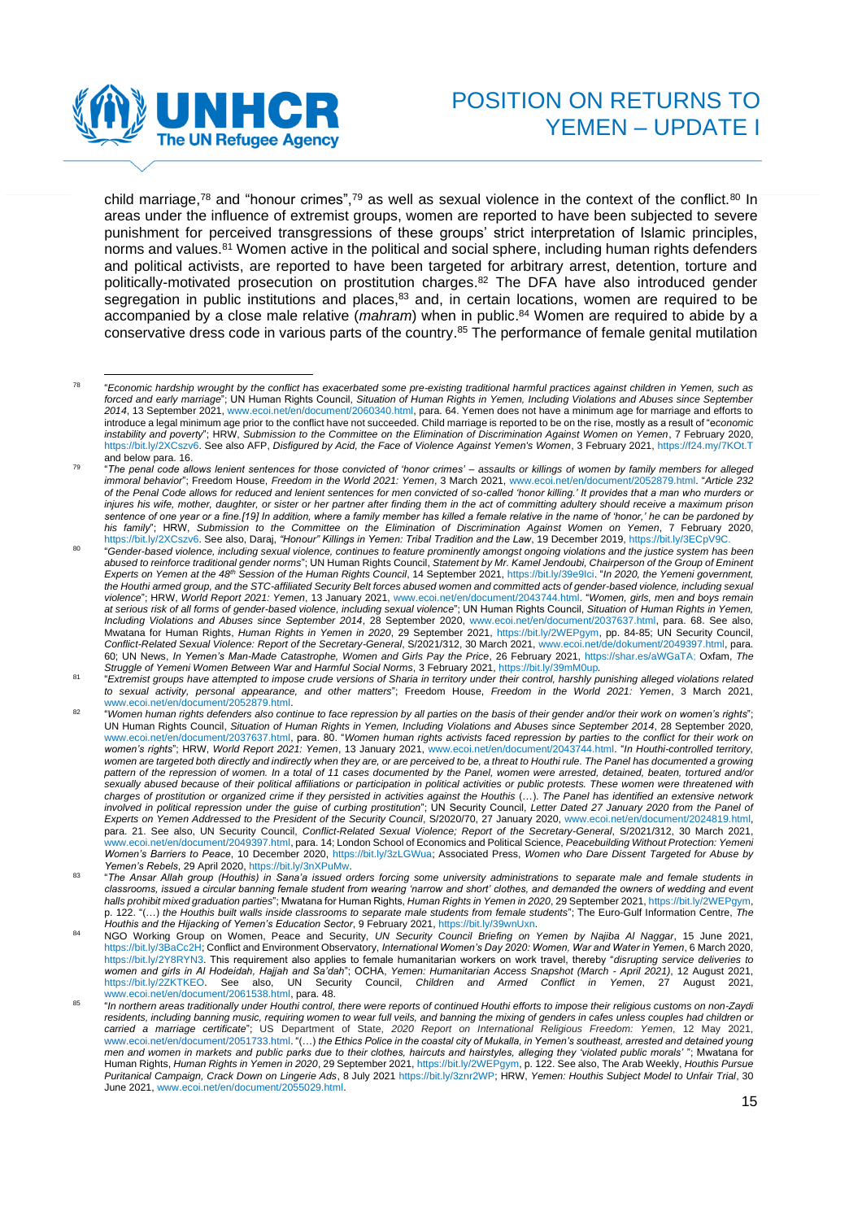child marriage,[78] and "honour crimes",[79] as well as sexual violence in the context of the conflict.[80] In areas under the influence of extremist groups, women are reported to have been subjected to severe punishment for perceived transgressions of these groups' strict interpretation of Islamic principles, norms and values.[81] Women active in the political and social sphere, including human rights defenders and political activists, are reported to have been targeted for arbitrary arrest, detention, torture and politically-motivated prosecution on prostitution charges.[82] The DFA have also introduced gender segregation in public institutions and places,[83] and, in certain locations, women are required to be accompanied by a close male relative (*mahram*) when in public.[84] Women are required to abide by a conservative dress code in various parts of the country.[85] The performance of female genital mutilation

---

[78] "*Economic hardship wrought by the conflict has exacerbated some pre-existing traditional harmful practices against children in Yemen, such as forced and early marriage*"; UN Human Rights Council, *Situation of Human Rights in Yemen, Including Violations and Abuses since September 2014*, 13 September 2021, www.ecoi.net/en/document/2060340.html, para. 64. Yemen does not have a minimum age for marriage and efforts to introduce a legal minimum age prior to the conflict have not succeeded. Child marriage is reported to be on the rise, mostly as a result of "*economic instability and poverty*"; HRW, *Submission to the Committee on the Elimination of Discrimination Against Women on Yemen*, 7 February 2020, https://bit.ly/2XCszv6. See also AFP, *Disfigured by Acid, the Face of Violence Against Yemen's Women*, 3 February 2021, https://f24.my/7KOt.T and below para. 16.

[79] "*The penal code allows lenient sentences for those convicted of 'honor crimes' – assaults or killings of women by family members for alleged immoral behavior*"; Freedom House, *Freedom in the World 2021: Yemen*, 3 March 2021, www.ecoi.net/en/document/2052879.html. "*Article 232 of the Penal Code allows for reduced and lenient sentences for men convicted of so-called 'honor killing.' It provides that a man who murders or injures his wife, mother, daughter, or sister or her partner after finding them in the act of committing adultery should receive a maximum prison sentence of one year or a fine.[19] In addition, where a family member has killed a female relative in the name of 'honor,' he can be pardoned by his family*"; HRW, *Submission to the Committee on the Elimination of Discrimination Against Women on Yemen*, 7 February 2020, https://bit.ly/2XCszv6. See also, Daraj, *"Honour" Killings in Yemen: Tribal Tradition and the Law*, 19 December 2019, https://bit.ly/3ECpV9C.

[80] "*Gender-based violence, including sexual violence, continues to feature prominently amongst ongoing violations and the justice system has been abused to reinforce traditional gender norms*"; UN Human Rights Council, *Statement by Mr. Kamel Jendoubi, Chairperson of the Group of Eminent Experts on Yemen at the 48th Session of the Human Rights Council*, 14 September 2021, https://bit.ly/39e9lci. "*In 2020, the Yemeni government, the Houthi armed group, and the STC-affiliated Security Belt forces abused women and committed acts of gender-based violence, including sexual violence*"; HRW, *World Report 2021: Yemen*, 13 January 2021, www.ecoi.net/en/document/2043744.html. "*Women, girls, men and boys remain at serious risk of all forms of gender-based violence, including sexual violence*"; UN Human Rights Council, *Situation of Human Rights in Yemen, Including Violations and Abuses since September 2014*, 28 September 2020, www.ecoi.net/en/document/2037637.html, para. 68. See also, Mwatana for Human Rights, *Human Rights in Yemen in 2020*, 29 September 2021, https://bit.ly/2WEPgym, pp. 84-85; UN Security Council, *Conflict-Related Sexual Violence: Report of the Secretary-General*, S/2021/312, 30 March 2021, www.ecoi.net/de/dokument/2049397.html, para. 60; UN News, *In Yemen's Man-Made Catastrophe, Women and Girls Pay the Price*, 26 February 2021, https://shar.es/aWGaTA; Oxfam, *The Struggle of Yemeni Women Between War and Harmful Social Norms*, 3 February 2021, https://bit.ly/39mM0up.

[81] "*Extremist groups have attempted to impose crude versions of Sharia in territory under their control, harshly punishing alleged violations related to sexual activity, personal appearance, and other matters*"; Freedom House, *Freedom in the World 2021: Yemen*, 3 March 2021, www.ecoi.net/en/document/2052879.html.

[82] "*Women human rights defenders also continue to face repression by all parties on the basis of their gender and/or their work on women's rights*"; UN Human Rights Council, *Situation of Human Rights in Yemen, Including Violations and Abuses since September 2014*, 28 September 2020, www.ecoi.net/en/document/2037637.html, para. 80. "*Women human rights activists faced repression by parties to the conflict for their work on women's rights*"; HRW, *World Report 2021: Yemen*, 13 January 2021, www.ecoi.net/en/document/2043744.html. "*In Houthi-controlled territory, women are targeted both directly and indirectly when they are, or are perceived to be, a threat to Houthi rule. The Panel has documented a growing pattern of the repression of women. In a total of 11 cases documented by the Panel, women were arrested, detained, beaten, tortured and/or sexually abused because of their political affiliations or participation in political activities or public protests. These women were threatened with charges of prostitution or organized crime if they persisted in activities against the Houthis* (…). *The Panel has identified an extensive network involved in political repression under the guise of curbing prostitution*"; UN Security Council, *Letter Dated 27 January 2020 from the Panel of Experts on Yemen Addressed to the President of the Security Council*, S/2020/70, 27 January 2020, www.ecoi.net/en/document/2024819.html, para. 21. See also, UN Security Council, *Conflict-Related Sexual Violence; Report of the Secretary-General*, S/2021/312, 30 March 2021, www.ecoi.net/en/document/2049397.html, para. 14; London School of Economics and Political Science, *Peacebuilding Without Protection: Yemeni Women's Barriers to Peace*, 10 December 2020, https://bit.ly/3zLGWua; Associated Press, *Women who Dare Dissent Targeted for Abuse by Yemen's Rebels*, 29 April 2020, https://bit.ly/3nXPuMw.

[83] "*The Ansar Allah group (Houthis) in Sana'a issued orders forcing some university administrations to separate male and female students in classrooms, issued a circular banning female student from wearing 'narrow and short' clothes, and demanded the owners of wedding and event halls prohibit mixed graduation parties*"; Mwatana for Human Rights, *Human Rights in Yemen in 2020*, 29 September 2021, https://bit.ly/2WEPgym, p. 122. "(…) *the Houthis built walls inside classrooms to separate male students from female students*"; The Euro-Gulf Information Centre, *The Houthis and the Hijacking of Yemen's Education Sector*, 9 February 2021, https://bit.ly/39wnUxn.

[84] NGO Working Group on Women, Peace and Security, *UN Security Council Briefing on Yemen by Najiba Al Naggar*, 15 June 2021, https://bit.ly/3BaCc2H; Conflict and Environment Observatory, *International Women's Day 2020: Women, War and Water in Yemen*, 6 March 2020, https://bit.ly/2Y8RYN3. This requirement also applies to female humanitarian workers on work travel, thereby "*disrupting service deliveries to women and girls in Al Hodeidah, Hajjah and Sa'dah*"; OCHA, *Yemen: Humanitarian Access Snapshot (March - April 2021)*, 12 August 2021, https://bit.ly/2ZKTKEO. See also, UN Security Council, *Children and Armed Conflict in Yemen*, 27 August 2021, www.ecoi.net/en/document/2061538.html, para. 48.

[85] "*In northern areas traditionally under Houthi control, there were reports of continued Houthi efforts to impose their religious customs on non-Zaydi residents, including banning music, requiring women to wear full veils, and banning the mixing of genders in cafes unless couples had children or carried a marriage certificate*"; US Department of State, *2020 Report on International Religious Freedom: Yemen*, 12 May 2021, www.ecoi.net/en/document/2051733.html. "(…) *the Ethics Police in the coastal city of Mukalla, in Yemen's southeast, arrested and detained young men and women in markets and public parks due to their clothes, haircuts and hairstyles, alleging they 'violated public morals'* "; Mwatana for Human Rights, *Human Rights in Yemen in 2020*, 29 September 2021, https://bit.ly/2WEPgym, p. 122. See also, The Arab Weekly, *Houthis Pursue Puritanical Campaign, Crack Down on Lingerie Ads*, 8 July 2021 https://bit.ly/3znr2WP; HRW, *Yemen: Houthis Subject Model to Unfair Trial*, 30 June 2021, www.ecoi.net/en/document/2055029.html.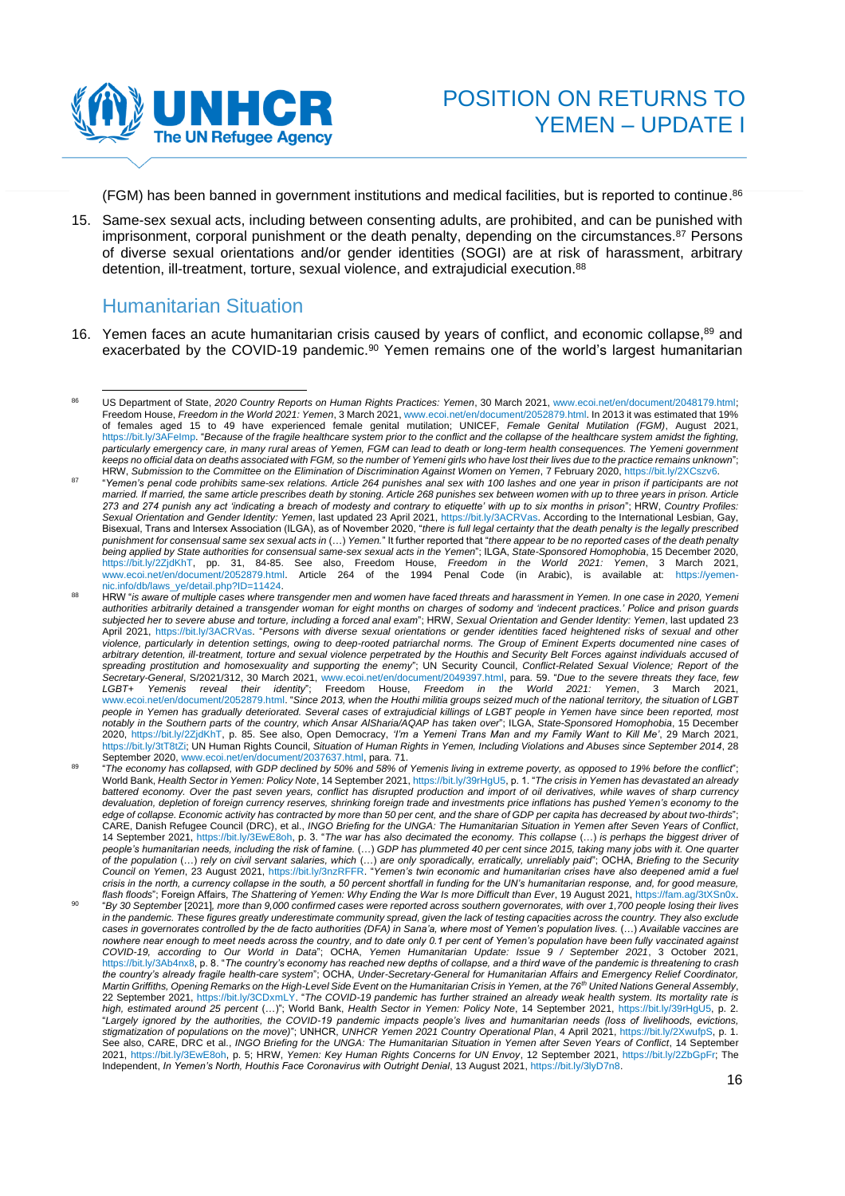(FGM) has been banned in government institutions and medical facilities, but is reported to continue.[86]

15. Same-sex sexual acts, including between consenting adults, are prohibited, and can be punished with imprisonment, corporal punishment or the death penalty, depending on the circumstances.[87] Persons of diverse sexual orientations and/or gender identities (SOGI) are at risk of harassment, arbitrary detention, ill-treatment, torture, sexual violence, and extrajudicial execution.[88]

## Humanitarian Situation

16. Yemen faces an acute humanitarian crisis caused by years of conflict, and economic collapse,[89] and exacerbated by the COVID-19 pandemic.[90] Yemen remains one of the world's largest humanitarian

---

[86] US Department of State, *2020 Country Reports on Human Rights Practices: Yemen*, 30 March 2021, www.ecoi.net/en/document/2048179.html; Freedom House, *Freedom in the World 2021: Yemen*, 3 March 2021, www.ecoi.net/en/document/2052879.html. In 2013 it was estimated that 19% of females aged 15 to 49 have experienced female genital mutilation; UNICEF, *Female Genital Mutilation (FGM)*, August 2021, https://bit.ly/3AFeImp. "*Because of the fragile healthcare system prior to the conflict and the collapse of the healthcare system amidst the fighting, particularly emergency care, in many rural areas of Yemen, FGM can lead to death or long-term health consequences. The Yemeni government keeps no official data on deaths associated with FGM, so the number of Yemeni girls who have lost their lives due to the practice remains unknown*"; HRW, *Submission to the Committee on the Elimination of Discrimination Against Women on Yemen*, 7 February 2020, https://bit.ly/2XCszv6.

[87] "*Yemen's penal code prohibits same-sex relations. Article 264 punishes anal sex with 100 lashes and one year in prison if participants are not married. If married, the same article prescribes death by stoning. Article 268 punishes sex between women with up to three years in prison. Article 273 and 274 punish any act 'indicating a breach of modesty and contrary to etiquette' with up to six months in prison*"; HRW, *Country Profiles: Sexual Orientation and Gender Identity: Yemen*, last updated 23 April 2021, https://bit.ly/3ACRVas. According to the International Lesbian, Gay, Bisexual, Trans and Intersex Association (ILGA), as of November 2020, "*there is full legal certainty that the death penalty is the legally prescribed punishment for consensual same sex sexual acts in* (…) *Yemen.*" It further reported that "*there appear to be no reported cases of the death penalty being applied by State authorities for consensual same-sex sexual acts in the Yemen*"; ILGA, *State-Sponsored Homophobia*, 15 December 2020, https://bit.ly/2ZjdKhT, pp. 31, 84-85. See also, Freedom House, *Freedom in the World 2021: Yemen*, 3 March 2021, www.ecoi.net/en/document/2052879.html. Article 264 of the 1994 Penal Code (in Arabic), is available at: https://yemen-nic.info/db/laws_ye/detail.php?ID=11424.

[88] HRW "*is aware of multiple cases where transgender men and women have faced threats and harassment in Yemen. In one case in 2020, Yemeni authorities arbitrarily detained a transgender woman for eight months on charges of sodomy and 'indecent practices.' Police and prison guards subjected her to severe abuse and torture, including a forced anal exam*"; HRW, *Sexual Orientation and Gender Identity: Yemen*, last updated 23 April 2021, https://bit.ly/3ACRVas. "*Persons with diverse sexual orientations or gender identities faced heightened risks of sexual and other violence, particularly in detention settings, owing to deep-rooted patriarchal norms. The Group of Eminent Experts documented nine cases of arbitrary detention, ill-treatment, torture and sexual violence perpetrated by the Houthis and Security Belt Forces against individuals accused of spreading prostitution and homosexuality and supporting the enemy*"; UN Security Council, *Conflict-Related Sexual Violence; Report of the Secretary-General*, S/2021/312, 30 March 2021, www.ecoi.net/en/document/2049397.html, para. 59. "*Due to the severe threats they face, few LGBT+ Yemenis reveal their identity*"; Freedom House, *Freedom in the World 2021: Yemen*, 3 March 2021, www.ecoi.net/en/document/2052879.html. "*Since 2013, when the Houthi militia groups seized much of the national territory, the situation of LGBT people in Yemen has gradually deteriorated. Several cases of extrajudicial killings of LGBT people in Yemen have since been reported, most notably in the Southern parts of the country, which Ansar AlSharia/AQAP has taken over*"; ILGA, *State-Sponsored Homophobia*, 15 December 2020, https://bit.ly/2ZjdKhT, p. 85. See also, Open Democracy, *'I'm a Yemeni Trans Man and my Family Want to Kill Me'*, 29 March 2021, https://bit.ly/3tT8tZi; UN Human Rights Council, *Situation of Human Rights in Yemen, Including Violations and Abuses since September 2014*, 28 September 2020, www.ecoi.net/en/document/2037637.html, para. 71.

[89] "*The economy has collapsed, with GDP declined by 50% and 58% of Yemenis living in extreme poverty, as opposed to 19% before the conflict*"; World Bank, *Health Sector in Yemen: Policy Note*, 14 September 2021, https://bit.ly/39rHgU5, p. 1. "*The crisis in Yemen has devastated an already battered economy. Over the past seven years, conflict has disrupted production and import of oil derivatives, while waves of sharp currency devaluation, depletion of foreign currency reserves, shrinking foreign trade and investments price inflations has pushed Yemen's economy to the edge of collapse. Economic activity has contracted by more than 50 per cent, and the share of GDP per capita has decreased by about two-thirds*"; CARE, Danish Refugee Council (DRC), et al., *INGO Briefing for the UNGA: The Humanitarian Situation in Yemen after Seven Years of Conflict*, 14 September 2021, https://bit.ly/3EwE8oh, p. 3. "*The war has also decimated the economy. This collapse* (…) *is perhaps the biggest driver of people's humanitarian needs, including the risk of famine.* (…) *GDP has plummeted 40 per cent since 2015, taking many jobs with it. One quarter of the population* (…) *rely on civil servant salaries, which* (…) *are only sporadically, erratically, unreliably paid*"; OCHA, *Briefing to the Security Council on Yemen*, 23 August 2021, https://bit.ly/3nzRFFR. "*Yemen's twin economic and humanitarian crises have also deepened amid a fuel crisis in the north, a currency collapse in the south, a 50 percent shortfall in funding for the UN's humanitarian response, and, for good measure, flash floods*"; Foreign Affairs, *The Shattering of Yemen: Why Ending the War Is more Difficult than Ever*, 19 August 2021, https://fam.ag/3tXSn0x.

[90] "*By 30 September* [2021]*, more than 9,000 confirmed cases were reported across southern governorates, with over 1,700 people losing their lives in the pandemic. These figures greatly underestimate community spread, given the lack of testing capacities across the country. They also exclude cases in governorates controlled by the de facto authorities (DFA) in Sana'a, where most of Yemen's population lives.* (…) *Available vaccines are nowhere near enough to meet needs across the country, and to date only 0.1 per cent of Yemen's population have been fully vaccinated against COVID-19, according to Our World in Data*"; OCHA, *Yemen Humanitarian Update: Issue 9 / September 2021*, 3 October 2021, https://bit.ly/3Ab4nx8, p. 8. "*The country's economy has reached new depths of collapse, and a third wave of the pandemic is threatening to crash the country's already fragile health-care system*"; OCHA, *Under-Secretary-General for Humanitarian Affairs and Emergency Relief Coordinator, Martin Griffiths, Opening Remarks on the High-Level Side Event on the Humanitarian Crisis in Yemen, at the 76th United Nations General Assembly*, 22 September 2021, https://bit.ly/3CDxmLY. "*The COVID-19 pandemic has further strained an already weak health system. Its mortality rate is high, estimated around 25 percent* (…)"; World Bank, *Health Sector in Yemen: Policy Note*, 14 September 2021, https://bit.ly/39rHgU5, p. 2. "*Largely ignored by the authorities, the COVID-19 pandemic impacts people's lives and humanitarian needs (loss of livelihoods, evictions, stigmatization of populations on the move)*"; UNHCR, *UNHCR Yemen 2021 Country Operational Plan*, 4 April 2021, https://bit.ly/2XwufpS, p. 1. See also, CARE, DRC et al., *INGO Briefing for the UNGA: The Humanitarian Situation in Yemen after Seven Years of Conflict*, 14 September 2021, https://bit.ly/3EwE8oh, p. 5; HRW, *Yemen: Key Human Rights Concerns for UN Envoy*, 12 September 2021, https://bit.ly/2ZbGpFr; The Independent, *In Yemen's North, Houthis Face Coronavirus with Outright Denial*, 13 August 2021, https://bit.ly/3lyD7n8.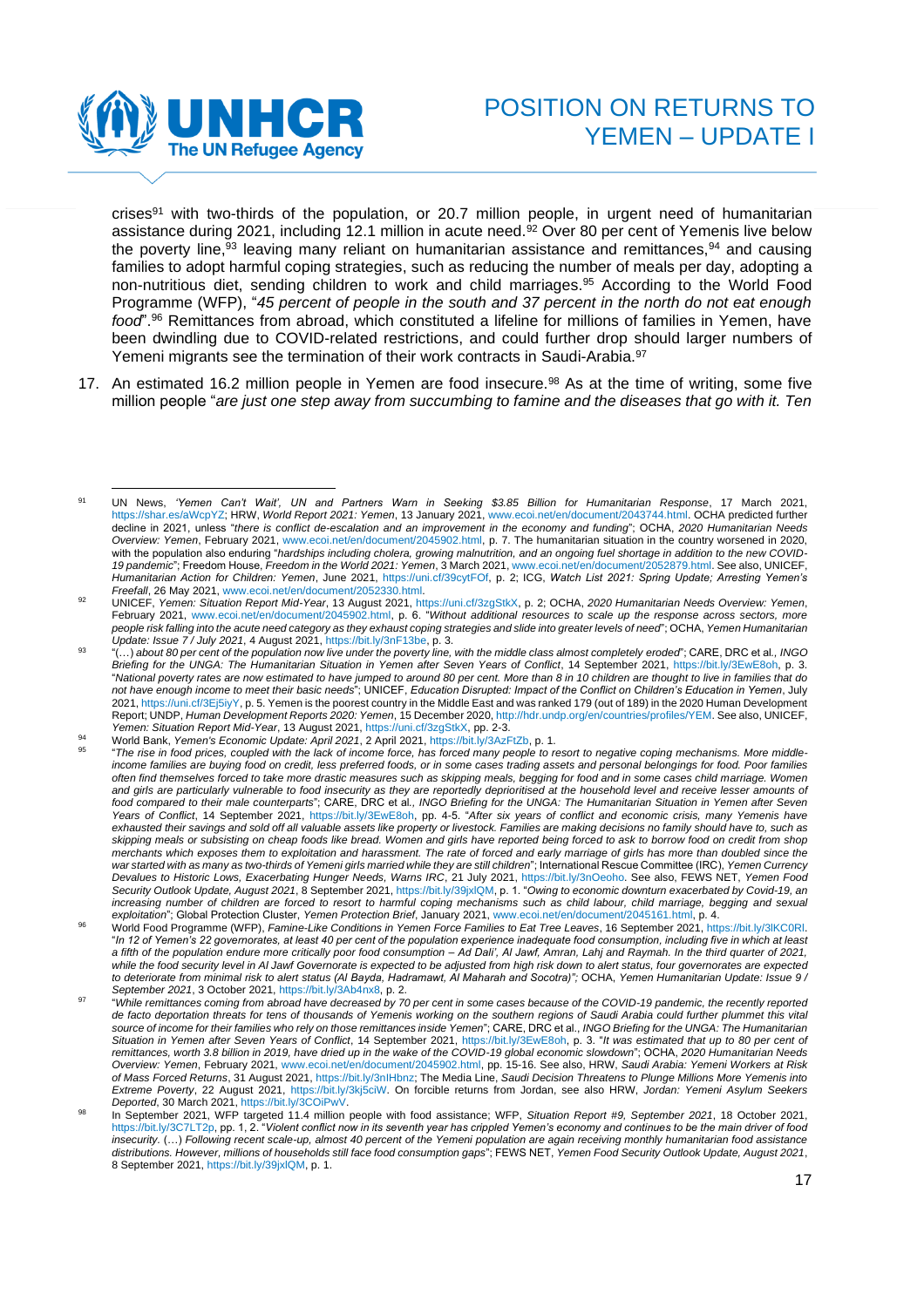crises[91] with two-thirds of the population, or 20.7 million people, in urgent need of humanitarian assistance during 2021, including 12.1 million in acute need.[92] Over 80 per cent of Yemenis live below the poverty line,[93] leaving many reliant on humanitarian assistance and remittances,[94] and causing families to adopt harmful coping strategies, such as reducing the number of meals per day, adopting a non-nutritious diet, sending children to work and child marriages.[95] According to the World Food Programme (WFP), "*45 percent of people in the south and 37 percent in the north do not eat enough food*".[96] Remittances from abroad, which constituted a lifeline for millions of families in Yemen, have been dwindling due to COVID-related restrictions, and could further drop should larger numbers of Yemeni migrants see the termination of their work contracts in Saudi-Arabia.[97]

17. An estimated 16.2 million people in Yemen are food insecure.[98] As at the time of writing, some five million people "*are just one step away from succumbing to famine and the diseases that go with it. Ten*

---

[91] UN News, *'Yemen Can't Wait', UN and Partners Warn in Seeking $3.85 Billion for Humanitarian Response*, 17 March 2021, https://shar.es/aWcpYZ; HRW, *World Report 2021: Yemen*, 13 January 2021, www.ecoi.net/en/document/2043744.html. OCHA predicted further decline in 2021, unless "*there is conflict de-escalation and an improvement in the economy and funding*"; OCHA, *2020 Humanitarian Needs Overview: Yemen*, February 2021, www.ecoi.net/en/document/2045902.html, p. 7. The humanitarian situation in the country worsened in 2020, with the population also enduring "*hardships including cholera, growing malnutrition, and an ongoing fuel shortage in addition to the new COVID-19 pandemic*"; Freedom House, *Freedom in the World 2021: Yemen*, 3 March 2021, www.ecoi.net/en/document/2052879.html. See also, UNICEF, *Humanitarian Action for Children: Yemen*, June 2021, https://uni.cf/39cytFOf, p. 2; ICG, *Watch List 2021: Spring Update; Arresting Yemen's Freefall*, 26 May 2021, www.ecoi.net/en/document/2052330.html.

[92] UNICEF, *Yemen: Situation Report Mid-Year*, 13 August 2021, https://uni.cf/3zgStkX, p. 2; OCHA, *2020 Humanitarian Needs Overview: Yemen*, February 2021, www.ecoi.net/en/document/2045902.html, p. 6. "*Without additional resources to scale up the response across sectors, more people risk falling into the acute need category as they exhaust coping strategies and slide into greater levels of need*"; OCHA, *Yemen Humanitarian Update: Issue 7 / July 2021*, 4 August 2021, https://bit.ly/3nF13be, p. 3.

[93] "(…) *about 80 per cent of the population now live under the poverty line, with the middle class almost completely eroded*"; CARE, DRC et al., *INGO Briefing for the UNGA: The Humanitarian Situation in Yemen after Seven Years of Conflict*, 14 September 2021, https://bit.ly/3EwE8oh, p. 3. "*National poverty rates are now estimated to have jumped to around 80 per cent. More than 8 in 10 children are thought to live in families that do not have enough income to meet their basic needs*"; UNICEF, *Education Disrupted: Impact of the Conflict on Children's Education in Yemen*, July 2021, https://uni.cf/3Ej5iyY, p. 5. Yemen is the poorest country in the Middle East and was ranked 179 (out of 189) in the 2020 Human Development Report; UNDP, *Human Development Reports 2020: Yemen*, 15 December 2020, http://hdr.undp.org/en/countries/profiles/YEM. See also, UNICEF, *Yemen: Situation Report Mid-Year*, 13 August 2021, https://uni.cf/3zgStkX, pp. 2-3.

[94] World Bank, *Yemen's Economic Update: April 2021*, 2 April 2021, https://bit.ly/3AzFtZb, p. 1.

[95] "*The rise in food prices, coupled with the lack of income force, has forced many people to resort to negative coping mechanisms. More middle-income families are buying food on credit, less preferred foods, or in some cases trading assets and personal belongings for food. Poor families often find themselves forced to take more drastic measures such as skipping meals, begging for food and in some cases child marriage. Women and girls are particularly vulnerable to food insecurity as they are reportedly deprioritised at the household level and receive lesser amounts of food compared to their male counterparts*"; CARE, DRC et al., *INGO Briefing for the UNGA: The Humanitarian Situation in Yemen after Seven Years of Conflict*, 14 September 2021, https://bit.ly/3EwE8oh, pp. 4-5. "*After six years of conflict and economic crisis, many Yemenis have exhausted their savings and sold off all valuable assets like property or livestock. Families are making decisions no family should have to, such as skipping meals or subsisting on cheap foods like bread. Women and girls have reported being forced to ask to borrow food on credit from shop merchants which exposes them to exploitation and harassment. The rate of forced and early marriage of girls has more than doubled since the war started with as many as two-thirds of Yemeni girls married while they are still children*"; International Rescue Committee (IRC), *Yemen Currency Devalues to Historic Lows, Exacerbating Hunger Needs, Warns IRC*, 21 July 2021, https://bit.ly/3nOeoho. See also, FEWS NET, *Yemen Food Security Outlook Update, August 2021*, 8 September 2021, https://bit.ly/39jxlQM, p. 1. "*Owing to economic downturn exacerbated by Covid-19, an increasing number of children are forced to resort to harmful coping mechanisms such as child labour, child marriage, begging and sexual exploitation*"; Global Protection Cluster, *Yemen Protection Brief*, January 2021, www.ecoi.net/en/document/2045161.html, p. 4.

[96] World Food Programme (WFP), *Famine-Like Conditions in Yemen Force Families to Eat Tree Leaves*, 16 September 2021, https://bit.ly/3lKC0Rl. "*In 12 of Yemen's 22 governorates, at least 40 per cent of the population experience inadequate food consumption, including five in which at least a fifth of the population endure more critically poor food consumption – Ad Dali', Al Jawf, Amran, Lahj and Raymah. In the third quarter of 2021, while the food security level in Al Jawf Governorate is expected to be adjusted from high risk down to alert status, four governorates are expected to deteriorate from minimal risk to alert status (Al Bayda, Hadramawt, Al Maharah and Socotra)"*; OCHA, *Yemen Humanitarian Update: Issue 9 / September 2021*, 3 October 2021, https://bit.ly/3Ab4nx8, p. 2.

[97] "*While remittances coming from abroad have decreased by 70 per cent in some cases because of the COVID-19 pandemic, the recently reported de facto deportation threats for tens of thousands of Yemenis working on the southern regions of Saudi Arabia could further plummet this vital source of income for their families who rely on those remittances inside Yemen*"; CARE, DRC et al., *INGO Briefing for the UNGA: The Humanitarian Situation in Yemen after Seven Years of Conflict*, 14 September 2021, https://bit.ly/3EwE8oh, p. 3. "*It was estimated that up to 80 per cent of remittances, worth 3.8 billion in 2019, have dried up in the wake of the COVID-19 global economic slowdown*"; OCHA, *2020 Humanitarian Needs Overview: Yemen*, February 2021, www.ecoi.net/en/document/2045902.html, pp. 15-16. See also, HRW, *Saudi Arabia: Yemeni Workers at Risk of Mass Forced Returns*, 31 August 2021, https://bit.ly/3nIHbnz; The Media Line, *Saudi Decision Threatens to Plunge Millions More Yemenis into Extreme Poverty*, 22 August 2021, https://bit.ly/3kj5ciW. On forcible returns from Jordan, see also HRW, *Jordan: Yemeni Asylum Seekers Deported*, 30 March 2021, https://bit.ly/3COiPwV.

[98] In September 2021, WFP targeted 11.4 million people with food assistance; WFP, *Situation Report #9, September 2021*, 18 October 2021, https://bit.ly/3C7LT2p, pp. 1, 2. "*Violent conflict now in its seventh year has crippled Yemen's economy and continues to be the main driver of food insecurity.* (…) *Following recent scale-up, almost 40 percent of the Yemeni population are again receiving monthly humanitarian food assistance distributions. However, millions of households still face food consumption gaps*"; FEWS NET, *Yemen Food Security Outlook Update, August 2021*, 8 September 2021, https://bit.ly/39jxlQM, p. 1.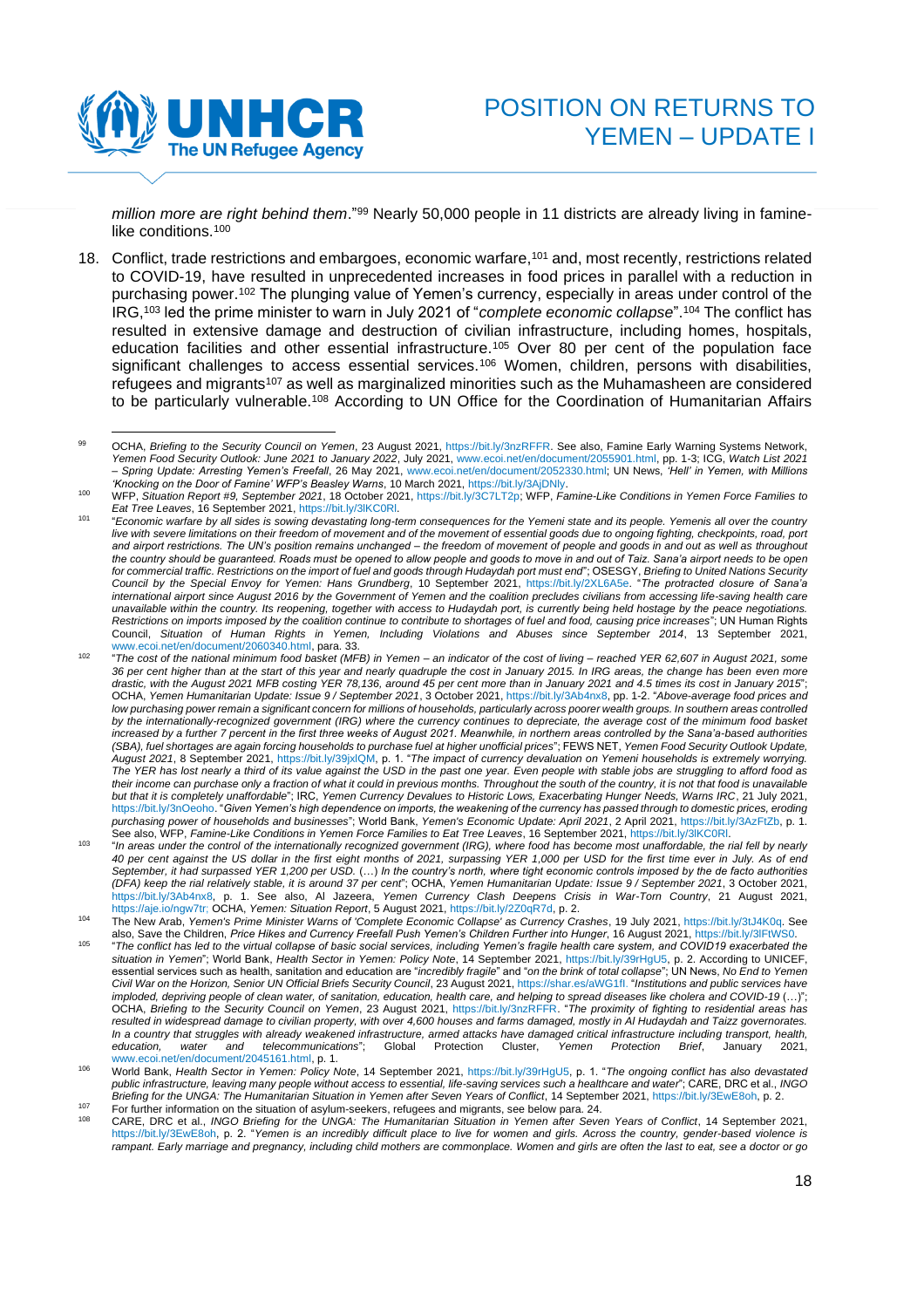*million more are right behind them*."[99] Nearly 50,000 people in 11 districts are already living in famine-like conditions.[100]

18. Conflict, trade restrictions and embargoes, economic warfare,[101] and, most recently, restrictions related to COVID-19, have resulted in unprecedented increases in food prices in parallel with a reduction in purchasing power.[102] The plunging value of Yemen's currency, especially in areas under control of the IRG,[103] led the prime minister to warn in July 2021 of "*complete economic collapse*".[104] The conflict has resulted in extensive damage and destruction of civilian infrastructure, including homes, hospitals, education facilities and other essential infrastructure.[105] Over 80 per cent of the population face significant challenges to access essential services.[106] Women, children, persons with disabilities, refugees and migrants[107] as well as marginalized minorities such as the Muhamasheen are considered to be particularly vulnerable.[108] According to UN Office for the Coordination of Humanitarian Affairs

---

[99] OCHA, *Briefing to the Security Council on Yemen*, 23 August 2021, https://bit.ly/3nzRFFR. See also, Famine Early Warning Systems Network, *Yemen Food Security Outlook: June 2021 to January 2022*, July 2021, www.ecoi.net/en/document/2055901.html, pp. 1-3; ICG, *Watch List 2021 – Spring Update: Arresting Yemen's Freefall*, 26 May 2021, www.ecoi.net/en/document/2052330.html; UN News, *'Hell' in Yemen, with Millions 'Knocking on the Door of Famine' WFP's Beasley Warns*, 10 March 2021, https://bit.ly/3AjDNly.

[100] WFP, *Situation Report #9, September 2021*, 18 October 2021, https://bit.ly/3C7LT2p; WFP, *Famine-Like Conditions in Yemen Force Families to Eat Tree Leaves*, 16 September 2021, https://bit.ly/3lKC0Rl.

[101] "*Economic warfare by all sides is sowing devastating long-term consequences for the Yemeni state and its people. Yemenis all over the country live with severe limitations on their freedom of movement and of the movement of essential goods due to ongoing fighting, checkpoints, road, port and airport restrictions. The UN's position remains unchanged – the freedom of movement of people and goods in and out as well as throughout the country should be guaranteed. Roads must be opened to allow people and goods to move in and out of Taiz. Sana'a airport needs to be open for commercial traffic. Restrictions on the import of fuel and goods through Hudaydah port must end*"; OSESGY, *Briefing to United Nations Security Council by the Special Envoy for Yemen: Hans Grundberg*, 10 September 2021, https://bit.ly/2XL6A5e. "*The protracted closure of Sana'a international airport since August 2016 by the Government of Yemen and the coalition precludes civilians from accessing life-saving health care unavailable within the country. Its reopening, together with access to Hudaydah port, is currently being held hostage by the peace negotiations. Restrictions on imports imposed by the coalition continue to contribute to shortages of fuel and food, causing price increases*"; UN Human Rights Council, *Situation of Human Rights in Yemen, Including Violations and Abuses since September 2014*, 13 September 2021, www.ecoi.net/en/document/2060340.html, para. 33.

[102] "*The cost of the national minimum food basket (MFB) in Yemen – an indicator of the cost of living – reached YER 62,607 in August 2021, some 36 per cent higher than at the start of this year and nearly quadruple the cost in January 2015. In IRG areas, the change has been even more drastic, with the August 2021 MFB costing YER 78,136, around 45 per cent more than in January 2021 and 4.5 times its cost in January 2015*"; OCHA, *Yemen Humanitarian Update: Issue 9 / September 2021*, 3 October 2021, https://bit.ly/3Ab4nx8, pp. 1-2. "*Above-average food prices and low purchasing power remain a significant concern for millions of households, particularly across poorer wealth groups. In southern areas controlled by the internationally-recognized government (IRG) where the currency continues to depreciate, the average cost of the minimum food basket increased by a further 7 percent in the first three weeks of August 2021. Meanwhile, in northern areas controlled by the Sana'a-based authorities (SBA), fuel shortages are again forcing households to purchase fuel at higher unofficial prices*"; FEWS NET, *Yemen Food Security Outlook Update, August 2021*, 8 September 2021, https://bit.ly/39jxlQM, p. 1. "*The impact of currency devaluation on Yemeni households is extremely worrying. The YER has lost nearly a third of its value against the USD in the past one year. Even people with stable jobs are struggling to afford food as their income can purchase only a fraction of what it could in previous months. Throughout the south of the country, it is not that food is unavailable but that it is completely unaffordable*"; IRC, *Yemen Currency Devalues to Historic Lows, Exacerbating Hunger Needs, Warns IRC*, 21 July 2021, https://bit.ly/3nOeoho. "*Given Yemen's high dependence on imports, the weakening of the currency has passed through to domestic prices, eroding purchasing power of households and businesses*"; World Bank, *Yemen's Economic Update: April 2021*, 2 April 2021, https://bit.ly/3AzFtZb, p. 1. See also, WFP, *Famine-Like Conditions in Yemen Force Families to Eat Tree Leaves*, 16 September 2021, https://bit.ly/3lKC0Rl.

[103] "*In areas under the control of the internationally recognized government (IRG), where food has become most unaffordable, the rial fell by nearly 40 per cent against the US dollar in the first eight months of 2021, surpassing YER 1,000 per USD for the first time ever in July. As of end September, it had surpassed YER 1,200 per USD.* (…) *In the country's north, where tight economic controls imposed by the de facto authorities (DFA) keep the rial relatively stable, it is around 37 per cent*"; OCHA, *Yemen Humanitarian Update: Issue 9 / September 2021*, 3 October 2021, https://bit.ly/3Ab4nx8, p. 1. See also, Al Jazeera, *Yemen Currency Clash Deepens Crisis in War-Torn Country*, 21 August 2021, https://aje.io/ngw7tr; OCHA, *Yemen: Situation Report*, 5 August 2021, https://bit.ly/2Z0qR7d, p. 2.

[104] The New Arab, *Yemen's Prime Minister Warns of 'Complete Economic Collapse' as Currency Crashes*, 19 July 2021, https://bit.ly/3tJ4K0q. See also, Save the Children, *Price Hikes and Currency Freefall Push Yemen's Children Further into Hunger*, 16 August 2021, https://bit.ly/3lFtWS0.

[105] "*The conflict has led to the virtual collapse of basic social services, including Yemen's fragile health care system, and COVID19 exacerbated the situation in Yemen*"; World Bank, *Health Sector in Yemen: Policy Note*, 14 September 2021, https://bit.ly/39rHgU5, p. 2. According to UNICEF, essential services such as health, sanitation and education are "*incredibly fragile*" and "*on the brink of total collapse*"; UN News, *No End to Yemen Civil War on the Horizon, Senior UN Official Briefs Security Council*, 23 August 2021, https://shar.es/aWG1fI. "*Institutions and public services have imploded, depriving people of clean water, of sanitation, education, health care, and helping to spread diseases like cholera and COVID-19* (…)"; OCHA, *Briefing to the Security Council on Yemen*, 23 August 2021, https://bit.ly/3nzRFFR. "*The proximity of fighting to residential areas has resulted in widespread damage to civilian property, with over 4,600 houses and farms damaged, mostly in Al Hudaydah and Taiz governorates. In a country that struggles with already weakened infrastructure, armed attacks have damaged critical infrastructure including transport, health, education, water and telecommunications*"; Global Protection Cluster, *Yemen Protection Brief*, January 2021, www.ecoi.net/en/document/2045161.html, p. 1.

[106] World Bank, *Health Sector in Yemen: Policy Note*, 14 September 2021, https://bit.ly/39rHgU5, p. 1. "*The ongoing conflict has also devastated public infrastructure, leaving many people without access to essential, life-saving services such a healthcare and water*"; CARE, DRC et al., *INGO Briefing for the UNGA: The Humanitarian Situation in Yemen after Seven Years of Conflict*, 14 September 2021, https://bit.ly/3EwE8oh, p. 2.

[107] For further information on the situation of asylum-seekers, refugees and migrants, see below para. 24.

[108] CARE, DRC et al., *INGO Briefing for the UNGA: The Humanitarian Situation in Yemen after Seven Years of Conflict*, 14 September 2021, https://bit.ly/3EwE8oh, p. 2. "*Yemen is an incredibly difficult place to live for women and girls. Across the country, gender-based violence is rampant. Early marriage and pregnancy, including child mothers are commonplace. Women and girls are often the last to eat, see a doctor or go*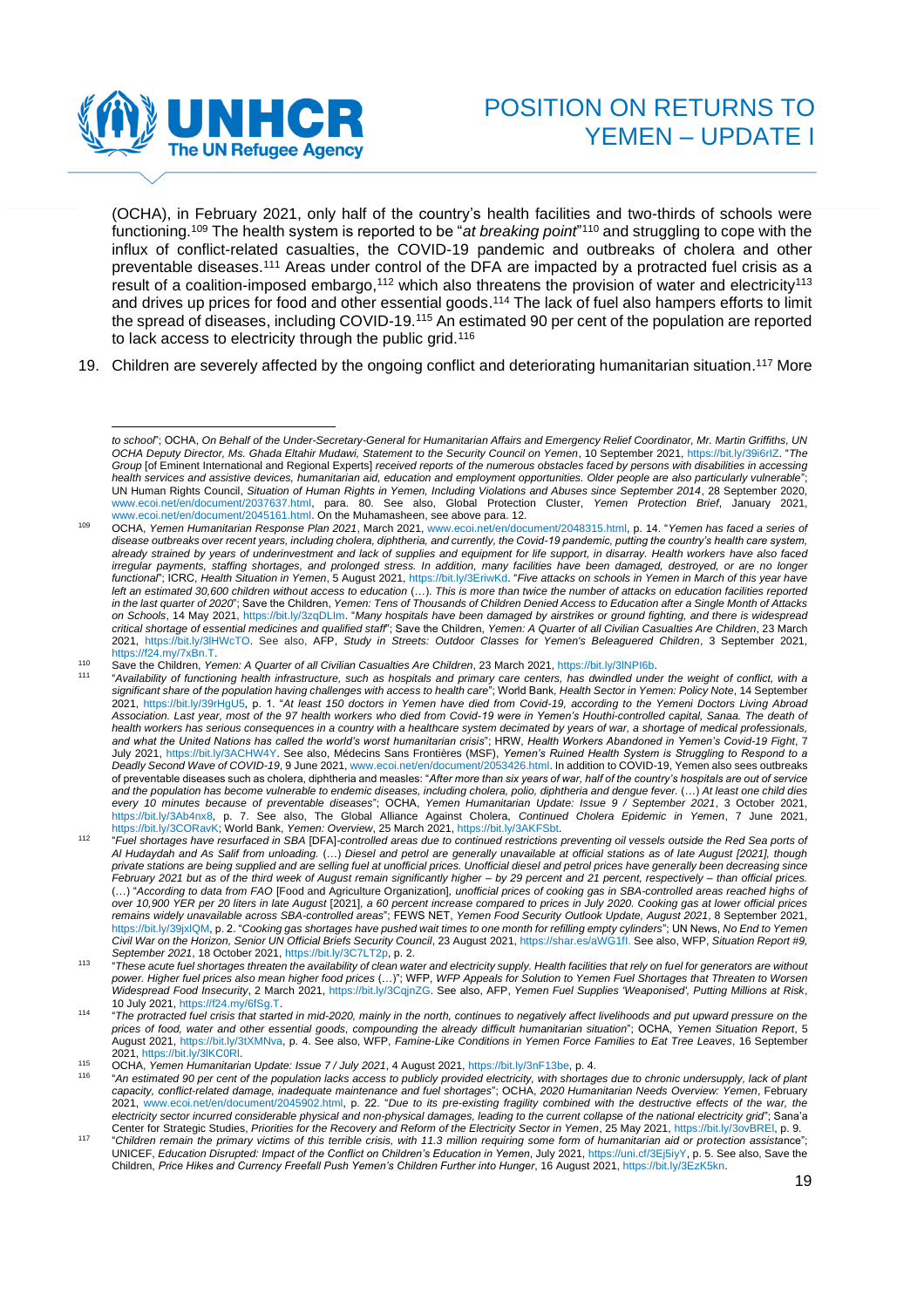(OCHA), in February 2021, only half of the country's health facilities and two-thirds of schools were functioning.[109] The health system is reported to be "*at breaking point*"[110] and struggling to cope with the influx of conflict-related casualties, the COVID-19 pandemic and outbreaks of cholera and other preventable diseases.[111] Areas under control of the DFA are impacted by a protracted fuel crisis as a result of a coalition-imposed embargo,[112] which also threatens the provision of water and electricity[113] and drives up prices for food and other essential goods.[114] The lack of fuel also hampers efforts to limit the spread of diseases, including COVID-19.[115] An estimated 90 per cent of the population are reported to lack access to electricity through the public grid.[116]

19. Children are severely affected by the ongoing conflict and deteriorating humanitarian situation.[117] More

---

*to school*"; OCHA, *On Behalf of the Under-Secretary-General for Humanitarian Affairs and Emergency Relief Coordinator, Mr. Martin Griffiths, UN OCHA Deputy Director, Ms. Ghada Eltahir Mudawi, Statement to the Security Council on Yemen*, 10 September 2021, https://bit.ly/39i6rlZ. "*The Group* [of Eminent International and Regional Experts] *received reports of the numerous obstacles faced by persons with disabilities in accessing health services and assistive devices, humanitarian aid, education and employment opportunities. Older people are also particularly vulnerable*"; UN Human Rights Council, *Situation of Human Rights in Yemen, Including Violations and Abuses since September 2014*, 28 September 2020, www.ecoi.net/en/document/2037637.html, para. 80. See also, Global Protection Cluster, *Yemen Protection Brief*, January 2021, www.ecoi.net/en/document/2045161.html. On the Muhamasheen, see above para. 12.

[109] OCHA, *Yemen Humanitarian Response Plan 2021*, March 2021, www.ecoi.net/en/document/2048315.html, p. 14. "*Yemen has faced a series of disease outbreaks over recent years, including cholera, diphtheria, and currently, the Covid-19 pandemic, putting the country's health care system, already strained by years of underinvestment and lack of supplies and equipment for life support, in disarray. Health workers have also faced irregular payments, staffing shortages, and prolonged stress. In addition, many facilities have been damaged, destroyed, or are no longer functional*"; ICRC, *Health Situation in Yemen*, 5 August 2021, https://bit.ly/3EriwKd. "*Five attacks on schools in Yemen in March of this year have left an estimated 30,600 children without access to education* (…)*. This is more than twice the number of attacks on education facilities reported in the last quarter of 2020*"; Save the Children, *Yemen: Tens of Thousands of Children Denied Access to Education after a Single Month of Attacks on Schools*, 14 May 2021, https://bit.ly/3zqDLlm. "*Many hospitals have been damaged by airstrikes or ground fighting, and there is widespread critical shortage of essential medicines and qualified staff*"; Save the Children, *Yemen: A Quarter of all Civilian Casualties Are Children*, 23 March 2021, https://bit.ly/3lHWcTO. See also, AFP, *Study in Streets: Outdoor Classes for Yemen's Beleaguered Children*, 3 September 2021, https://f24.my/7xBn.T.

[110] Save the Children, *Yemen: A Quarter of all Civilian Casualties Are Children*, 23 March 2021, https://bit.ly/3lNPI6b.

[111] "*Availability of functioning health infrastructure, such as hospitals and primary care centers, has dwindled under the weight of conflict, with a significant share of the population having challenges with access to health care*"; World Bank, *Health Sector in Yemen: Policy Note*, 14 September 2021, https://bit.ly/39rHgU5, p. 1. "*At least 150 doctors in Yemen have died from Covid-19, according to the Yemeni Doctors Living Abroad Association. Last year, most of the 97 health workers who died from Covid-19 were in Yemen's Houthi-controlled capital, Sanaa. The death of health workers has serious consequences in a country with a healthcare system decimated by years of war, a shortage of medical professionals, and what the United Nations has called the world's worst humanitarian crisis*"; HRW, *Health Workers Abandoned in Yemen's Covid-19 Fight*, 7 July 2021, https://bit.ly/3ACHW4Y. See also, Médecins Sans Frontières (MSF), *Yemen's Ruined Health System is Struggling to Respond to a Deadly Second Wave of COVID-19*, 9 June 2021, www.ecoi.net/en/document/2053426.html. In addition to COVID-19, Yemen also sees outbreaks of preventable diseases such as cholera, diphtheria and measles: "*After more than six years of war, half of the country's hospitals are out of service and the population has become vulnerable to endemic diseases, including cholera, polio, diphtheria and dengue fever.* (…) *At least one child dies every 10 minutes because of preventable diseases*"; OCHA, *Yemen Humanitarian Update: Issue 9 / September 2021*, 3 October 2021, https://bit.ly/3Ab4nx8, p. 7. See also, The Global Alliance Against Cholera, *Continued Cholera Epidemic in Yemen*, 7 June 2021, https://bit.ly/3CORavK; World Bank, *Yemen: Overview*, 25 March 2021, https://bit.ly/3AKFSbt.

[112] "*Fuel shortages have resurfaced in SBA* [DFA]*-controlled areas due to continued restrictions preventing oil vessels outside the Red Sea ports of Al Hudaydah and As Salif from unloading.* (…) *Diesel and petrol are generally unavailable at official stations as of late August [2021], though private stations are being supplied and are selling fuel at unofficial prices. Unofficial diesel and petrol prices have generally been decreasing since February 2021 but as of the third week of August remain significantly higher – by 29 percent and 21 percent, respectively – than official prices.* (…) "*According to data from FAO* [Food and Agriculture Organization]*, unofficial prices of cooking gas in SBA-controlled areas reached highs of over 10,900 YER per 20 liters in late August* [2021]*, a 60 percent increase compared to prices in July 2020. Cooking gas at lower official prices remains widely unavailable across SBA-controlled areas*"; FEWS NET, *Yemen Food Security Outlook Update, August 2021*, 8 September 2021, https://bit.ly/39jxlQM, p. 2. "*Cooking gas shortages have pushed wait times to one month for refilling empty cylinders*"; UN News, *No End to Yemen Civil War on the Horizon, Senior UN Official Briefs Security Council*, 23 August 2021, https://shar.es/aWG1fI. See also, WFP, *Situation Report #9, September 2021*, 18 October 2021, https://bit.ly/3C7LT2p, p. 2.

[113] "*These acute fuel shortages threaten the availability of clean water and electricity supply. Health facilities that rely on fuel for generators are without power. Higher fuel prices also mean higher food prices* (…)"; WFP, *WFP Appeals for Solution to Yemen Fuel Shortages that Threaten to Worsen Widespread Food Insecurity*, 2 March 2021, https://bit.ly/3CqjnZG. See also, AFP, *Yemen Fuel Supplies 'Weaponised', Putting Millions at Risk*, 10 July 2021, https://f24.my/6fSg.T.

[114] "*The protracted fuel crisis that started in mid-2020, mainly in the north, continues to negatively affect livelihoods and put upward pressure on the prices of food, water and other essential goods, compounding the already difficult humanitarian situation*"; OCHA, *Yemen Situation Report*, 5 August 2021, https://bit.ly/3tXMNva, p. 4. See also, WFP, *Famine-Like Conditions in Yemen Force Families to Eat Tree Leaves*, 16 September 2021, https://bit.ly/3lKC0Rl.

[115] OCHA, *Yemen Humanitarian Update: Issue 7 / July 2021*, 4 August 2021, https://bit.ly/3nF13be, p. 4.

[116] "*An estimated 90 per cent of the population lacks access to publicly provided electricity, with shortages due to chronic undersupply, lack of plant capacity, conflict-related damage, inadequate maintenance and fuel shortages*"; OCHA, *2020 Humanitarian Needs Overview: Yemen*, February 2021, www.ecoi.net/en/document/2045902.html, p. 22. "*Due to its pre-existing fragility combined with the destructive effects of the war, the electricity sector incurred considerable physical and non-physical damages, leading to the current collapse of the national electricity grid*"; Sana'a Center for Strategic Studies, *Priorities for the Recovery and Reform of the Electricity Sector in Yemen*, 25 May 2021, https://bit.ly/3ovBREl, p. 9.

[117] "*Children remain the primary victims of this terrible crisis, with 11.3 million requiring some form of humanitarian aid or protection assistance*"; UNICEF, *Education Disrupted: Impact of the Conflict on Children's Education in Yemen*, July 2021, https://uni.cf/3Ej5iyY, p. 5. See also, Save the Children, *Price Hikes and Currency Freefall Push Yemen's Children Further into Hunger*, 16 August 2021, https://bit.ly/3EzK5kn.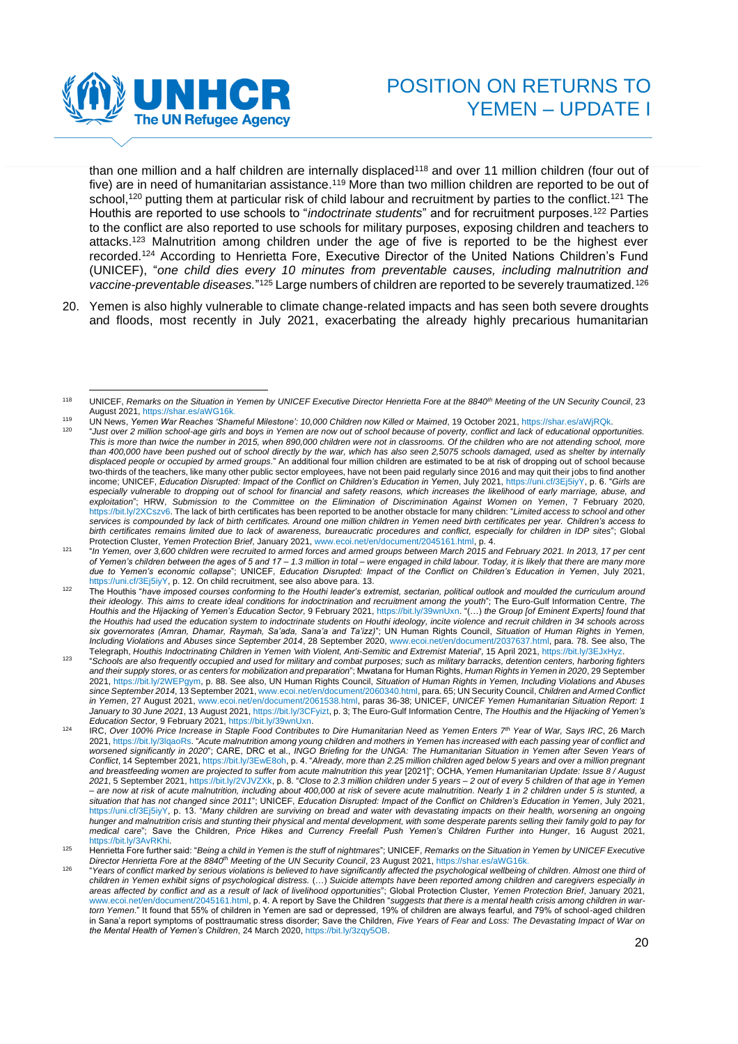than one million and a half children are internally displaced[118] and over 11 million children (four out of five) are in need of humanitarian assistance.[119] More than two million children are reported to be out of school,[120] putting them at particular risk of child labour and recruitment by parties to the conflict.[121] The Houthis are reported to use schools to "*indoctrinate students*" and for recruitment purposes.[122] Parties to the conflict are also reported to use schools for military purposes, exposing children and teachers to attacks.[123] Malnutrition among children under the age of five is reported to be the highest ever recorded.[124] According to Henrietta Fore, Executive Director of the United Nations Children's Fund (UNICEF), "*one child dies every 10 minutes from preventable causes, including malnutrition and vaccine-preventable diseases.*"[125] Large numbers of children are reported to be severely traumatized.[126]

20. Yemen is also highly vulnerable to climate change-related impacts and has seen both severe droughts and floods, most recently in July 2021, exacerbating the already highly precarious humanitarian

---

[118] UNICEF, *Remarks on the Situation in Yemen by UNICEF Executive Director Henrietta Fore at the 8840th Meeting of the UN Security Council*, 23 August 2021, https://shar.es/aWG16k.

[119] UN News, *Yemen War Reaches 'Shameful Milestone': 10,000 Children now Killed or Maimed*, 19 October 2021, https://shar.es/aWjRQk.

[120] "*Just over 2 million school-age girls and boys in Yemen are now out of school because of poverty, conflict and lack of educational opportunities. This is more than twice the number in 2015, when 890,000 children were not in classrooms. Of the children who are not attending school, more than 400,000 have been pushed out of school directly by the war, which has also seen 2,5075 schools damaged, used as shelter by internally displaced people or occupied by armed groups.*" An additional four million children are estimated to be at risk of dropping out of school because two-thirds of the teachers, like many other public sector employees, have not been paid regularly since 2016 and may quit their jobs to find another income; UNICEF, *Education Disrupted: Impact of the Conflict on Children's Education in Yemen*, July 2021, https://uni.cf/3Ej5iyY, p. 6. "*Girls are especially vulnerable to dropping out of school for financial and safety reasons, which increases the likelihood of early marriage, abuse, and exploitation*"; HRW, *Submission to the Committee on the Elimination of Discrimination Against Women on Yemen*, 7 February 2020, https://bit.ly/2XCszv6. The lack of birth certificates has been reported to be another obstacle for many children: "*Limited access to school and other services is compounded by lack of birth certificates. Around one million children in Yemen need birth certificates per year. Children's access to birth certificates remains limited due to lack of awareness, bureaucratic procedures and conflict, especially for children in IDP sites*"; Global Protection Cluster, *Yemen Protection Brief*, January 2021, www.ecoi.net/en/document/2045161.html, p. 4.

[121] "*In Yemen, over 3,600 children were recruited to armed forces and armed groups between March 2015 and February 2021. In 2013, 17 per cent of Yemen's children between the ages of 5 and 17 – 1.3 million in total – were engaged in child labour. Today, it is likely that there are many more due to Yemen's economic collapse*"; UNICEF, *Education Disrupted: Impact of the Conflict on Children's Education in Yemen*, July 2021, https://uni.cf/3Ej5iyY, p. 12. On child recruitment, see also above para. 13.

[122] The Houthis "*have imposed courses conforming to the Houthi leader's extremist, sectarian, political outlook and moulded the curriculum around their ideology. This aims to create ideal conditions for indoctrination and recruitment among the youth*"; The Euro-Gulf Information Centre, *The Houthis and the Hijacking of Yemen's Education Sector*, 9 February 2021, https://bit.ly/39wnUxn. "*(…) the Group [of Eminent Experts] found that the Houthis had used the education system to indoctrinate students on Houthi ideology, incite violence and recruit children in 34 schools across six governorates (Amran, Dhamar, Raymah, Sa'ada, Sana'a and Ta'izz)*"; UN Human Rights Council, *Situation of Human Rights in Yemen, Including Violations and Abuses since September 2014*, 28 September 2020, www.ecoi.net/en/document/2037637.html, para. 78. See also, The Telegraph, *Houthis Indoctrinating Children in Yemen 'with Violent, Anti-Semitic and Extremist Material'*, 15 April 2021, https://bit.ly/3EJxHyz.

[123] "*Schools are also frequently occupied and used for military and combat purposes; such as military barracks, detention centers, harboring fighters and their supply stores, or as centers for mobilization and preparation*"; Mwatana for Human Rights, *Human Rights in Yemen in 2020*, 29 September 2021, https://bit.ly/2WEPgym, p. 88. See also, UN Human Rights Council, *Situation of Human Rights in Yemen, Including Violations and Abuses since September 2014*, 13 September 2021, www.ecoi.net/en/document/2060340.html, para. 65; UN Security Council, *Children and Armed Conflict in Yemen*, 27 August 2021, www.ecoi.net/en/document/2061538.html, paras 36-38; UNICEF, *UNICEF Yemen Humanitarian Situation Report: 1 January to 30 June 2021*, 13 August 2021, https://bit.ly/3CFyizt, p. 3; The Euro-Gulf Information Centre, *The Houthis and the Hijacking of Yemen's Education Sector*, 9 February 2021, https://bit.ly/39wnUxn.

[124] IRC, *Over 100% Price Increase in Staple Food Contributes to Dire Humanitarian Need as Yemen Enters 7th Year of War, Says IRC*, 26 March 2021, https://bit.ly/3lqaoRs. "*Acute malnutrition among young children and mothers in Yemen has increased with each passing year of conflict and worsened significantly in 2020*"; CARE, DRC et al., *INGO Briefing for the UNGA: The Humanitarian Situation in Yemen after Seven Years of Conflict*, 14 September 2021, https://bit.ly/3EwE8oh, p. 4. "*Already, more than 2.25 million children aged below 5 years and over a million pregnant and breastfeeding women are projected to suffer from acute malnutrition this year* [2021]"; OCHA, *Yemen Humanitarian Update: Issue 8 / August 2021*, 5 September 2021, https://bit.ly/2VJVZXk, p. 8. "*Close to 2.3 million children under 5 years – 2 out of every 5 children of that age in Yemen – are now at risk of acute malnutrition, including about 400,000 at risk of severe acute malnutrition. Nearly 1 in 2 children under 5 is stunted, a situation that has not changed since 2011*"; UNICEF, *Education Disrupted: Impact of the Conflict on Children's Education in Yemen*, July 2021, https://uni.cf/3Ej5iyY, p. 13. "*Many children are surviving on bread and water with devastating impacts on their health, worsening an ongoing hunger and malnutrition crisis and stunting their physical and mental development, with some desperate parents selling their family gold to pay for medical care*"; Save the Children, *Price Hikes and Currency Freefall Push Yemen's Children Further into Hunger*, 16 August 2021, https://bit.ly/3AvRKhi.

[125] Henrietta Fore further said: "*Being a child in Yemen is the stuff of nightmares*"; UNICEF, *Remarks on the Situation in Yemen by UNICEF Executive Director Henrietta Fore at the 8840th Meeting of the UN Security Council*, 23 August 2021, https://shar.es/aWG16k.

[126] "*Years of conflict marked by serious violations is believed to have significantly affected the psychological wellbeing of children. Almost one third of children in Yemen exhibit signs of psychological distress. (…) Suicide attempts have been reported among children and caregivers especially in areas affected by conflict and as a result of lack of livelihood opportunities*"; Global Protection Cluster, *Yemen Protection Brief*, January 2021, www.ecoi.net/en/document/2045161.html, p. 4. A report by Save the Children "*suggests that there is a mental health crisis among children in war-torn Yemen.*" It found that 55% of children in Yemen are sad or depressed, 19% of children are always fearful, and 79% of school-aged children in Sana'a report symptoms of posttraumatic stress disorder; Save the Children, *Five Years of Fear and Loss: The Devastating Impact of War on the Mental Health of Yemen's Children*, 24 March 2020, https://bit.ly/3zqy5OB.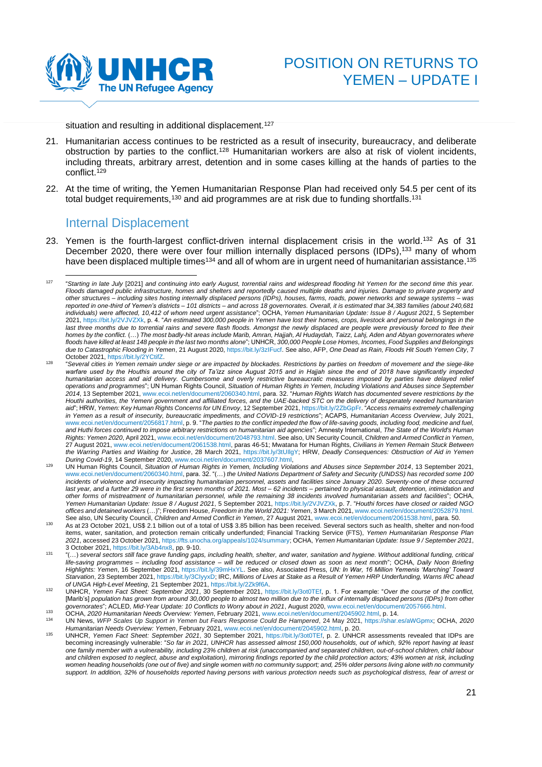situation and resulting in additional displacement.[127]

21. Humanitarian access continues to be restricted as a result of insecurity, bureaucracy, and deliberate obstruction by parties to the conflict.[128] Humanitarian workers are also at risk of violent incidents, including threats, arbitrary arrest, detention and in some cases killing at the hands of parties to the conflict.[129]

22. At the time of writing, the Yemen Humanitarian Response Plan had received only 54.5 per cent of its total budget requirements,[130] and aid programmes are at risk due to funding shortfalls.[131]

## Internal Displacement

23. Yemen is the fourth-largest conflict-driven internal displacement crisis in the world.[132] As of 31 December 2020, there were over four million internally displaced persons (IDPs),[133] many of whom have been displaced multiple times[134] and all of whom are in urgent need of humanitarian assistance.[135]

---

[127] "*Starting in late July* [2021] *and continuing into early August, torrential rains and widespread flooding hit Yemen for the second time this year. Floods damaged public infrastructure, homes and shelters and reportedly caused multiple deaths and injuries. Damage to private property and other structures – including sites hosting internally displaced persons (IDPs), houses, farms, roads, power networks and sewage systems – was reported in one-third of Yemen's districts – 101 districts – and across 18 governorates. Overall, it is estimated that 34,383 families (about 240,681 individuals) were affected, 10,412 of whom need urgent assistance*"; OCHA, *Yemen Humanitarian Update: Issue 8 / August 2021*, 5 September 2021, https://bit.ly/2VJVZXk, p. 4. "*An estimated 300,000 people in Yemen have lost their homes, crops, livestock and personal belongings in the last three months due to torrential rains and severe flash floods. Amongst the newly displaced are people were previously forced to flee their homes by the conflict.* (…) *The most badly-hit areas include Marib, Amran, Hajjah, Al Hudaydah, Taizz, Lahj, Aden and Abyan governorates where floods have killed at least 148 people in the last two months alone*"; UNHCR, *300,000 People Lose Homes, Incomes, Food Supplies and Belongings due to Catastrophic Flooding in Yemen*, 21 August 2020, https://bit.ly/3zIFucf. See also, AFP, *One Dead as Rain, Floods Hit South Yemen City*, 7 October 2021, https://bit.ly/2YCtifZ.

[128] "*Several cities in Yemen remain under siege or are impacted by blockades. Restrictions by parties on freedom of movement and the siege-like warfare used by the Houthis around the city of Ta'izz since August 2015 and in Hajjah since the end of 2018 have significantly impeded humanitarian access and aid delivery. Cumbersome and overly restrictive bureaucratic measures imposed by parties have delayed relief operations and programmes*"; UN Human Rights Council, *Situation of Human Rights in Yemen, Including Violations and Abuses since September 2014*, 13 September 2021, www.ecoi.net/en/document/2060340.html, para. 32. "*Human Rights Watch has documented severe restrictions by the Houthi authorities, the Yemeni government and affiliated forces, and the UAE-backed STC on the delivery of desperately needed humanitarian aid*"; HRW, *Yemen: Key Human Rights Concerns for UN Envoy*, 12 September 2021, https://bit.ly/2ZbGpFr. "*Access remains extremely challenging in Yemen as a result of insecurity, bureaucratic impediments, and COVID-19 restrictions*"; ACAPS, *Humanitarian Access Overview*, July 2021, www.ecoi.net/en/document/2056817.html, p. 9. "*The parties to the conflict impeded the flow of life-saving goods, including food, medicine and fuel, and Huthi forces continued to impose arbitrary restrictions on humanitarian aid agencies*"; Amnesty International, *The State of the World's Human Rights: Yemen 2020*, April 2021, www.ecoi.net/en/document/2048793.html. See also, UN Security Council, *Children and Armed Conflict in Yemen*, 27 August 2021, www.ecoi.net/en/document/2061538.html, paras 46-51; Mwatana for Human Rights, *Civilians in Yemen Remain Stuck Between the Warring Parties and Waiting for Justice*, 28 March 2021, https://bit.ly/3tUllgY; HRW, *Deadly Consequences: Obstruction of Aid in Yemen During Covid-19*, 14 September 2020, www.ecoi.net/en/document/2037607.html.

[129] UN Human Rights Council, *Situation of Human Rights in Yemen, Including Violations and Abuses since September 2014*, 13 September 2021, www.ecoi.net/en/document/2060340.html, para. 32. "(…) *the United Nations Department of Safety and Security (UNDSS) has recorded some 100 incidents of violence and insecurity impacting humanitarian personnel, assets and facilities since January 2020. Seventy-one of these occurred last year, and a further 29 were in the first seven months of 2021. Most – 62 incidents – pertained to physical assault, detention, intimidation and other forms of mistreatment of humanitarian personnel, while the remaining 38 incidents involved humanitarian assets and facilities*"; OCHA, *Yemen Humanitarian Update: Issue 8 / August 2021*, 5 September 2021, https://bit.ly/2VJVZXk, p. 7. "*Houthi forces have closed or raided NGO offices and detained workers* (…)"; Freedom House, *Freedom in the World 2021: Yemen*, 3 March 2021, www.ecoi.net/en/document/2052879.html. See also, UN Security Council, *Children and Armed Conflict in Yemen*, 27 August 2021, www.ecoi.net/en/document/2061538.html, para. 50.

[130] As at 23 October 2021, US$ 2.1 billion out of a total of US$ 3.85 billion has been received. Several sectors such as health, shelter and non-food items, water, sanitation, and protection remain critically underfunded; Financial Tracking Service (FTS), *Yemen Humanitarian Response Plan 2021*, accessed 23 October 2021, https://fts.unocha.org/appeals/1024/summary; OCHA, *Yemen Humanitarian Update: Issue 9 / September 2021*, 3 October 2021, https://bit.ly/3Ab4nx8, pp. 9-10.

[131] "(…) *several sectors still face grave funding gaps, including health, shelter, and water, sanitation and hygiene. Without additional funding, critical life-saving programmes – including food assistance – will be reduced or closed down as soon as next month*"; OCHA, *Daily Noon Briefing Highlights: Yemen*, 16 September 2021, https://bit.ly/39mHxYL. See also, Associated Press, *UN: In War, 16 Million Yemenis 'Marching' Toward Starvation*, 23 September 2021, https://bit.ly/3ClyyxD; IRC, *Millions of Lives at Stake as a Result of Yemen HRP Underfunding, Warns IRC ahead of UNGA High-Level Meeting*, 21 September 2021, https://bit.ly/2Zk9f6A.

[132] UNHCR, *Yemen Fact Sheet: September 2021*, 30 September 2021, https://bit.ly/3ot0TEf, p. 1. For example: "*Over the course of the conflict,* [Marib's] *population has grown from around 30,000 people to almost two million due to the influx of internally displaced persons (IDPs) from other governorates*"; ACLED, *Mid-Year Update: 10 Conflicts to Worry about in 2021*, August 2020, www.ecoi.net/en/document/2057666.html.

[133] OCHA, *2020 Humanitarian Needs Overview: Yemen*, February 2021, www.ecoi.net/en/document/2045902.html, p. 14.

[134] UN News, *WFP Scales Up Support in Yemen but Fears Response Could Be Hampered*, 24 May 2021, https://shar.es/aWGpmx; OCHA, *2020 Humanitarian Needs Overview: Yemen*, February 2021, www.ecoi.net/en/document/2045902.html, p. 20.

[135] UNHCR, *Yemen Fact Sheet: September 2021*, 30 September 2021, https://bit.ly/3ot0TEf, p. 2. UNHCR assessments revealed that IDPs are becoming increasingly vulnerable: "*So far in 2021, UNHCR has assessed almost 150,000 households, out of which, 92% report having at least one family member with a vulnerability, including 23% children at risk (unaccompanied and separated children, out-of-school children, child labour and children exposed to neglect, abuse and exploitation), mirroring findings reported by the child protection actors; 43% women at risk, including women heading households (one out of five) and single women with no community support; and, 25% older persons living alone with no community support. In addition, 32% of households reported having persons with various protection needs such as psychological distress, fear of arrest or*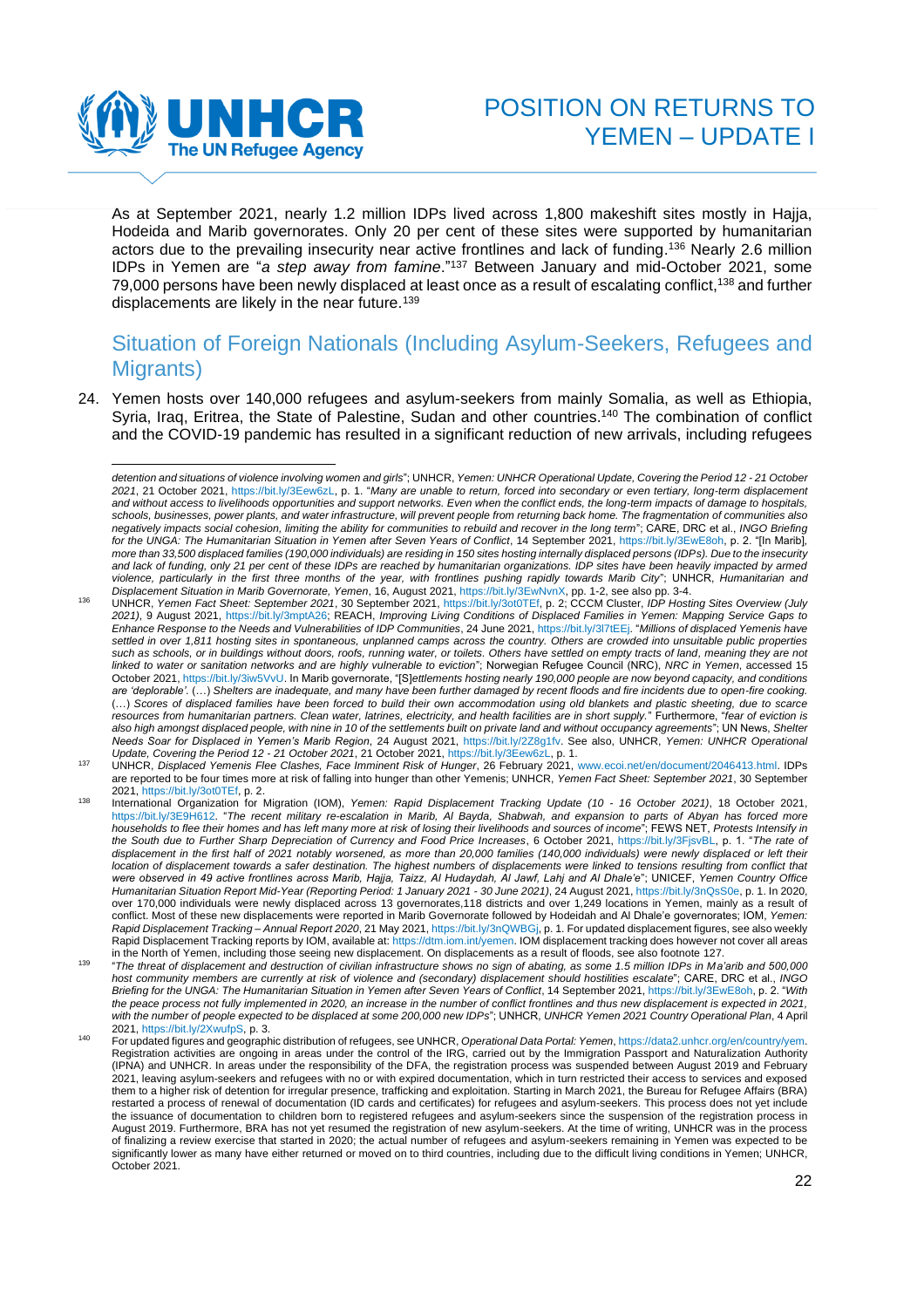As at September 2021, nearly 1.2 million IDPs lived across 1,800 makeshift sites mostly in Hajja, Hodeida and Marib governorates. Only 20 per cent of these sites were supported by humanitarian actors due to the prevailing insecurity near active frontlines and lack of funding.[136] Nearly 2.6 million IDPs in Yemen are "*a step away from famine*."[137] Between January and mid-October 2021, some 79,000 persons have been newly displaced at least once as a result of escalating conflict,[138] and further displacements are likely in the near future.[139]

## Situation of Foreign Nationals (Including Asylum-Seekers, Refugees and Migrants)

24. Yemen hosts over 140,000 refugees and asylum-seekers from mainly Somalia, as well as Ethiopia, Syria, Iraq, Eritrea, the State of Palestine, Sudan and other countries.[140] The combination of conflict and the COVID-19 pandemic has resulted in a significant reduction of new arrivals, including refugees

---

*detention and situations of violence involving women and girls*"; UNHCR, *Yemen: UNHCR Operational Update, Covering the Period 12 - 21 October 2021*, 21 October 2021, https://bit.ly/3Eew6zL, p. 1. "*Many are unable to return, forced into secondary or even tertiary, long-term displacement and without access to livelihoods opportunities and support networks. Even when the conflict ends, the long-term impacts of damage to hospitals, schools, businesses, power plants, and water infrastructure, will prevent people from returning back home. The fragmentation of communities also negatively impacts social cohesion, limiting the ability for communities to rebuild and recover in the long term*"; CARE, DRC et al., *INGO Briefing for the UNGA: The Humanitarian Situation in Yemen after Seven Years of Conflict*, 14 September 2021, https://bit.ly/3EwE8oh, p. 2. "[In Marib], *more than 33,500 displaced families (190,000 individuals) are residing in 150 sites hosting internally displaced persons (IDPs). Due to the insecurity and lack of funding, only 21 per cent of these IDPs are reached by humanitarian organizations. IDP sites have been heavily impacted by armed violence, particularly in the first three months of the year, with frontlines pushing rapidly towards Marib City*"; UNHCR, *Humanitarian and Displacement Situation in Marib Governorate, Yemen*, 16, August 2021, https://bit.ly/3EwNvnX, pp. 1-2, see also pp. 3-4.

[136] UNHCR, *Yemen Fact Sheet: September 2021*, 30 September 2021, https://bit.ly/3ot0TEf, p. 2; CCCM Cluster, *IDP Hosting Sites Overview (July 2021)*, 9 August 2021, https://bit.ly/3mptA26; REACH, *Improving Living Conditions of Displaced Families in Yemen: Mapping Service Gaps to Enhance Response to the Needs and Vulnerabilities of IDP Communities*, 24 June 2021, https://bit.ly/3l7tEEj. "*Millions of displaced Yemenis have settled in over 1,811 hosting sites in spontaneous, unplanned camps across the country. Others are crowded into unsuitable public properties such as schools, or in buildings without doors, roofs, running water, or toilets. Others have settled on empty tracts of land, meaning they are not linked to water or sanitation networks and are highly vulnerable to eviction*"; Norwegian Refugee Council (NRC), *NRC in Yemen*, accessed 15 October 2021, https://bit.ly/3iw5VvU. In Marib governorate, "[S]*ettlements hosting nearly 190,000 people are now beyond capacity, and conditions are 'deplorable'.* (…) *Shelters are inadequate, and many have been further damaged by recent floods and fire incidents due to open-fire cooking.* (…) *Scores of displaced families have been forced to build their own accommodation using old blankets and plastic sheeting, due to scarce resources from humanitarian partners. Clean water, latrines, electricity, and health facilities are in short supply.*" Furthermore, "*fear of eviction is also high amongst displaced people, with nine in 10 of the settlements built on private land and without occupancy agreements*"; UN News, *Shelter Needs Soar for Displaced in Yemen's Marib Region*, 24 August 2021, https://bit.ly/2Z8g1fv. See also, UNHCR, *Yemen: UNHCR Operational Update, Covering the Period 12 - 21 October 2021*, 21 October 2021, https://bit.ly/3Eew6zL, p. 1.

[137] UNHCR, *Displaced Yemenis Flee Clashes, Face Imminent Risk of Hunger*, 26 February 2021, www.ecoi.net/en/document/2046413.html. IDPs are reported to be four times more at risk of falling into hunger than other Yemenis; UNHCR, *Yemen Fact Sheet: September 2021*, 30 September 2021, https://bit.ly/3ot0TEf, p. 2.

[138] International Organization for Migration (IOM), *Yemen: Rapid Displacement Tracking Update (10 - 16 October 2021)*, 18 October 2021, https://bit.ly/3E9H612. "*The recent military re-escalation in Marib, Al Bayda, Shabwah, and expansion to parts of Abyan has forced more households to flee their homes and has left many more at risk of losing their livelihoods and sources of income*"; FEWS NET, *Protests Intensify in the South due to Further Sharp Depreciation of Currency and Food Price Increases*, 6 October 2021, https://bit.ly/3FjsvBL, p. 1. "*The rate of displacement in the first half of 2021 notably worsened, as more than 20,000 families (140,000 individuals) were newly displaced or left their location of displacement towards a safer destination. The highest numbers of displacements were linked to tensions resulting from conflict that were observed in 49 active frontlines across Marib, Hajja, Taizz, Al Hudaydah, Al Jawf, Lahj and Al Dhale'e*"; UNICEF, *Yemen Country Office Humanitarian Situation Report Mid-Year (Reporting Period: 1 January 2021 - 30 June 2021)*, 24 August 2021, https://bit.ly/3nQsS0e, p. 1. In 2020, over 170,000 individuals were newly displaced across 13 governorates,118 districts and over 1,249 locations in Yemen, mainly as a result of conflict. Most of these new displacements were reported in Marib Governorate followed by Hodeidah and Al Dhale'e governorates; IOM, *Yemen: Rapid Displacement Tracking – Annual Report 2020*, 21 May 2021, https://bit.ly/3nQWBGj, p. 1. For updated displacement figures, see also weekly Rapid Displacement Tracking reports by IOM, available at: https://dtm.iom.int/yemen. IOM displacement tracking does however not cover all areas in the North of Yemen, including those seeing new displacement. On displacements as a result of floods, see also footnote 127.

[139] "*The threat of displacement and destruction of civilian infrastructure shows no sign of abating, as some 1.5 million IDPs in Ma'arib and 500,000 host community members are currently at risk of violence and (secondary) displacement should hostilities escalate*"; CARE, DRC et al., *INGO Briefing for the UNGA: The Humanitarian Situation in Yemen after Seven Years of Conflict*, 14 September 2021, https://bit.ly/3EwE8oh, p. 2. "*With the peace process not fully implemented in 2020, an increase in the number of conflict frontlines and thus new displacement is expected in 2021, with the number of people expected to be displaced at some 200,000 new IDPs*"; UNHCR, *UNHCR Yemen 2021 Country Operational Plan*, 4 April 2021, https://bit.ly/2XwufpS, p. 3.

[140] For updated figures and geographic distribution of refugees, see UNHCR, *Operational Data Portal: Yemen*, https://data2.unhcr.org/en/country/yem. Registration activities are ongoing in areas under the control of the IRG, carried out by the Immigration Passport and Naturalization Authority (IPNA) and UNHCR. In areas under the responsibility of the DFA, the registration process was suspended between August 2019 and February 2021, leaving asylum-seekers and refugees with no or with expired documentation, which in turn restricted their access to services and exposed them to a higher risk of detention for irregular presence, trafficking and exploitation. Starting in March 2021, the Bureau for Refugee Affairs (BRA) restarted a process of renewal of documentation (ID cards and certificates) for refugees and asylum-seekers. This process does not yet include the issuance of documentation to children born to registered refugees and asylum-seekers since the suspension of the registration process in August 2019. Furthermore, BRA has not yet resumed the registration of new asylum-seekers. At the time of writing, UNHCR was in the process of finalizing a review exercise that started in 2020; the actual number of refugees and asylum-seekers remaining in Yemen was expected to be significantly lower as many have either returned or moved on to third countries, including due to the difficult living conditions in Yemen; UNHCR, October 2021.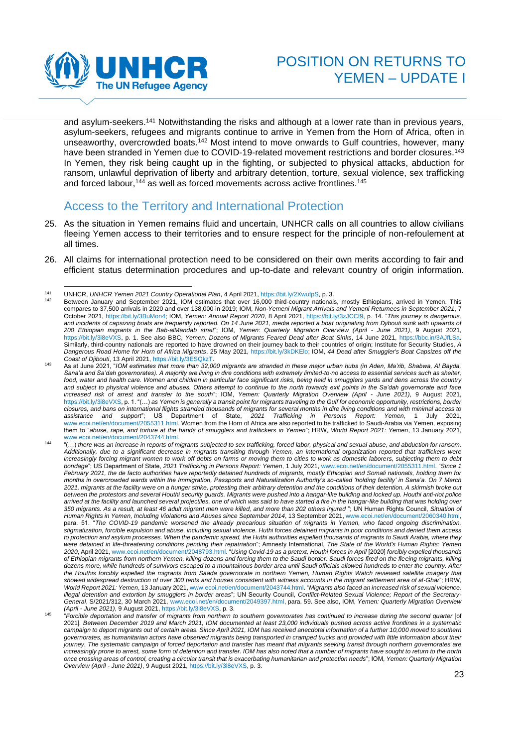and asylum-seekers.[141] Notwithstanding the risks and although at a lower rate than in previous years, asylum-seekers, refugees and migrants continue to arrive in Yemen from the Horn of Africa, often in unseaworthy, overcrowded boats.[142] Most intend to move onwards to Gulf countries, however, many have been stranded in Yemen due to COVID-19-related movement restrictions and border closures.[143] In Yemen, they risk being caught up in the fighting, or subjected to physical attacks, abduction for ransom, unlawful deprivation of liberty and arbitrary detention, torture, sexual violence, sex trafficking and forced labour,[144] as well as forced movements across active frontlines.[145]

## Access to the Territory and International Protection

25. As the situation in Yemen remains fluid and uncertain, UNHCR calls on all countries to allow civilians fleeing Yemen access to their territories and to ensure respect for the principle of non-refoulement at all times.

26. All claims for international protection need to be considered on their own merits according to fair and efficient status determination procedures and up-to-date and relevant country of origin information.

---

[141] UNHCR, *UNHCR Yemen 2021 Country Operational Plan*, 4 April 2021, https://bit.ly/2XwufpS, p. 3.

[142] Between January and September 2021, IOM estimates that over 16,000 third-country nationals, mostly Ethiopians, arrived in Yemen. This compares to 37,500 arrivals in 2020 and over 138,000 in 2019; IOM, *Non-Yemeni Migrant Arrivals and Yemeni Returnees in September 2021*, 7 October 2021, https://bit.ly/3BuMon4; IOM, *Yemen: Annual Report 2020*, 8 April 2021, https://bit.ly/3zJCCf9, p. 14. "*This journey is dangerous, and incidents of capsizing boats are frequently reported. On 14 June 2021, media reported a boat originating from Djibouti sunk with upwards of 200 Ethiopian migrants in the Bab-alMandab strait*"; IOM, *Yemen: Quarterly Migration Overview (April - June 2021)*, 9 August 2021, https://bit.ly/3i8eVXS, p. 1. See also BBC, *Yemen: Dozens of Migrants Feared Dead after Boat Sinks*, 14 June 2021, https://bbc.in/3AJfLSa. Similarly, third-country nationals are reported to have drowned on their journey back to their countries of origin; Institute for Security Studies, *A Dangerous Road Home for Horn of Africa Migrants*, 25 May 2021, https://bit.ly/3kDKElo; IOM, *44 Dead after Smuggler's Boat Capsizes off the Coast of Djibouti*, 13 April 2021, https://bit.ly/3ESQkzT.

[143] As at June 2021, "*IOM estimates that more than 32,000 migrants are stranded in these major urban hubs (in Aden, Ma'rib, Shabwa, Al Bayda, Sana'a and Sa'dah governorates). A majority are living in dire conditions with extremely limited-to-no access to essential services such as shelter, food, water and health care. Women and children in particular face significant risks, being held in smugglers yards and dens across the country and subject to physical violence and abuses. Others attempt to continue to the north towards exit points in the Sa'dah governorate and face increased risk of arrest and transfer to the south*"; IOM, *Yemen: Quarterly Migration Overview (April - June 2021)*, 9 August 2021, https://bit.ly/3i8eVXS, p. 1. "(…) *as Yemen is generally a transit point for migrants traveling to the Gulf for economic opportunity, restrictions, border closures, and bans on international flights stranded thousands of migrants for several months in dire living conditions and with minimal access to assistance and support*"; US Department of State, *2021 Trafficking in Persons Report: Yemen*, 1 July 2021, www.ecoi.net/en/document/2055311.html. Women from the Horn of Africa are also reported to be trafficked to Saudi-Arabia via Yemen, exposing them to "*abuse, rape, and torture at the hands of smugglers and traffickers in Yemen*"; HRW, *World Report 2021: Yemen*, 13 January 2021, www.ecoi.net/en/document/2043744.html.

[144] "(…) *there was an increase in reports of migrants subjected to sex trafficking, forced labor, physical and sexual abuse, and abduction for ransom. Additionally, due to a significant decrease in migrants transiting through Yemen, an international organization reported that traffickers were increasingly forcing migrant women to work off debts on farms or moving them to cities to work as domestic laborers, subjecting them to debt bondage*"; US Department of State, *2021 Trafficking in Persons Report: Yemen*, 1 July 2021, www.ecoi.net/en/document/2055311.html. "*Since 1 February 2021, the de facto authorities have reportedly detained hundreds of migrants, mostly Ethiopian and Somali nationals, holding them for months in overcrowded wards within the Immigration, Passports and Naturalization Authority's so-called 'holding facility' in Sana'a. On 7 March 2021, migrants at the facility were on a hunger strike, protesting their arbitrary detention and the conditions of their detention. A skirmish broke out between the protestors and several Houthi security guards. Migrants were pushed into a hangar-like building and locked up. Houthi anti-riot police arrived at the facility and launched several projectiles, one of which was said to have started a fire in the hangar-like building that was holding over 350 migrants. As a result, at least 46 adult migrant men were killed, and more than 202 others injured* "; UN Human Rights Council, *Situation of Human Rights in Yemen, Including Violations and Abuses since September 2014*, 13 September 2021, www.ecoi.net/en/document/2060340.html, para. 51. "*The COVID-19 pandemic worsened the already precarious situation of migrants in Yemen, who faced ongoing discrimination, stigmatization, forcible expulsion and abuse, including sexual violence. Huthi forces detained migrants in poor conditions and denied them access to protection and asylum processes. When the pandemic spread, the Huthi authorities expelled thousands of migrants to Saudi Arabia, where they were detained in life-threatening conditions pending their repatriation*"; Amnesty International, *The State of the World's Human Rights: Yemen 2020*, April 2021, www.ecoi.net/en/document/2048793.html. "*Using Covid-19 as a pretext, Houthi forces in April* [2020] *forcibly expelled thousands of Ethiopian migrants from northern Yemen, killing dozens and forcing them to the Saudi border. Saudi forces fired on the fleeing migrants, killing dozens more, while hundreds of survivors escaped to a mountainous border area until Saudi officials allowed hundreds to enter the country. After the Houthis forcibly expelled the migrants from Saada governorate in northern Yemen, Human Rights Watch reviewed satellite imagery that showed widespread destruction of over 300 tents and houses consistent with witness accounts in the migrant settlement area of al-Ghar*"; HRW, *World Report 2021: Yemen*, 13 January 2021, www.ecoi.net/en/document/2043744.html. "*Migrants also faced an increased risk of sexual violence, illegal detention and extortion by smugglers in border areas*"; UN Security Council, *Conflict-Related Sexual Violence; Report of the Secretary-General*, S/2021/312, 30 March 2021, www.ecoi.net/en/document/2049397.html, para. 59. See also, IOM, *Yemen: Quarterly Migration Overview (April - June 2021)*, 9 August 2021, https://bit.ly/3i8eVXS, p. 3.

[145] "*Forcible deportation and transfer of migrants from northern to southern governorates has continued to increase during the second quarter* [of 2021]*. Between December 2019 and March 2021, IOM documented at least 23,000 individuals pushed across active frontlines in a systematic campaign to deport migrants out of certain areas. Since April 2021, IOM has received anecdotal information of a further 10,000 moved to southern governorates, as humanitarian actors have observed migrants being transported in cramped trucks and provided with little information about their journey. The systematic campaign of forced deportation and transfer has meant that migrants seeking transit through northern governorates are increasingly prone to arrest, some form of detention and transfer. IOM has also noted that a number of migrants have sought to return to the north once crossing areas of control, creating a circular transit that is exacerbating humanitarian and protection needs*"; IOM, *Yemen: Quarterly Migration Overview (April - June 2021)*, 9 August 2021, https://bit.ly/3i8eVXS, p. 3.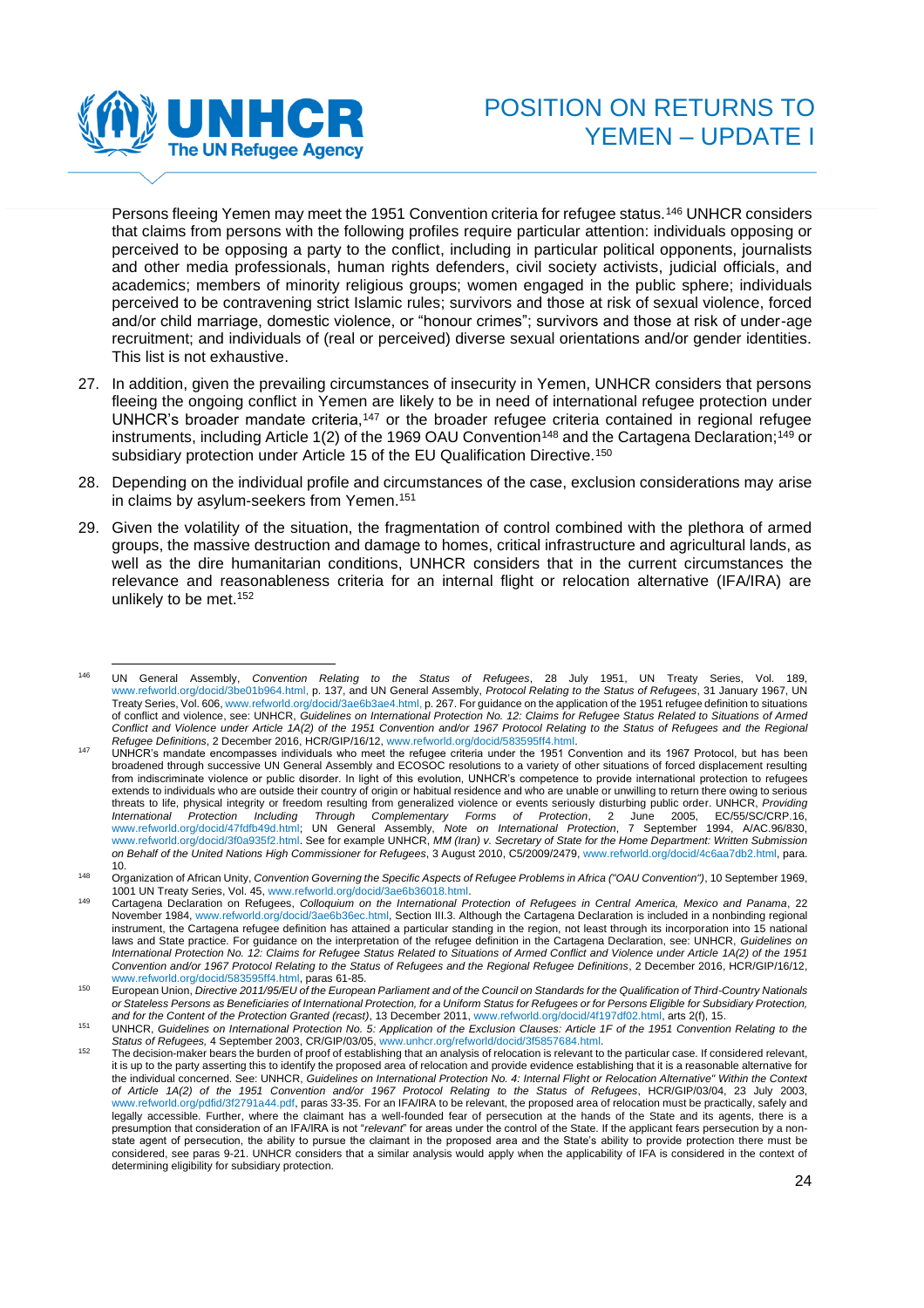Persons fleeing Yemen may meet the 1951 Convention criteria for refugee status.[146] UNHCR considers that claims from persons with the following profiles require particular attention: individuals opposing or perceived to be opposing a party to the conflict, including in particular political opponents, journalists and other media professionals, human rights defenders, civil society activists, judicial officials, and academics; members of minority religious groups; women engaged in the public sphere; individuals perceived to be contravening strict Islamic rules; survivors and those at risk of sexual violence, forced and/or child marriage, domestic violence, or "honour crimes"; survivors and those at risk of under-age recruitment; and individuals of (real or perceived) diverse sexual orientations and/or gender identities. This list is not exhaustive.

27. In addition, given the prevailing circumstances of insecurity in Yemen, UNHCR considers that persons fleeing the ongoing conflict in Yemen are likely to be in need of international refugee protection under UNHCR's broader mandate criteria,[147] or the broader refugee criteria contained in regional refugee instruments, including Article 1(2) of the 1969 OAU Convention[148] and the Cartagena Declaration;[149] or subsidiary protection under Article 15 of the EU Qualification Directive.[150]

28. Depending on the individual profile and circumstances of the case, exclusion considerations may arise in claims by asylum-seekers from Yemen.[151]

29. Given the volatility of the situation, the fragmentation of control combined with the plethora of armed groups, the massive destruction and damage to homes, critical infrastructure and agricultural lands, as well as the dire humanitarian conditions, UNHCR considers that in the current circumstances the relevance and reasonableness criteria for an internal flight or relocation alternative (IFA/IRA) are unlikely to be met.[152]

---

[146] UN General Assembly, *Convention Relating to the Status of Refugees*, 28 July 1951, UN Treaty Series, Vol. 189, www.refworld.org/docid/3be01b964.html, p. 137, and UN General Assembly, *Protocol Relating to the Status of Refugees*, 31 January 1967, UN Treaty Series, Vol. 606, www.refworld.org/docid/3ae6b3ae4.html, p. 267. For guidance on the application of the 1951 refugee definition to situations of conflict and violence, see: UNHCR, *Guidelines on International Protection No. 12: Claims for Refugee Status Related to Situations of Armed Conflict and Violence under Article 1A(2) of the 1951 Convention and/or 1967 Protocol Relating to the Status of Refugees and the Regional Refugee Definitions*, 2 December 2016, HCR/GIP/16/12, www.refworld.org/docid/583595ff4.html.

[147] UNHCR's mandate encompasses individuals who meet the refugee criteria under the 1951 Convention and its 1967 Protocol, but has been broadened through successive UN General Assembly and ECOSOC resolutions to a variety of other situations of forced displacement resulting from indiscriminate violence or public disorder. In light of this evolution, UNHCR's competence to provide international protection to refugees extends to individuals who are outside their country of origin or habitual residence and who are unable or unwilling to return there owing to serious threats to life, physical integrity or freedom resulting from generalized violence or events seriously disturbing public order. UNHCR, *Providing International Protection Including Through Complementary Forms of Protection*, 2 June 2005, EC/55/SC/CRP.16, www.refworld.org/docid/47fdfb49d.html; UN General Assembly, *Note on International Protection*, 7 September 1994, A/AC.96/830, www.refworld.org/docid/3f0a935f2.html. See for example UNHCR, *MM (Iran) v. Secretary of State for the Home Department: Written Submission on Behalf of the United Nations High Commissioner for Refugees*, 3 August 2010, C5/2009/2479, www.refworld.org/docid/4c6aa7db2.html, para. 10.

[148] Organization of African Unity, *Convention Governing the Specific Aspects of Refugee Problems in Africa ("OAU Convention")*, 10 September 1969, 1001 UN Treaty Series, Vol. 45, www.refworld.org/docid/3ae6b36018.html.

[149] Cartagena Declaration on Refugees, *Colloquium on the International Protection of Refugees in Central America, Mexico and Panama*, 22 November 1984, www.refworld.org/docid/3ae6b36ec.html, Section III.3. Although the Cartagena Declaration is included in a nonbinding regional instrument, the Cartagena refugee definition has attained a particular standing in the region, not least through its incorporation into 15 national laws and State practice. For guidance on the interpretation of the refugee definition in the Cartagena Declaration, see: UNHCR, *Guidelines on International Protection No. 12: Claims for Refugee Status Related to Situations of Armed Conflict and Violence under Article 1A(2) of the 1951 Convention and/or 1967 Protocol Relating to the Status of Refugees and the Regional Refugee Definitions*, 2 December 2016, HCR/GIP/16/12, www.refworld.org/docid/583595ff4.html, paras 61-85.

[150] European Union, *Directive 2011/95/EU of the European Parliament and of the Council on Standards for the Qualification of Third-Country Nationals or Stateless Persons as Beneficiaries of International Protection, for a Uniform Status for Refugees or for Persons Eligible for Subsidiary Protection, and for the Content of the Protection Granted (recast)*, 13 December 2011, www.refworld.org/docid/4f197df02.html, arts 2(f), 15.

[151] UNHCR, *Guidelines on International Protection No. 5: Application of the Exclusion Clauses: Article 1F of the 1951 Convention Relating to the Status of Refugees,* 4 September 2003, CR/GIP/03/05, www.unhcr.org/refworld/docid/3f5857684.html.

[152] The decision-maker bears the burden of proof of establishing that an analysis of relocation is relevant to the particular case. If considered relevant, it is up to the party asserting this to identify the proposed area of relocation and provide evidence establishing that it is a reasonable alternative for the individual concerned. See: UNHCR, *Guidelines on International Protection No. 4: Internal Flight or Relocation Alternative" Within the Context of Article 1A(2) of the 1951 Convention and/or 1967 Protocol Relating to the Status of Refugees*, HCR/GIP/03/04, 23 July 2003, www.refworld.org/pdfid/3f2791a44.pdf, paras 33-35. For an IFA/IRA to be relevant, the proposed area of relocation must be practically, safely and legally accessible. Further, where the claimant has a well-founded fear of persecution at the hands of the State and its agents, there is a presumption that consideration of an IFA/IRA is not "*relevant*" for areas under the control of the State. If the applicant fears persecution by a non-state agent of persecution, the ability to pursue the claimant in the proposed area and the State's ability to provide protection there must be considered, see paras 9-21. UNHCR considers that a similar analysis would apply when the applicability of IFA is considered in the context of determining eligibility for subsidiary protection.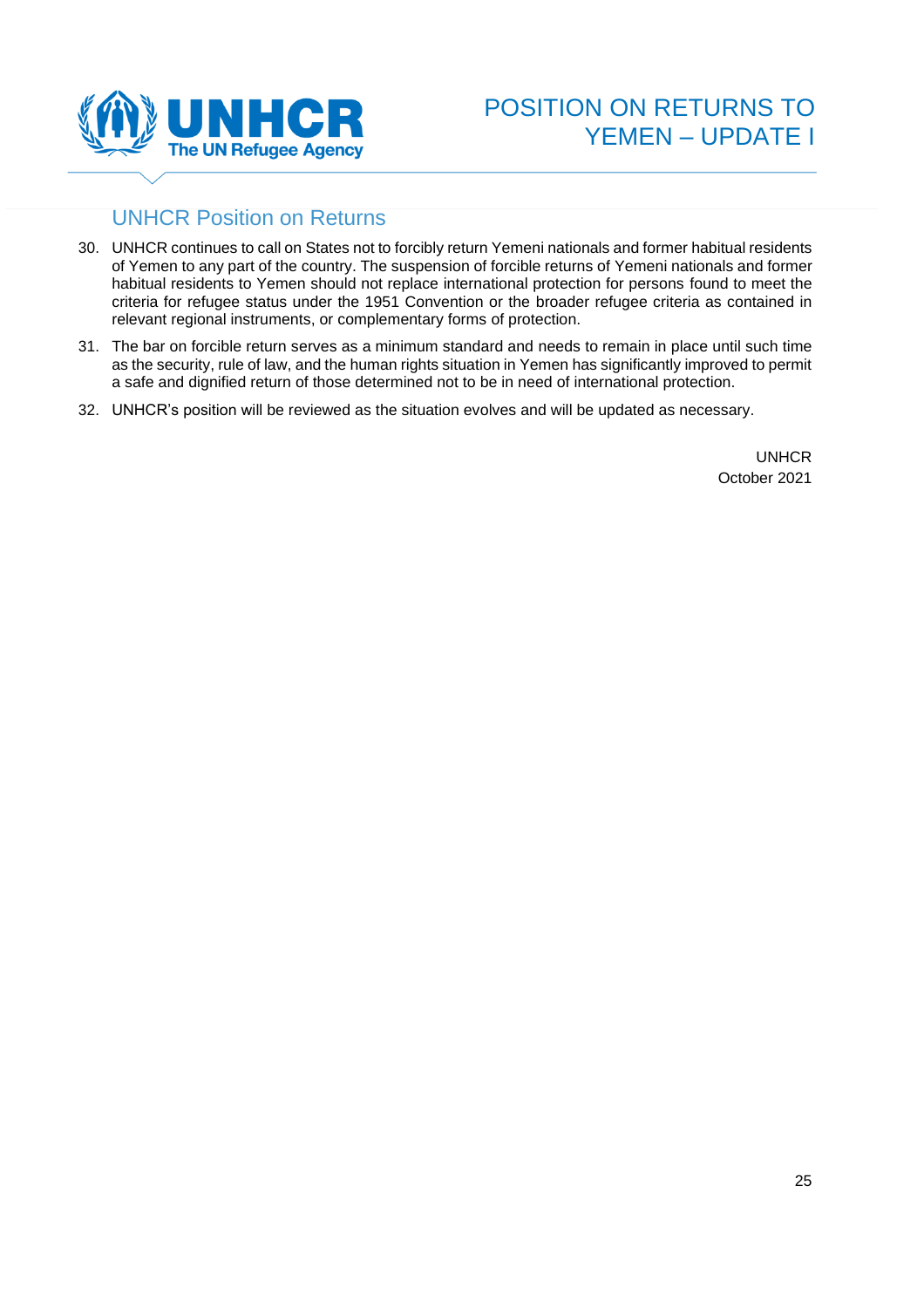## UNHCR Position on Returns

30. UNHCR continues to call on States not to forcibly return Yemeni nationals and former habitual residents of Yemen to any part of the country. The suspension of forcible returns of Yemeni nationals and former habitual residents to Yemen should not replace international protection for persons found to meet the criteria for refugee status under the 1951 Convention or the broader refugee criteria as contained in relevant regional instruments, or complementary forms of protection.

31. The bar on forcible return serves as a minimum standard and needs to remain in place until such time as the security, rule of law, and the human rights situation in Yemen has significantly improved to permit a safe and dignified return of those determined not to be in need of international protection.

32. UNHCR's position will be reviewed as the situation evolves and will be updated as necessary.

UNHCR
October 2021